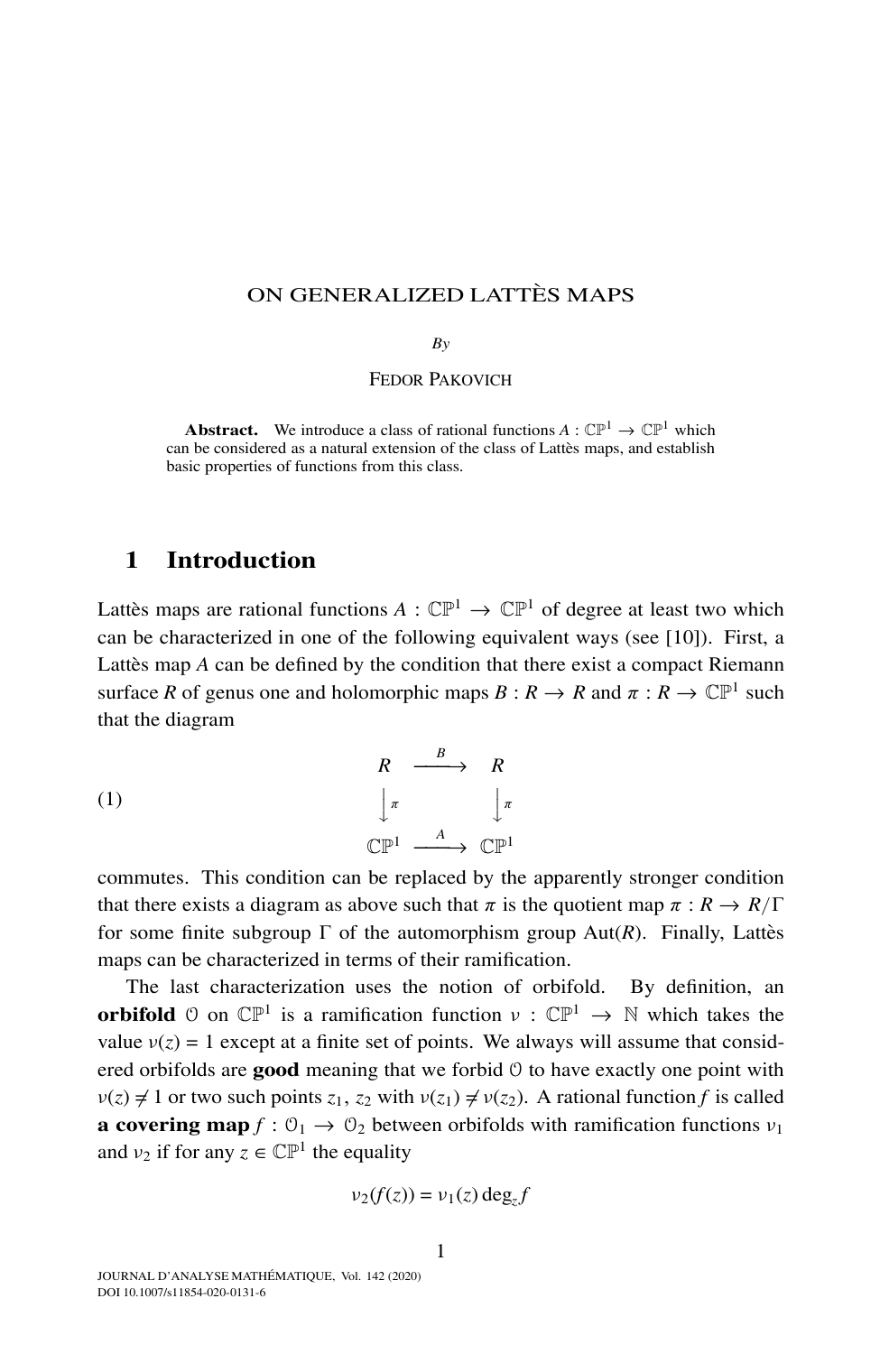# ON GENERALIZED LATTÈS MAPS

*By*

FEDOR PAKOVICH

**Abstract.** We introduce a class of rational functions $A : \mathbb{CP}^1 \to \mathbb{CP}^1$ which can be considered as a natural extension of the class of Lattès maps, and establish basic properties of functions from this class.

## 1 Introduction

Lattès maps are rational functions $A : \mathbb{CP}^1 \to \mathbb{CP}^1$ of degree at least two which can be characterized in one of the following equivalent ways (see [10]). First, a Lattès map $A$ can be defined by the condition that there exist a compact Riemann surface $R$ of genus one and holomorphic maps $B : R \to R$ and $\pi : R \to \mathbb{CP}^1$ such that the diagram

$$
\begin{array}{ccc}
R & \xrightarrow{B} & R \\
\downarrow{\pi} & & \downarrow{\pi} \\
\mathbb{CP}^1 & \xrightarrow{A} & \mathbb{CP}^1
\end{array}
\tag{1}
$$

commutes. This condition can be replaced by the apparently stronger condition that there exists a diagram as above such that $\pi$ is the quotient map $\pi : R \to R/\Gamma$ for some finite subgroup $\Gamma$ of the automorphism group $\mathrm{Aut}(R)$. Finally, Lattès maps can be characterized in terms of their ramification.

The last characterization uses the notion of orbifold. By definition, an **orbifold** $\mathcal{O}$ on $\mathbb{CP}^1$ is a ramification function $\nu : \mathbb{CP}^1 \to \mathbb{N}$ which takes the value $\nu(z) = 1$ except at a finite set of points. We always will assume that considered orbifolds are **good** meaning that we forbid $\mathcal{O}$ to have exactly one point with $\nu(z) \neq 1$ or two such points $z_1, z_2$ with $\nu(z_1) \neq \nu(z_2)$. A rational function $f$ is called **a covering map** $f : \mathcal{O}_1 \to \mathcal{O}_2$ between orbifolds with ramification functions $\nu_1$ and $\nu_2$ if for any $z \in \mathbb{CP}^1$ the equality

$$\nu_2(f(z)) = \nu_1(z)\deg_z f$$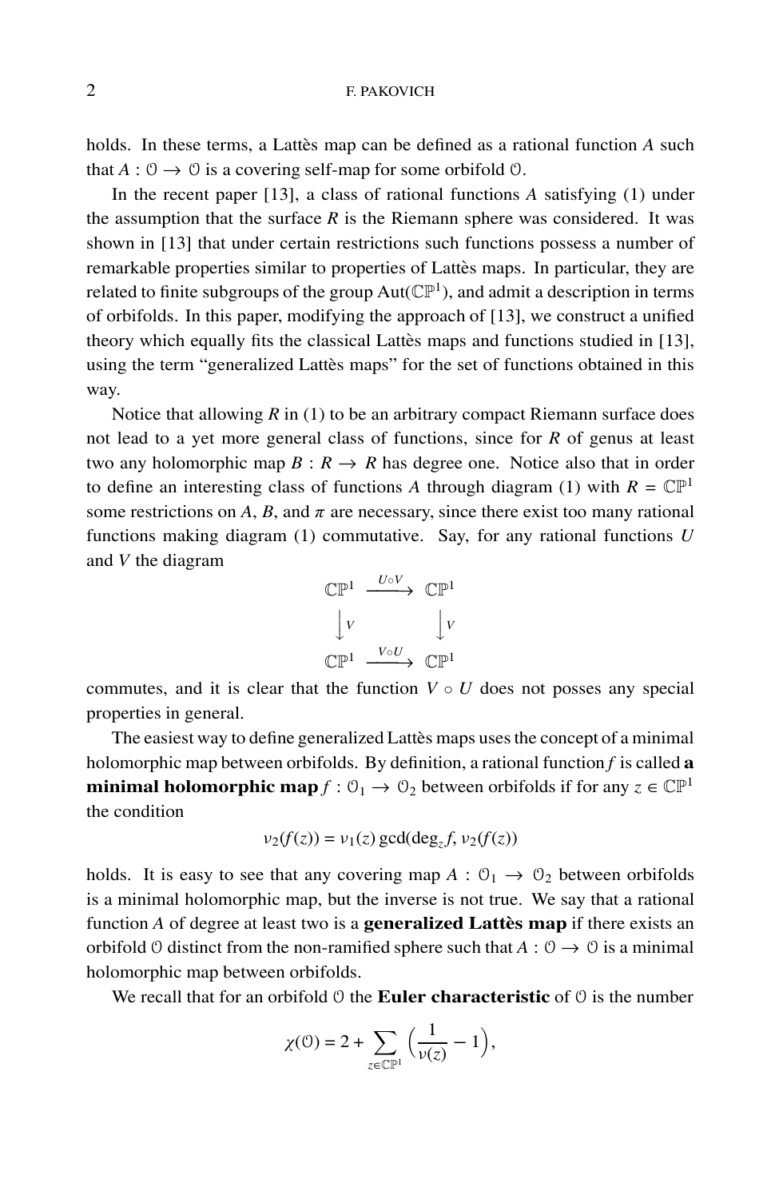holds. In these terms, a Lattès map can be defined as a rational function $A$ such that $A : \mathcal{O} \to \mathcal{O}$ is a covering self-map for some orbifold $\mathcal{O}$.

In the recent paper [13], a class of rational functions $A$ satisfying (1) under the assumption that the surface $R$ is the Riemann sphere was considered. It was shown in [13] that under certain restrictions such functions possess a number of remarkable properties similar to properties of Lattès maps. In particular, they are related to finite subgroups of the group $\mathrm{Aut}(\mathbb{CP}^1)$, and admit a description in terms of orbifolds. In this paper, modifying the approach of [13], we construct a unified theory which equally fits the classical Lattès maps and functions studied in [13], using the term "generalized Lattès maps" for the set of functions obtained in this way.

Notice that allowing $R$ in (1) to be an arbitrary compact Riemann surface does not lead to a yet more general class of functions, since for $R$ of genus at least two any holomorphic map $B : R \to R$ has degree one. Notice also that in order to define an interesting class of functions $A$ through diagram (1) with $R = \mathbb{CP}^1$ some restrictions on $A$, $B$, and $\pi$ are necessary, since there exist too many rational functions making diagram (1) commutative. Say, for any rational functions $U$ and $V$ the diagram

$$\begin{array}{ccc} \mathbb{CP}^1 & \xrightarrow{U \circ V} & \mathbb{CP}^1 \\ \downarrow{V} & & \downarrow{V} \\ \mathbb{CP}^1 & \xrightarrow{V \circ U} & \mathbb{CP}^1 \end{array}$$

commutes, and it is clear that the function $V \circ U$ does not posses any special properties in general.

The easiest way to define generalized Lattès maps uses the concept of a minimal holomorphic map between orbifolds. By definition, a rational function $f$ is called **a minimal holomorphic map** $f : \mathcal{O}_1 \to \mathcal{O}_2$ between orbifolds if for any $z \in \mathbb{CP}^1$ the condition

$$\nu_2(f(z)) = \nu_1(z) \gcd(\deg_z f, \nu_2(f(z)))$$

holds. It is easy to see that any covering map $A : \mathcal{O}_1 \to \mathcal{O}_2$ between orbifolds is a minimal holomorphic map, but the inverse is not true. We say that a rational function $A$ of degree at least two is a **generalized Lattès map** if there exists an orbifold $\mathcal{O}$ distinct from the non-ramified sphere such that $A : \mathcal{O} \to \mathcal{O}$ is a minimal holomorphic map between orbifolds.

We recall that for an orbifold $\mathcal{O}$ the **Euler characteristic** of $\mathcal{O}$ is the number

$$\chi(\mathcal{O}) = 2 + \sum_{z \in \mathbb{CP}^1} \left( \frac{1}{\nu(z)} - 1 \right),$$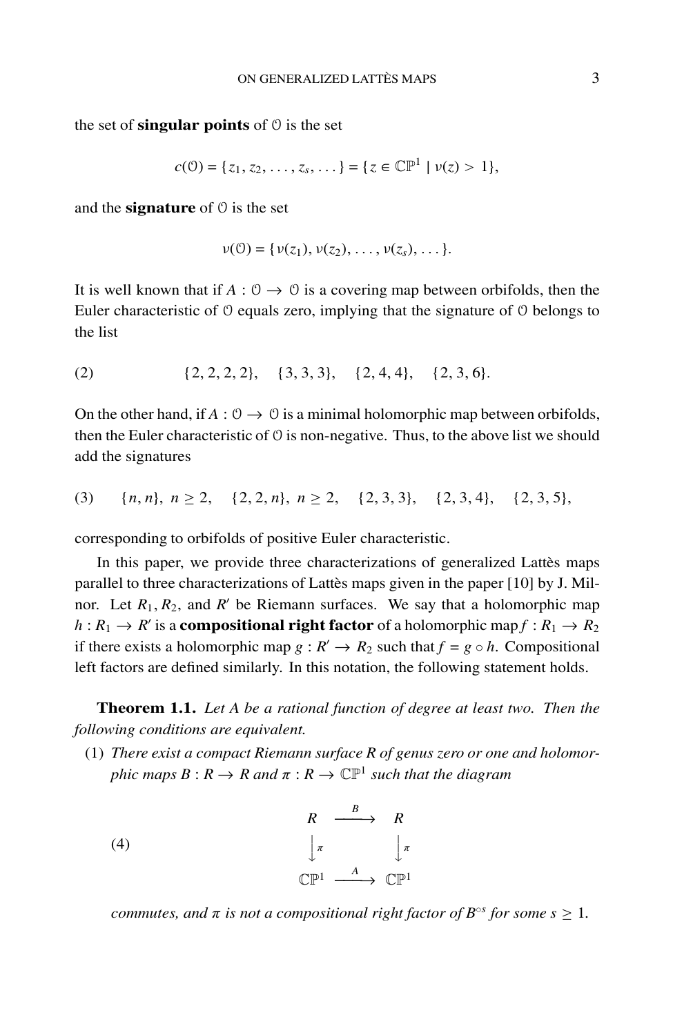the set of **singular points** of $\mathcal{O}$ is the set

$$c(\mathcal{O}) = \{z_1, z_2, \ldots, z_s, \ldots\} = \{z \in \mathbb{CP}^1 \mid \nu(z) > 1\},$$

and the **signature** of $\mathcal{O}$ is the set

$$\nu(\mathcal{O}) = \{\nu(z_1), \nu(z_2), \ldots, \nu(z_s), \ldots\}.$$

It is well known that if $A : \mathcal{O} \to \mathcal{O}$ is a covering map between orbifolds, then the Euler characteristic of $\mathcal{O}$ equals zero, implying that the signature of $\mathcal{O}$ belongs to the list

$$\{2, 2, 2, 2\}, \quad \{3, 3, 3\}, \quad \{2, 4, 4\}, \quad \{2, 3, 6\}. \tag{2}$$

On the other hand, if $A : \mathcal{O} \to \mathcal{O}$ is a minimal holomorphic map between orbifolds, then the Euler characteristic of $\mathcal{O}$ is non-negative. Thus, to the above list we should add the signatures

$$\{n, n\},\ n \geq 2, \quad \{2, 2, n\},\ n \geq 2, \quad \{2, 3, 3\}, \quad \{2, 3, 4\}, \quad \{2, 3, 5\}, \tag{3}$$

corresponding to orbifolds of positive Euler characteristic.

In this paper, we provide three characterizations of generalized Lattès maps parallel to three characterizations of Lattès maps given in the paper [10] by J. Milnor. Let $R_1, R_2$, and $R'$ be Riemann surfaces. We say that a holomorphic map $h : R_1 \to R'$ is a **compositional right factor** of a holomorphic map $f : R_1 \to R_2$ if there exists a holomorphic map $g : R' \to R_2$ such that $f = g \circ h$. Compositional left factors are defined similarly. In this notation, the following statement holds.

**Theorem 1.1.** *Let $A$ be a rational function of degree at least two. Then the following conditions are equivalent.*

1. *There exist a compact Riemann surface $R$ of genus zero or one and holomorphic maps $B : R \to R$ and $\pi : R \to \mathbb{CP}^1$ such that the diagram*

$$\begin{array}{ccc} R & \xrightarrow{\ B\ } & R \\ \big\downarrow{\scriptstyle \pi} & & \big\downarrow{\scriptstyle \pi} \\ \mathbb{CP}^1 & \xrightarrow{\ A\ } & \mathbb{CP}^1 \end{array} \tag{4}$$

   *commutes, and $\pi$ is not a compositional right factor of $B^{\circ s}$ for some $s \geq 1$.*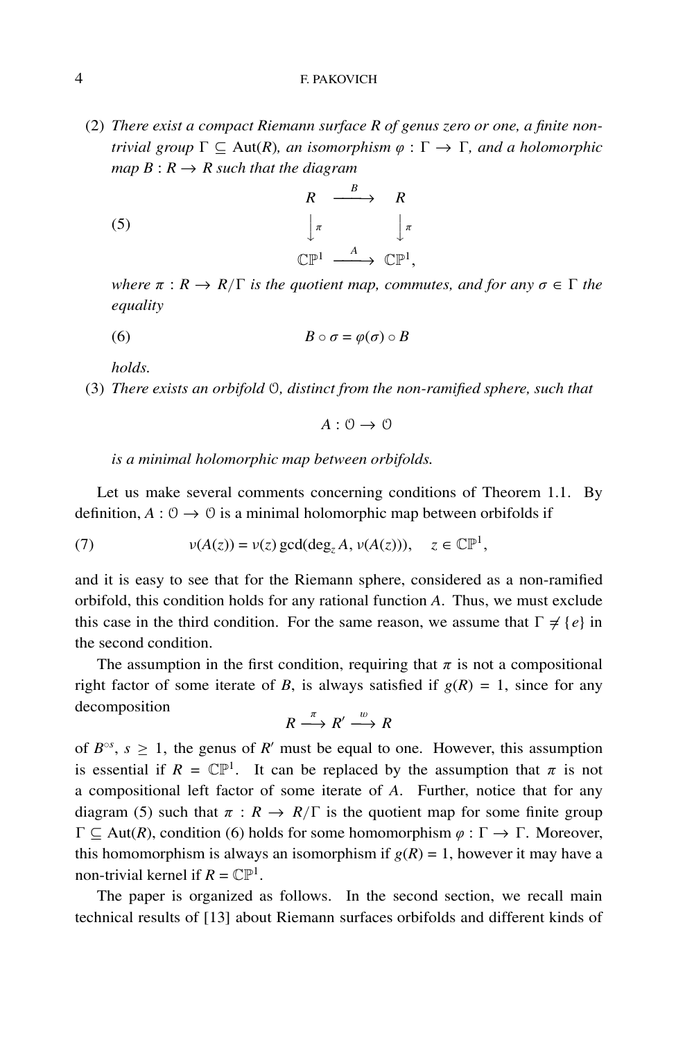(2) *There exist a compact Riemann surface $R$ of genus zero or one, a finite non-trivial group $\Gamma \subseteq \mathrm{Aut}(R)$, an isomorphism $\varphi : \Gamma \to \Gamma$, and a holomorphic map $B : R \to R$ such that the diagram*

$$\begin{array}{ccc} R & \xrightarrow{\ B\ } & R \\ \Big\downarrow{\scriptstyle \pi} & & \Big\downarrow{\scriptstyle \pi} \\ \mathbb{CP}^1 & \xrightarrow{\ A\ } & \mathbb{CP}^1, \end{array} \tag{5}$$

*where $\pi : R \to R/\Gamma$ is the quotient map, commutes, and for any $\sigma \in \Gamma$ the equality*

$$B \circ \sigma = \varphi(\sigma) \circ B \tag{6}$$

*holds.*

(3) *There exists an orbifold $\mathcal{O}$, distinct from the non-ramified sphere, such that*

$$A : \mathcal{O} \to \mathcal{O}$$

*is a minimal holomorphic map between orbifolds.*

Let us make several comments concerning conditions of Theorem 1.1. By definition, $A : \mathcal{O} \to \mathcal{O}$ is a minimal holomorphic map between orbifolds if

$$\nu(A(z)) = \nu(z)\gcd(\deg_z A, \nu(A(z))), \quad z \in \mathbb{CP}^1, \tag{7}$$

and it is easy to see that for the Riemann sphere, considered as a non-ramified orbifold, this condition holds for any rational function $A$. Thus, we must exclude this case in the third condition. For the same reason, we assume that $\Gamma \neq \{e\}$ in the second condition.

The assumption in the first condition, requiring that $\pi$ is not a compositional right factor of some iterate of $B$, is always satisfied if $g(R) = 1$, since for any decomposition

$$R \xrightarrow{\ \pi\ } R' \xrightarrow{\ w\ } R$$

of $B^{\circ s}$, $s \geq 1$, the genus of $R'$ must be equal to one. However, this assumption is essential if $R = \mathbb{CP}^1$. It can be replaced by the assumption that $\pi$ is not a compositional left factor of some iterate of $A$. Further, notice that for any diagram (5) such that $\pi : R \to R/\Gamma$ is the quotient map for some finite group $\Gamma \subseteq \mathrm{Aut}(R)$, condition (6) holds for some homomorphism $\varphi : \Gamma \to \Gamma$. Moreover, this homomorphism is always an isomorphism if $g(R) = 1$, however it may have a non-trivial kernel if $R = \mathbb{CP}^1$.

The paper is organized as follows. In the second section, we recall main technical results of [13] about Riemann surfaces orbifolds and different kinds of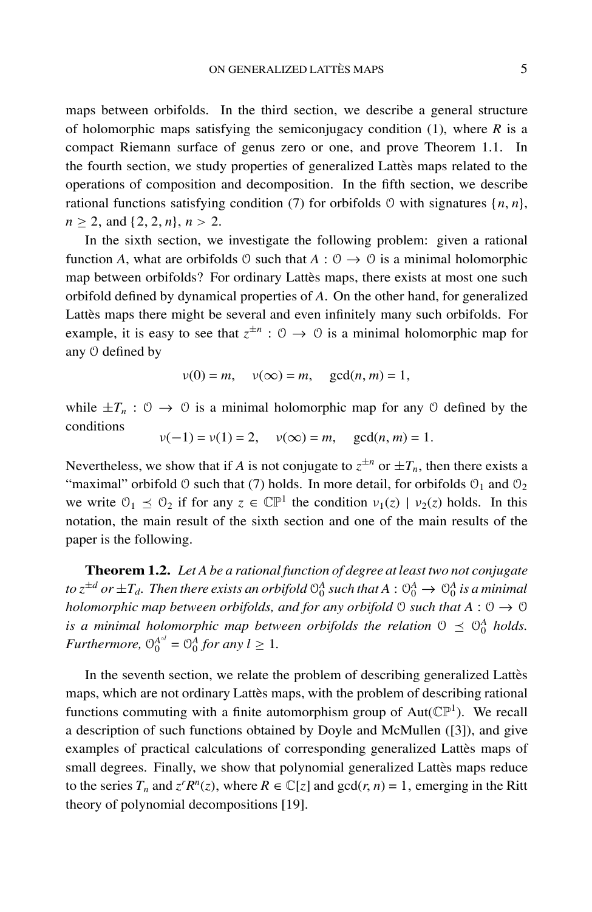maps between orbifolds. In the third section, we describe a general structure of holomorphic maps satisfying the semiconjugacy condition (1), where $R$ is a compact Riemann surface of genus zero or one, and prove Theorem 1.1. In the fourth section, we study properties of generalized Lattès maps related to the operations of composition and decomposition. In the fifth section, we describe rational functions satisfying condition (7) for orbifolds $\mathcal{O}$ with signatures $\{n, n\}$, $n \geq 2$, and $\{2, 2, n\}$, $n > 2$.

In the sixth section, we investigate the following problem: given a rational function $A$, what are orbifolds $\mathcal{O}$ such that $A : \mathcal{O} \to \mathcal{O}$ is a minimal holomorphic map between orbifolds? For ordinary Lattès maps, there exists at most one such orbifold defined by dynamical properties of $A$. On the other hand, for generalized Lattès maps there might be several and even infinitely many such orbifolds. For example, it is easy to see that $z^{\pm n} : \mathcal{O} \to \mathcal{O}$ is a minimal holomorphic map for any $\mathcal{O}$ defined by

$$\nu(0) = m, \quad \nu(\infty) = m, \quad \gcd(n, m) = 1,$$

while $\pm T_n : \mathcal{O} \to \mathcal{O}$ is a minimal holomorphic map for any $\mathcal{O}$ defined by the conditions

$$\nu(-1) = \nu(1) = 2, \quad \nu(\infty) = m, \quad \gcd(n, m) = 1.$$

Nevertheless, we show that if $A$ is not conjugate to $z^{\pm n}$ or $\pm T_n$, then there exists a "maximal" orbifold $\mathcal{O}$ such that (7) holds. In more detail, for orbifolds $\mathcal{O}_1$ and $\mathcal{O}_2$ we write $\mathcal{O}_1 \preceq \mathcal{O}_2$ if for any $z \in \mathbb{CP}^1$ the condition $\nu_1(z) \mid \nu_2(z)$ holds. In this notation, the main result of the sixth section and one of the main results of the paper is the following.

**Theorem 1.2.** *Let $A$ be a rational function of degree at least two not conjugate to $z^{\pm d}$ or $\pm T_d$. Then there exists an orbifold $\mathcal{O}_0^A$ such that $A : \mathcal{O}_0^A \to \mathcal{O}_0^A$ is a minimal holomorphic map between orbifolds, and for any orbifold $\mathcal{O}$ such that $A : \mathcal{O} \to \mathcal{O}$ is a minimal holomorphic map between orbifolds the relation $\mathcal{O} \preceq \mathcal{O}_0^A$ holds. Furthermore, $\mathcal{O}_0^{A^{\circ l}} = \mathcal{O}_0^A$ for any $l \geq 1$.*

In the seventh section, we relate the problem of describing generalized Lattès maps, which are not ordinary Lattès maps, with the problem of describing rational functions commuting with a finite automorphism group of $\mathrm{Aut}(\mathbb{CP}^1)$. We recall a description of such functions obtained by Doyle and McMullen ([3]), and give examples of practical calculations of corresponding generalized Lattès maps of small degrees. Finally, we show that polynomial generalized Lattès maps reduce to the series $T_n$ and $z^r R^n(z)$, where $R \in \mathbb{C}[z]$ and $\gcd(r, n) = 1$, emerging in the Ritt theory of polynomial decompositions [19].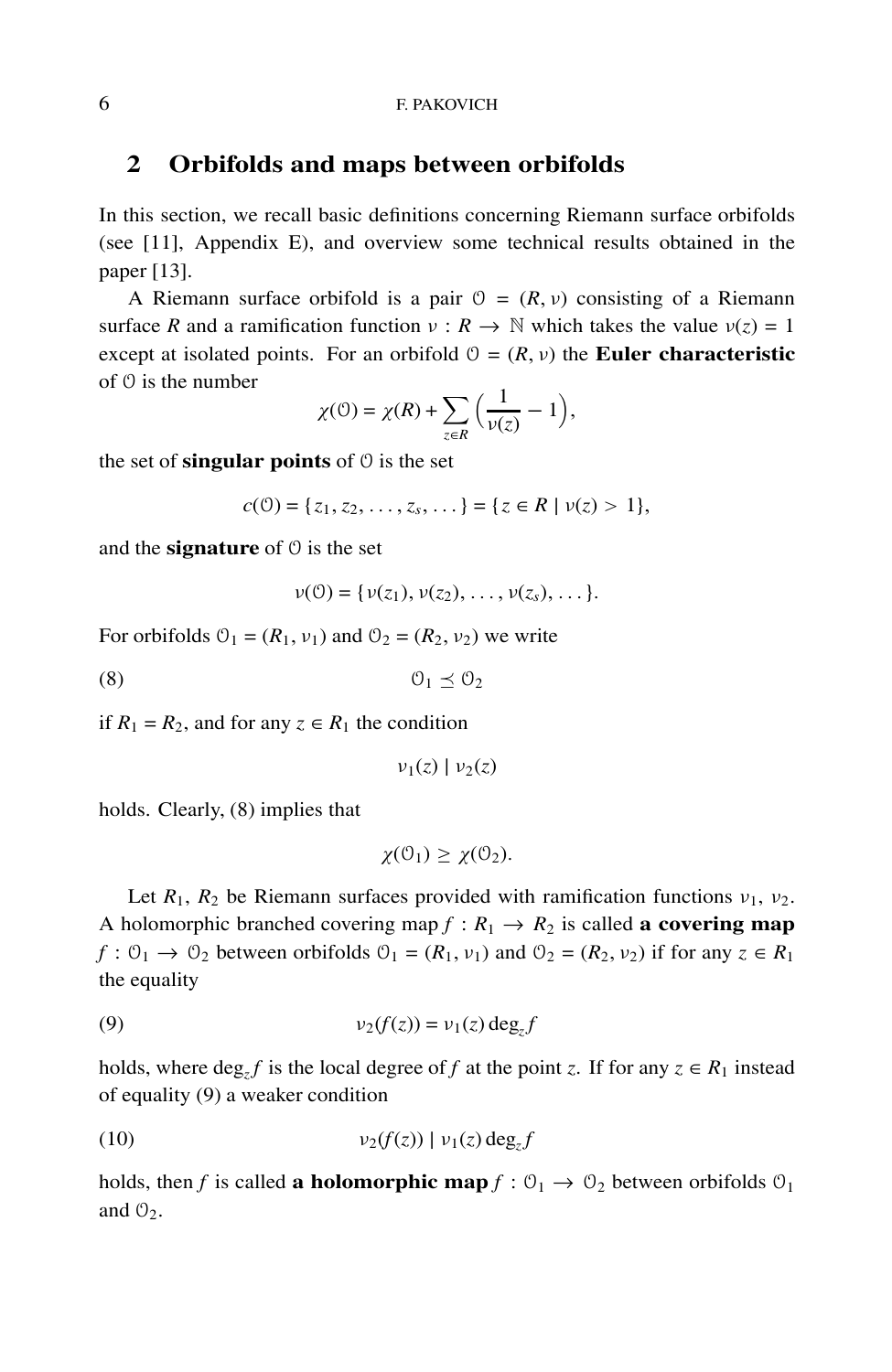## 2 Orbifolds and maps between orbifolds

In this section, we recall basic definitions concerning Riemann surface orbifolds (see [11], Appendix E), and overview some technical results obtained in the paper [13].

A Riemann surface orbifold is a pair $\mathcal{O} = (R, \nu)$ consisting of a Riemann surface $R$ and a ramification function $\nu : R \to \mathbb{N}$ which takes the value $\nu(z) = 1$ except at isolated points. For an orbifold $\mathcal{O} = (R, \nu)$ the **Euler characteristic** of $\mathcal{O}$ is the number

$$\chi(\mathcal{O}) = \chi(R) + \sum_{z \in R} \left( \frac{1}{\nu(z)} - 1 \right),$$

the set of **singular points** of $\mathcal{O}$ is the set

$$c(\mathcal{O}) = \{z_1, z_2, \dots, z_s, \dots\} = \{z \in R \mid \nu(z) > 1\},$$

and the **signature** of $\mathcal{O}$ is the set

$$\nu(\mathcal{O}) = \{\nu(z_1), \nu(z_2), \dots, \nu(z_s), \dots\}.$$

For orbifolds $\mathcal{O}_1 = (R_1, \nu_1)$ and $\mathcal{O}_2 = (R_2, \nu_2)$ we write

$$\mathcal{O}_1 \preceq \mathcal{O}_2 \tag{8}$$

if $R_1 = R_2$, and for any $z \in R_1$ the condition

$$\nu_1(z) \mid \nu_2(z)$$

holds. Clearly, (8) implies that

$$\chi(\mathcal{O}_1) \geq \chi(\mathcal{O}_2).$$

Let $R_1$, $R_2$ be Riemann surfaces provided with ramification functions $\nu_1$, $\nu_2$. A holomorphic branched covering map $f : R_1 \to R_2$ is called **a covering map** $f : \mathcal{O}_1 \to \mathcal{O}_2$ between orbifolds $\mathcal{O}_1 = (R_1, \nu_1)$ and $\mathcal{O}_2 = (R_2, \nu_2)$ if for any $z \in R_1$ the equality

$$\nu_2(f(z)) = \nu_1(z) \deg_z f \tag{9}$$

holds, where $\deg_z f$ is the local degree of $f$ at the point $z$. If for any $z \in R_1$ instead of equality (9) a weaker condition

$$\nu_2(f(z)) \mid \nu_1(z) \deg_z f \tag{10}$$

holds, then $f$ is called **a holomorphic map** $f : \mathcal{O}_1 \to \mathcal{O}_2$ between orbifolds $\mathcal{O}_1$ and $\mathcal{O}_2$.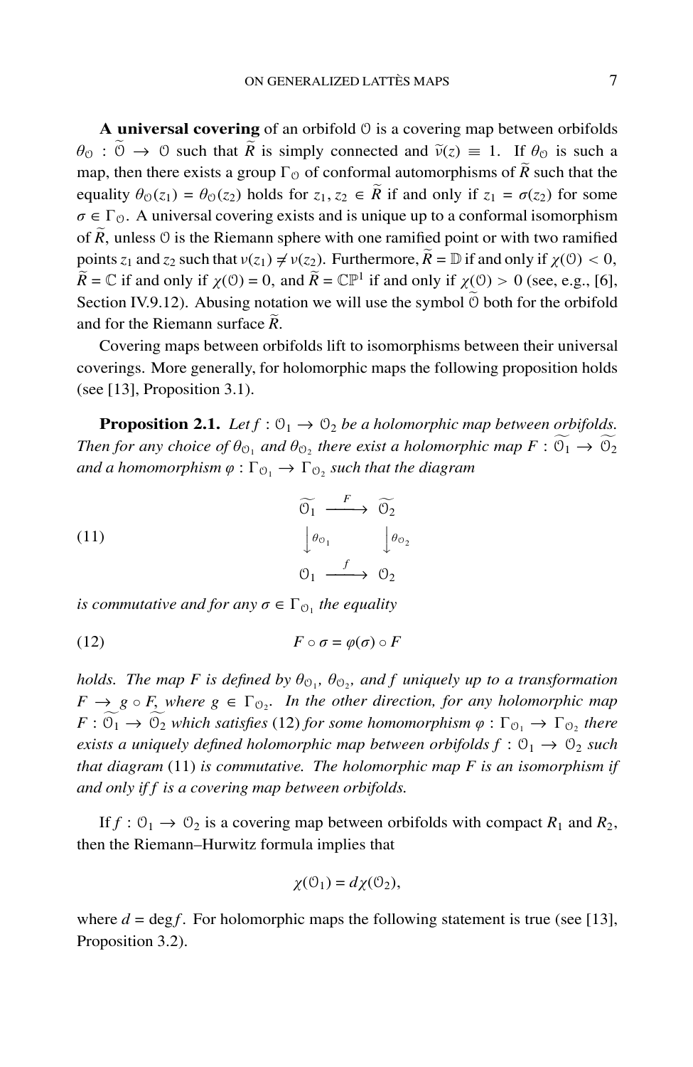**A universal covering** of an orbifold $\mathcal{O}$ is a covering map between orbifolds $\theta_{\mathcal{O}} : \widetilde{\mathcal{O}} \to \mathcal{O}$ such that $\widetilde{R}$ is simply connected and $\widetilde{\nu}(z) \equiv 1$. If $\theta_{\mathcal{O}}$ is such a map, then there exists a group $\Gamma_{\mathcal{O}}$ of conformal automorphisms of $\widetilde{R}$ such that the equality $\theta_{\mathcal{O}}(z_1) = \theta_{\mathcal{O}}(z_2)$ holds for $z_1, z_2 \in \widetilde{R}$ if and only if $z_1 = \sigma(z_2)$ for some $\sigma \in \Gamma_{\mathcal{O}}$. A universal covering exists and is unique up to a conformal isomorphism of $\widetilde{R}$, unless $\mathcal{O}$ is the Riemann sphere with one ramified point or with two ramified points $z_1$ and $z_2$ such that $\nu(z_1) \neq \nu(z_2)$. Furthermore, $\widetilde{R} = \mathbb{D}$ if and only if $\chi(\mathcal{O}) < 0$, $\widetilde{R} = \mathbb{C}$ if and only if $\chi(\mathcal{O}) = 0$, and $\widetilde{R} = \mathbb{CP}^1$ if and only if $\chi(\mathcal{O}) > 0$ (see, e.g., [6], Section IV.9.12). Abusing notation we will use the symbol $\widetilde{\mathcal{O}}$ both for the orbifold and for the Riemann surface $\widetilde{R}$.

Covering maps between orbifolds lift to isomorphisms between their universal coverings. More generally, for holomorphic maps the following proposition holds (see [13], Proposition 3.1).

**Proposition 2.1.** *Let $f : \mathcal{O}_1 \to \mathcal{O}_2$ be a holomorphic map between orbifolds. Then for any choice of $\theta_{\mathcal{O}_1}$ and $\theta_{\mathcal{O}_2}$ there exist a holomorphic map $F : \widetilde{\mathcal{O}_1} \to \widetilde{\mathcal{O}_2}$ and a homomorphism $\varphi : \Gamma_{\mathcal{O}_1} \to \Gamma_{\mathcal{O}_2}$ such that the diagram*

$$\begin{array}{ccc} \widetilde{\mathcal{O}_1} & \xrightarrow{F} & \widetilde{\mathcal{O}_2} \\ \downarrow{\scriptstyle \theta_{\mathcal{O}_1}} & & \downarrow{\scriptstyle \theta_{\mathcal{O}_2}} \\ \mathcal{O}_1 & \xrightarrow{f} & \mathcal{O}_2 \end{array} \tag{11}$$

*is commutative and for any $\sigma \in \Gamma_{\mathcal{O}_1}$ the equality*

$$F \circ \sigma = \varphi(\sigma) \circ F \tag{12}$$

*holds. The map $F$ is defined by $\theta_{\mathcal{O}_1}$, $\theta_{\mathcal{O}_2}$, and $f$ uniquely up to a transformation $F \to g \circ F$, where $g \in \Gamma_{\mathcal{O}_2}$. In the other direction, for any holomorphic map $F : \widetilde{\mathcal{O}_1} \to \widetilde{\mathcal{O}_2}$ which satisfies* (12) *for some homomorphism $\varphi : \Gamma_{\mathcal{O}_1} \to \Gamma_{\mathcal{O}_2}$ there exists a uniquely defined holomorphic map between orbifolds $f : \mathcal{O}_1 \to \mathcal{O}_2$ such that diagram* (11) *is commutative. The holomorphic map $F$ is an isomorphism if and only if $f$ is a covering map between orbifolds.*

If $f : \mathcal{O}_1 \to \mathcal{O}_2$ is a covering map between orbifolds with compact $R_1$ and $R_2$, then the Riemann–Hurwitz formula implies that

$$\chi(\mathcal{O}_1) = d\chi(\mathcal{O}_2),$$

where $d = \deg f$. For holomorphic maps the following statement is true (see [13], Proposition 3.2).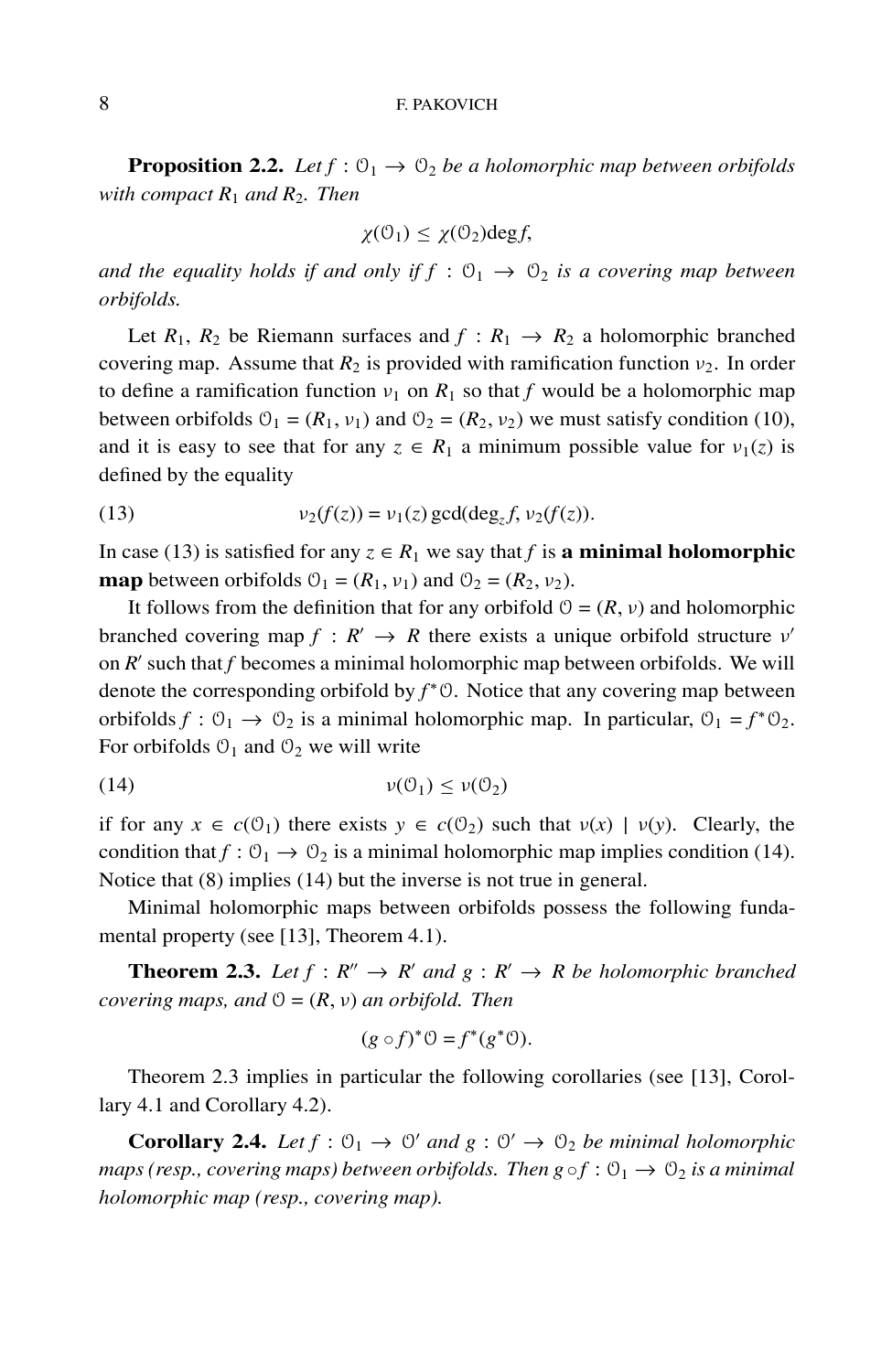**Proposition 2.2.** *Let $f : \mathcal{O}_1 \to \mathcal{O}_2$ be a holomorphic map between orbifolds with compact $R_1$ and $R_2$. Then*

$$\chi(\mathcal{O}_1) \leq \chi(\mathcal{O}_2)\deg f,$$

*and the equality holds if and only if $f : \mathcal{O}_1 \to \mathcal{O}_2$ is a covering map between orbifolds.*

Let $R_1$, $R_2$ be Riemann surfaces and $f : R_1 \to R_2$ a holomorphic branched covering map. Assume that $R_2$ is provided with ramification function $\nu_2$. In order to define a ramification function $\nu_1$ on $R_1$ so that $f$ would be a holomorphic map between orbifolds $\mathcal{O}_1 = (R_1, \nu_1)$ and $\mathcal{O}_2 = (R_2, \nu_2)$ we must satisfy condition (10), and it is easy to see that for any $z \in R_1$ a minimum possible value for $\nu_1(z)$ is defined by the equality

$$\nu_2(f(z)) = \nu_1(z) \gcd(\deg_z f, \nu_2(f(z))). \tag{13}$$

In case (13) is satisfied for any $z \in R_1$ we say that $f$ is **a minimal holomorphic map** between orbifolds $\mathcal{O}_1 = (R_1, \nu_1)$ and $\mathcal{O}_2 = (R_2, \nu_2)$.

It follows from the definition that for any orbifold $\mathcal{O} = (R, \nu)$ and holomorphic branched covering map $f : R' \to R$ there exists a unique orbifold structure $\nu'$ on $R'$ such that $f$ becomes a minimal holomorphic map between orbifolds. We will denote the corresponding orbifold by $f^*\mathcal{O}$. Notice that any covering map between orbifolds $f : \mathcal{O}_1 \to \mathcal{O}_2$ is a minimal holomorphic map. In particular, $\mathcal{O}_1 = f^*\mathcal{O}_2$. For orbifolds $\mathcal{O}_1$ and $\mathcal{O}_2$ we will write

$$\nu(\mathcal{O}_1) \leq \nu(\mathcal{O}_2) \tag{14}$$

if for any $x \in c(\mathcal{O}_1)$ there exists $y \in c(\mathcal{O}_2)$ such that $\nu(x) \mid \nu(y)$. Clearly, the condition that $f : \mathcal{O}_1 \to \mathcal{O}_2$ is a minimal holomorphic map implies condition (14). Notice that (8) implies (14) but the inverse is not true in general.

Minimal holomorphic maps between orbifolds possess the following fundamental property (see [13], Theorem 4.1).

**Theorem 2.3.** *Let $f : R'' \to R'$ and $g : R' \to R$ be holomorphic branched covering maps, and $\mathcal{O} = (R, \nu)$ an orbifold. Then*

$$(g \circ f)^*\mathcal{O} = f^*(g^*\mathcal{O}).$$

Theorem 2.3 implies in particular the following corollaries (see [13], Corollary 4.1 and Corollary 4.2).

**Corollary 2.4.** *Let $f : \mathcal{O}_1 \to \mathcal{O}'$ and $g : \mathcal{O}' \to \mathcal{O}_2$ be minimal holomorphic maps (resp., covering maps) between orbifolds. Then $g \circ f : \mathcal{O}_1 \to \mathcal{O}_2$ is a minimal holomorphic map (resp., covering map).*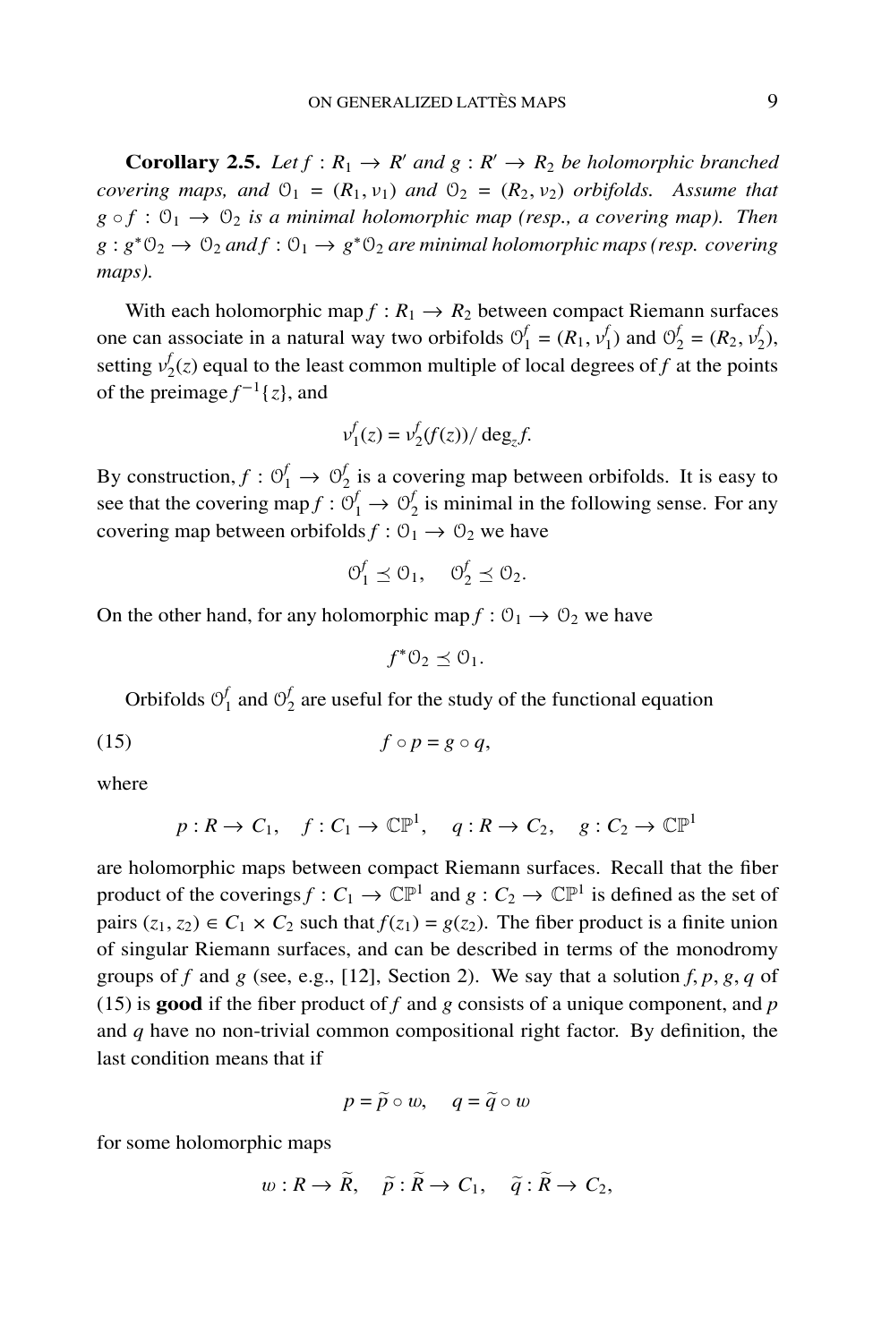**Corollary 2.5.** *Let $f : R_1 \to R'$ and $g : R' \to R_2$ be holomorphic branched covering maps, and $\mathcal{O}_1 = (R_1, \nu_1)$ and $\mathcal{O}_2 = (R_2, \nu_2)$ orbifolds. Assume that $g \circ f : \mathcal{O}_1 \to \mathcal{O}_2$ is a minimal holomorphic map (resp., a covering map). Then $g : g^*\mathcal{O}_2 \to \mathcal{O}_2$ and $f : \mathcal{O}_1 \to g^*\mathcal{O}_2$ are minimal holomorphic maps (resp. covering maps).*

With each holomorphic map $f : R_1 \to R_2$ between compact Riemann surfaces one can associate in a natural way two orbifolds $\mathcal{O}_1^f = (R_1, \nu_1^f)$ and $\mathcal{O}_2^f = (R_2, \nu_2^f)$, setting $\nu_2^f(z)$ equal to the least common multiple of local degrees of $f$ at the points of the preimage $f^{-1}\{z\}$, and

$$\nu_1^f(z) = \nu_2^f(f(z))/\deg_z f.$$

By construction, $f : \mathcal{O}_1^f \to \mathcal{O}_2^f$ is a covering map between orbifolds. It is easy to see that the covering map $f : \mathcal{O}_1^f \to \mathcal{O}_2^f$ is minimal in the following sense. For any covering map between orbifolds $f : \mathcal{O}_1 \to \mathcal{O}_2$ we have

$$\mathcal{O}_1^f \preceq \mathcal{O}_1, \quad \mathcal{O}_2^f \preceq \mathcal{O}_2.$$

On the other hand, for any holomorphic map $f : \mathcal{O}_1 \to \mathcal{O}_2$ we have

$$f^*\mathcal{O}_2 \preceq \mathcal{O}_1.$$

Orbifolds $\mathcal{O}_1^f$ and $\mathcal{O}_2^f$ are useful for the study of the functional equation

$$f \circ p = g \circ q, \tag{15}$$

where

$$p : R \to C_1, \quad f : C_1 \to \mathbb{CP}^1, \quad q : R \to C_2, \quad g : C_2 \to \mathbb{CP}^1$$

are holomorphic maps between compact Riemann surfaces. Recall that the fiber product of the coverings $f : C_1 \to \mathbb{CP}^1$ and $g : C_2 \to \mathbb{CP}^1$ is defined as the set of pairs $(z_1, z_2) \in C_1 \times C_2$ such that $f(z_1) = g(z_2)$. The fiber product is a finite union of singular Riemann surfaces, and can be described in terms of the monodromy groups of $f$ and $g$ (see, e.g., [12], Section 2). We say that a solution $f, p, g, q$ of (15) is **good** if the fiber product of $f$ and $g$ consists of a unique component, and $p$ and $q$ have no non-trivial common compositional right factor. By definition, the last condition means that if

$$p = \widetilde{p} \circ w, \quad q = \widetilde{q} \circ w$$

for some holomorphic maps

$$w : R \to \widetilde{R}, \quad \widetilde{p} : \widetilde{R} \to C_1, \quad \widetilde{q} : \widetilde{R} \to C_2,$$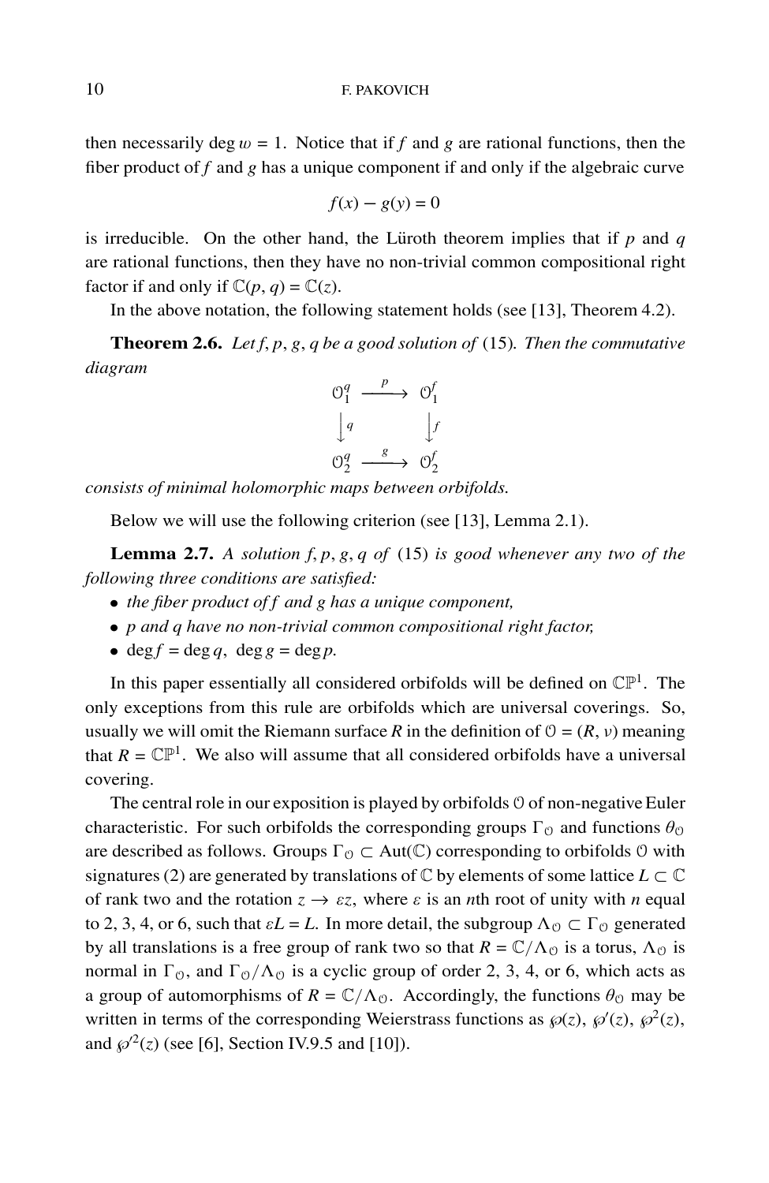then necessarily $\deg w = 1$. Notice that if $f$ and $g$ are rational functions, then the fiber product of $f$ and $g$ has a unique component if and only if the algebraic curve

$$f(x) - g(y) = 0$$

is irreducible. On the other hand, the Lüroth theorem implies that if $p$ and $q$ are rational functions, then they have no non-trivial common compositional right factor if and only if $\mathbb{C}(p, q) = \mathbb{C}(z)$.

In the above notation, the following statement holds (see [13], Theorem 4.2).

**Theorem 2.6.** *Let $f, p, g, q$ be a good solution of* (15)*. Then the commutative diagram*

$$\begin{array}{ccc} \mathcal{O}_1^q & \xrightarrow{\ p\ } & \mathcal{O}_1^f \\ \Big\downarrow q & & \Big\downarrow f \\ \mathcal{O}_2^q & \xrightarrow{\ g\ } & \mathcal{O}_2^f \end{array}$$

*consists of minimal holomorphic maps between orbifolds.*

Below we will use the following criterion (see [13], Lemma 2.1).

**Lemma 2.7.** *A solution $f, p, g, q$ of* (15) *is good whenever any two of the following three conditions are satisfied:*

- *the fiber product of $f$ and $g$ has a unique component,*
- *$p$ and $q$ have no non-trivial common compositional right factor,*
- $\deg f = \deg q, \ \deg g = \deg p.$

In this paper essentially all considered orbifolds will be defined on $\mathbb{CP}^1$. The only exceptions from this rule are orbifolds which are universal coverings. So, usually we will omit the Riemann surface $R$ in the definition of $\mathcal{O} = (R, \nu)$ meaning that $R = \mathbb{CP}^1$. We also will assume that all considered orbifolds have a universal covering.

The central role in our exposition is played by orbifolds $\mathcal{O}$ of non-negative Euler characteristic. For such orbifolds the corresponding groups $\Gamma_{\mathcal{O}}$ and functions $\theta_{\mathcal{O}}$ are described as follows. Groups $\Gamma_{\mathcal{O}} \subset \mathrm{Aut}(\mathbb{C})$ corresponding to orbifolds $\mathcal{O}$ with signatures (2) are generated by translations of $\mathbb{C}$ by elements of some lattice $L \subset \mathbb{C}$ of rank two and the rotation $z \to \varepsilon z$, where $\varepsilon$ is an $n$th root of unity with $n$ equal to 2, 3, 4, or 6, such that $\varepsilon L = L$. In more detail, the subgroup $\Lambda_{\mathcal{O}} \subset \Gamma_{\mathcal{O}}$ generated by all translations is a free group of rank two so that $R = \mathbb{C}/\Lambda_{\mathcal{O}}$ is a torus, $\Lambda_{\mathcal{O}}$ is normal in $\Gamma_{\mathcal{O}}$, and $\Gamma_{\mathcal{O}}/\Lambda_{\mathcal{O}}$ is a cyclic group of order 2, 3, 4, or 6, which acts as a group of automorphisms of $R = \mathbb{C}/\Lambda_{\mathcal{O}}$. Accordingly, the functions $\theta_{\mathcal{O}}$ may be written in terms of the corresponding Weierstrass functions as $\wp(z)$, $\wp'(z)$, $\wp^2(z)$, and $\wp'^2(z)$ (see [6], Section IV.9.5 and [10]).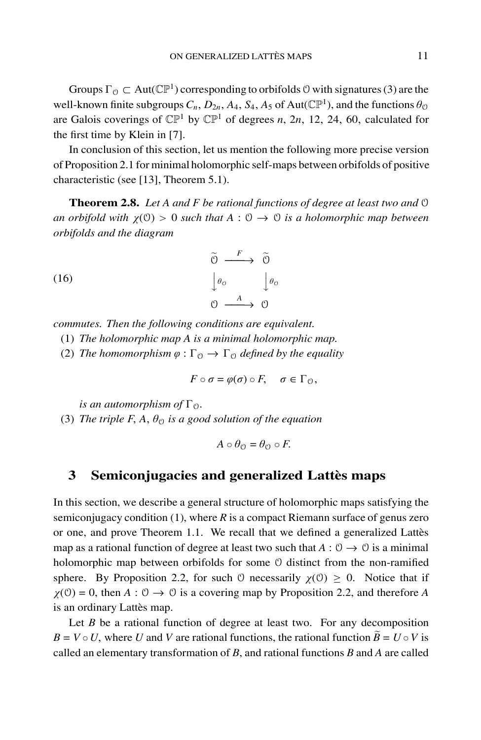Groups $\Gamma_{\mathcal{O}} \subset \mathrm{Aut}(\mathbb{CP}^1)$ corresponding to orbifolds $\mathcal{O}$ with signatures (3) are the well-known finite subgroups $C_n$, $D_{2n}$, $A_4$, $S_4$, $A_5$ of $\mathrm{Aut}(\mathbb{CP}^1)$, and the functions $\theta_{\mathcal{O}}$ are Galois coverings of $\mathbb{CP}^1$ by $\mathbb{CP}^1$ of degrees $n$, $2n$, 12, 24, 60, calculated for the first time by Klein in [7].

In conclusion of this section, let us mention the following more precise version of Proposition 2.1 for minimal holomorphic self-maps between orbifolds of positive characteristic (see [13], Theorem 5.1).

**Theorem 2.8.** *Let $A$ and $F$ be rational functions of degree at least two and $\mathcal{O}$ an orbifold with $\chi(\mathcal{O}) > 0$ such that $A : \mathcal{O} \to \mathcal{O}$ is a holomorphic map between orbifolds and the diagram*

$$\begin{array}{ccc} \widetilde{\mathcal{O}} & \xrightarrow{\ F\ } & \widetilde{\mathcal{O}} \\ \big\downarrow \theta_{\mathcal{O}} & & \big\downarrow \theta_{\mathcal{O}} \\ \mathcal{O} & \xrightarrow{\ A\ } & \mathcal{O} \end{array} \tag{16}$$

*commutes. Then the following conditions are equivalent.*

1. *The holomorphic map $A$ is a minimal holomorphic map.*
2. *The homomorphism $\varphi : \Gamma_{\mathcal{O}} \to \Gamma_{\mathcal{O}}$ defined by the equality*
$$F \circ \sigma = \varphi(\sigma) \circ F, \quad \sigma \in \Gamma_{\mathcal{O}},$$
*is an automorphism of $\Gamma_{\mathcal{O}}$.*
3. *The triple $F, A, \theta_{\mathcal{O}}$ is a good solution of the equation*
$$A \circ \theta_{\mathcal{O}} = \theta_{\mathcal{O}} \circ F.$$

## 3 Semiconjugacies and generalized Lattès maps

In this section, we describe a general structure of holomorphic maps satisfying the semiconjugacy condition (1), where $R$ is a compact Riemann surface of genus zero or one, and prove Theorem 1.1. We recall that we defined a generalized Lattès map as a rational function of degree at least two such that $A : \mathcal{O} \to \mathcal{O}$ is a minimal holomorphic map between orbifolds for some $\mathcal{O}$ distinct from the non-ramified sphere. By Proposition 2.2, for such $\mathcal{O}$ necessarily $\chi(\mathcal{O}) \geq 0$. Notice that if $\chi(\mathcal{O}) = 0$, then $A : \mathcal{O} \to \mathcal{O}$ is a covering map by Proposition 2.2, and therefore $A$ is an ordinary Lattès map.

Let $B$ be a rational function of degree at least two. For any decomposition $B = V \circ U$, where $U$ and $V$ are rational functions, the rational function $\widetilde{B} = U \circ V$ is called an elementary transformation of $B$, and rational functions $B$ and $A$ are called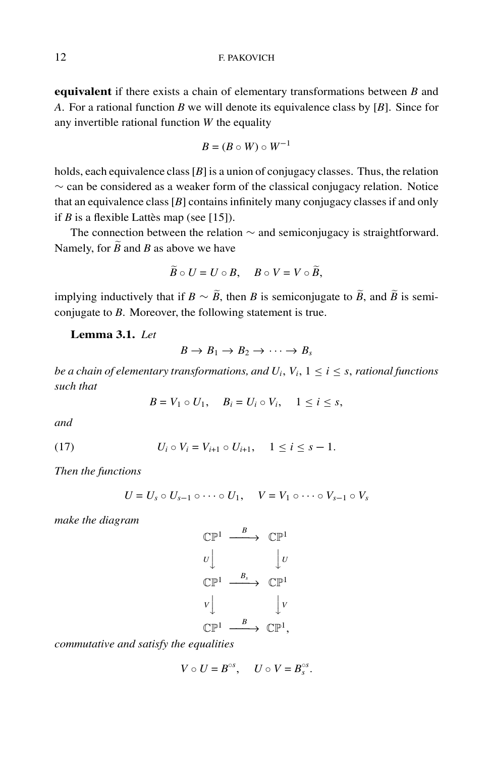**equivalent** if there exists a chain of elementary transformations between $B$ and $A$. For a rational function $B$ we will denote its equivalence class by $[B]$. Since for any invertible rational function $W$ the equality

$$B = (B \circ W) \circ W^{-1}$$

holds, each equivalence class $[B]$ is a union of conjugacy classes. Thus, the relation $\sim$ can be considered as a weaker form of the classical conjugacy relation. Notice that an equivalence class $[B]$ contains infinitely many conjugacy classes if and only if $B$ is a flexible Lattès map (see [15]).

The connection between the relation $\sim$ and semiconjugacy is straightforward. Namely, for $\widetilde{B}$ and $B$ as above we have

$$\widetilde{B} \circ U = U \circ B, \quad B \circ V = V \circ \widetilde{B},$$

implying inductively that if $B \sim \widetilde{B}$, then $B$ is semiconjugate to $\widetilde{B}$, and $\widetilde{B}$ is semiconjugate to $B$. Moreover, the following statement is true.

**Lemma 3.1.** *Let*

$$B \to B_1 \to B_2 \to \cdots \to B_s$$

*be a chain of elementary transformations, and $U_i$, $V_i$, $1 \le i \le s$, rational functions such that*

$$B = V_1 \circ U_1, \quad B_i = U_i \circ V_i, \quad 1 \le i \le s,$$

*and*

$$U_i \circ V_i = V_{i+1} \circ U_{i+1}, \quad 1 \le i \le s-1. \tag{17}$$

*Then the functions*

$$U = U_s \circ U_{s-1} \circ \cdots \circ U_1, \quad V = V_1 \circ \cdots \circ V_{s-1} \circ V_s$$

*make the diagram*

$$\begin{array}{ccc}
\mathbb{CP}^1 & \xrightarrow{\ B\ } & \mathbb{CP}^1 \\
{\scriptstyle U}\downarrow & & \downarrow{\scriptstyle U} \\
\mathbb{CP}^1 & \xrightarrow{\ B_s\ } & \mathbb{CP}^1 \\
{\scriptstyle V}\downarrow & & \downarrow{\scriptstyle V} \\
\mathbb{CP}^1 & \xrightarrow{\ B\ } & \mathbb{CP}^1,
\end{array}$$

*commutative and satisfy the equalities*

$$V \circ U = B^{\circ s}, \quad U \circ V = B_s^{\circ s}.$$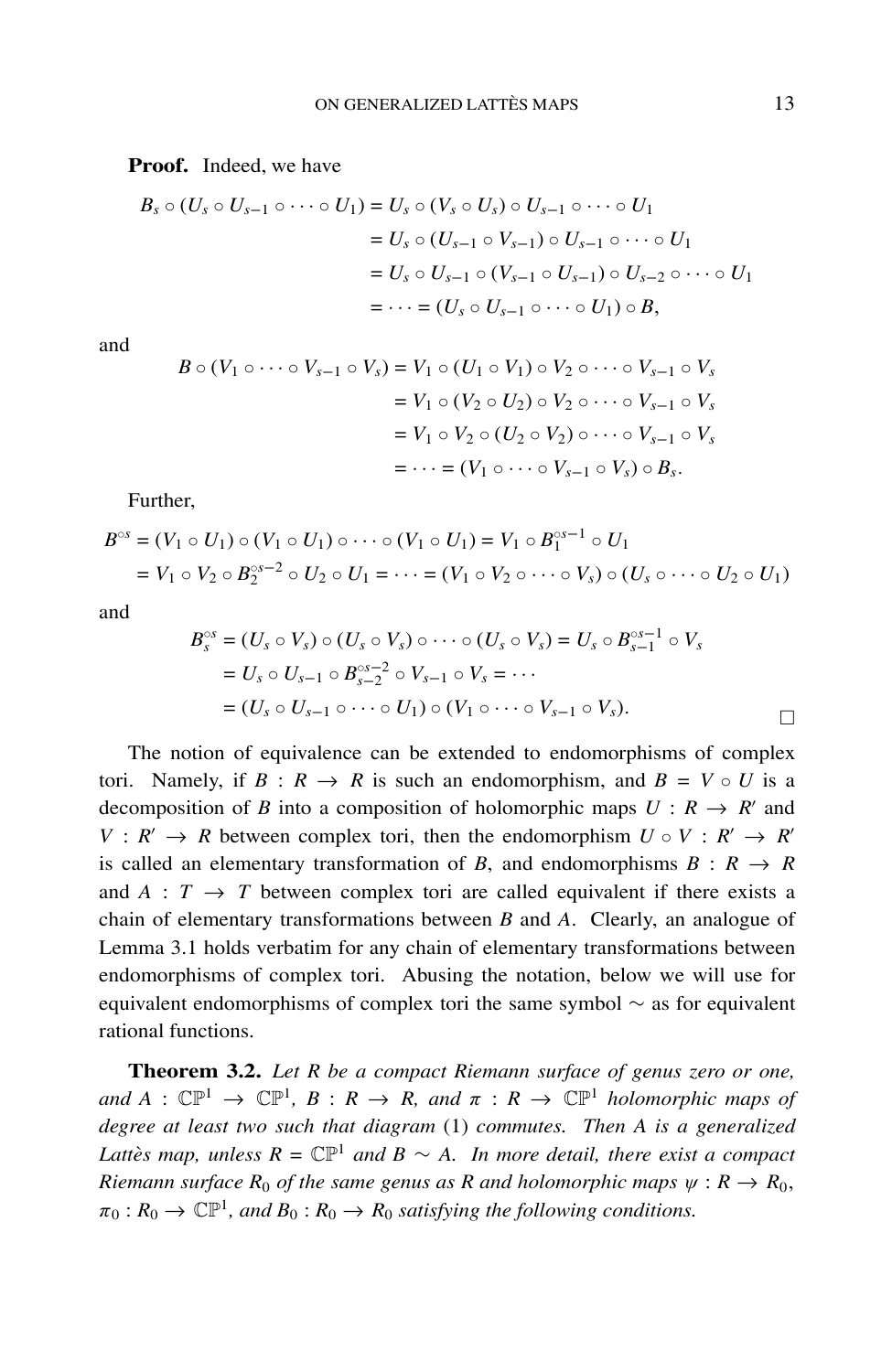**Proof.** Indeed, we have

$$
\begin{aligned}
B_s \circ (U_s \circ U_{s-1} \circ \cdots \circ U_1) &= U_s \circ (V_s \circ U_s) \circ U_{s-1} \circ \cdots \circ U_1 \\
&= U_s \circ (U_{s-1} \circ V_{s-1}) \circ U_{s-1} \circ \cdots \circ U_1 \\
&= U_s \circ U_{s-1} \circ (V_{s-1} \circ U_{s-1}) \circ U_{s-2} \circ \cdots \circ U_1 \\
&= \cdots = (U_s \circ U_{s-1} \circ \cdots \circ U_1) \circ B,
\end{aligned}
$$

and

$$
\begin{aligned}
B \circ (V_1 \circ \cdots \circ V_{s-1} \circ V_s) &= V_1 \circ (U_1 \circ V_1) \circ V_2 \circ \cdots \circ V_{s-1} \circ V_s \\
&= V_1 \circ (V_2 \circ U_2) \circ V_2 \circ \cdots \circ V_{s-1} \circ V_s \\
&= V_1 \circ V_2 \circ (U_2 \circ V_2) \circ \cdots \circ V_{s-1} \circ V_s \\
&= \cdots = (V_1 \circ \cdots \circ V_{s-1} \circ V_s) \circ B_s.
\end{aligned}
$$

Further,

$$
\begin{aligned}
B^{\circ s} &= (V_1 \circ U_1) \circ (V_1 \circ U_1) \circ \cdots \circ (V_1 \circ U_1) = V_1 \circ B_1^{\circ s-1} \circ U_1 \\
&= V_1 \circ V_2 \circ B_2^{\circ s-2} \circ U_2 \circ U_1 = \cdots = (V_1 \circ V_2 \circ \cdots \circ V_s) \circ (U_s \circ \cdots \circ U_2 \circ U_1)
\end{aligned}
$$

and

$$
\begin{aligned}
B_s^{\circ s} &= (U_s \circ V_s) \circ (U_s \circ V_s) \circ \cdots \circ (U_s \circ V_s) = U_s \circ B_{s-1}^{\circ s-1} \circ V_s \\
&= U_s \circ U_{s-1} \circ B_{s-2}^{\circ s-2} \circ V_{s-1} \circ V_s = \cdots \\
&= (U_s \circ U_{s-1} \circ \cdots \circ U_1) \circ (V_1 \circ \cdots \circ V_{s-1} \circ V_s).
\end{aligned}
$$

□

The notion of equivalence can be extended to endomorphisms of complex tori. Namely, if $B : R \to R$ is such an endomorphism, and $B = V \circ U$ is a decomposition of $B$ into a composition of holomorphic maps $U : R \to R'$ and $V : R' \to R$ between complex tori, then the endomorphism $U \circ V : R' \to R'$ is called an elementary transformation of $B$, and endomorphisms $B : R \to R$ and $A : T \to T$ between complex tori are called equivalent if there exists a chain of elementary transformations between $B$ and $A$. Clearly, an analogue of Lemma 3.1 holds verbatim for any chain of elementary transformations between endomorphisms of complex tori. Abusing the notation, below we will use for equivalent endomorphisms of complex tori the same symbol $\sim$ as for equivalent rational functions.

**Theorem 3.2.** *Let $R$ be a compact Riemann surface of genus zero or one, and $A : \mathbb{CP}^1 \to \mathbb{CP}^1$, $B : R \to R$, and $\pi : R \to \mathbb{CP}^1$ holomorphic maps of degree at least two such that diagram* (1) *commutes. Then $A$ is a generalized Lattès map, unless $R = \mathbb{CP}^1$ and $B \sim A$. In more detail, there exist a compact Riemann surface $R_0$ of the same genus as $R$ and holomorphic maps $\psi : R \to R_0$, $\pi_0 : R_0 \to \mathbb{CP}^1$, and $B_0 : R_0 \to R_0$ satisfying the following conditions.*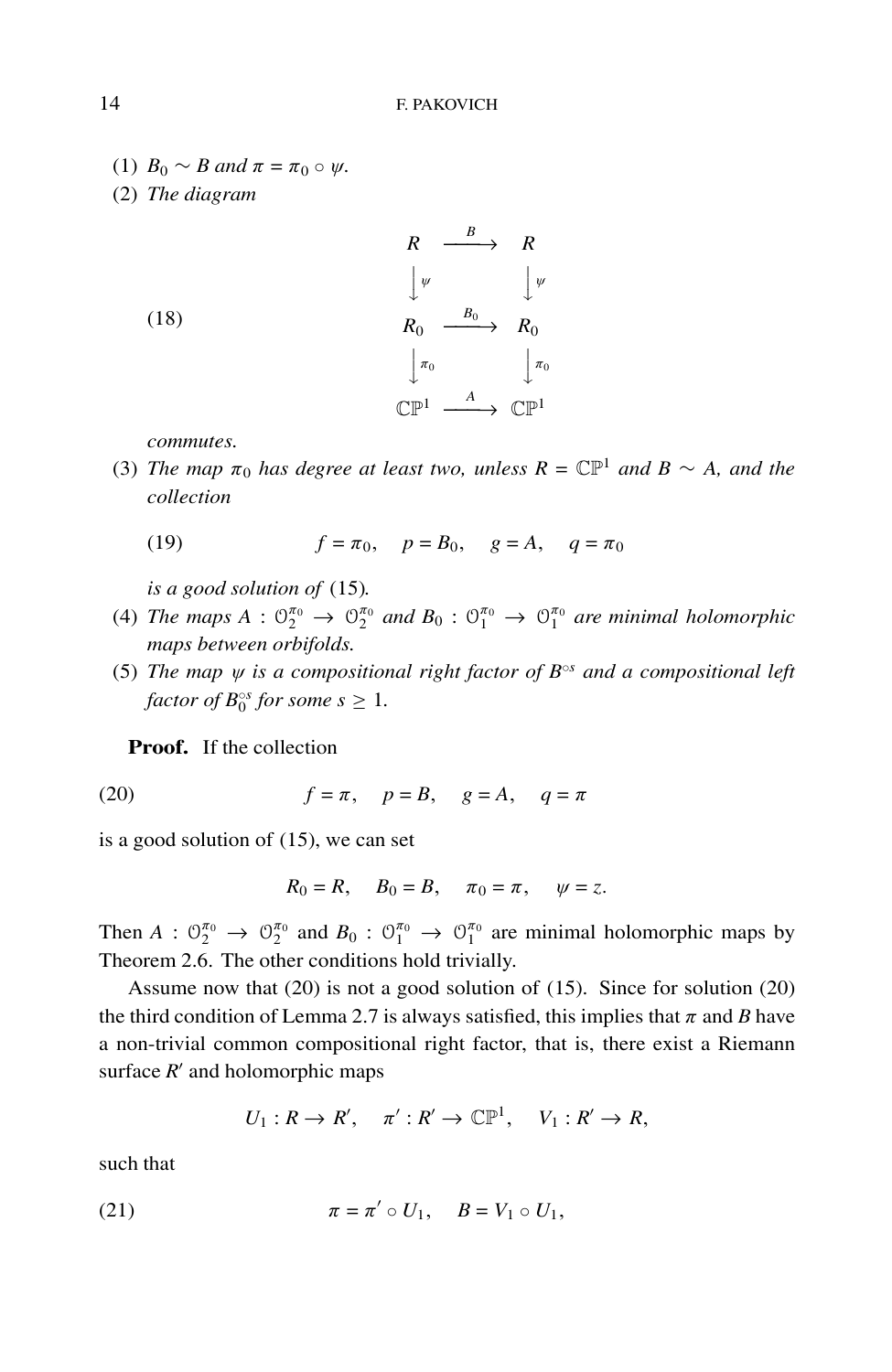(1) *$B_0 \sim B$ and $\pi = \pi_0 \circ \psi$.*

(2) *The diagram*

$$
\begin{array}{ccc}
R & \xrightarrow{\ B\ } & R \\
\Big\downarrow \psi & & \Big\downarrow \psi \\
R_0 & \xrightarrow{\ B_0\ } & R_0 \\
\Big\downarrow \pi_0 & & \Big\downarrow \pi_0 \\
\mathbb{CP}^1 & \xrightarrow{\ A\ } & \mathbb{CP}^1
\end{array}
\tag{18}
$$

*commutes.*

(3) *The map $\pi_0$ has degree at least two, unless $R = \mathbb{CP}^1$ and $B \sim A$, and the collection*

$$
f = \pi_0, \quad p = B_0, \quad g = A, \quad q = \pi_0 \tag{19}
$$

*is a good solution of* (15)*.*

(4) *The maps $A : \mathcal{O}_2^{\pi_0} \to \mathcal{O}_2^{\pi_0}$ and $B_0 : \mathcal{O}_1^{\pi_0} \to \mathcal{O}_1^{\pi_0}$ are minimal holomorphic maps between orbifolds.*

(5) *The map $\psi$ is a compositional right factor of $B^{\circ s}$ and a compositional left factor of $B_0^{\circ s}$ for some $s \geq 1$.*

**Proof.** If the collection

$$
f = \pi, \quad p = B, \quad g = A, \quad q = \pi \tag{20}
$$

is a good solution of (15), we can set

$$
R_0 = R, \quad B_0 = B, \quad \pi_0 = \pi, \quad \psi = z.
$$

Then $A : \mathcal{O}_2^{\pi_0} \to \mathcal{O}_2^{\pi_0}$ and $B_0 : \mathcal{O}_1^{\pi_0} \to \mathcal{O}_1^{\pi_0}$ are minimal holomorphic maps by Theorem 2.6. The other conditions hold trivially.

Assume now that (20) is not a good solution of (15). Since for solution (20) the third condition of Lemma 2.7 is always satisfied, this implies that $\pi$ and $B$ have a non-trivial common compositional right factor, that is, there exist a Riemann surface $R'$ and holomorphic maps

$$
U_1 : R \to R', \quad \pi' : R' \to \mathbb{CP}^1, \quad V_1 : R' \to R,
$$

such that

$$
\pi = \pi' \circ U_1, \quad B = V_1 \circ U_1, \tag{21}
$$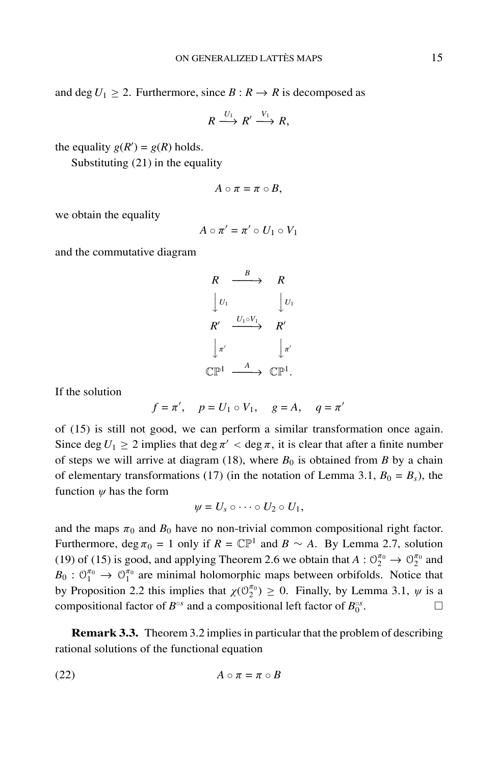and $\deg U_1 \geq 2$. Furthermore, since $B : R \to R$ is decomposed as

$$R \xrightarrow{U_1} R' \xrightarrow{V_1} R,$$

the equality $g(R') = g(R)$ holds.

Substituting (21) in the equality

$$A \circ \pi = \pi \circ B,$$

we obtain the equality

$$A \circ \pi' = \pi' \circ U_1 \circ V_1$$

and the commutative diagram

$$\begin{array}{ccc} R & \xrightarrow{B} & R \\ \Big\downarrow{\scriptstyle U_1} & & \Big\downarrow{\scriptstyle U_1} \\ R' & \xrightarrow{U_1 \circ V_1} & R' \\ \Big\downarrow{\scriptstyle \pi'} & & \Big\downarrow{\scriptstyle \pi'} \\ \mathbb{CP}^1 & \xrightarrow{A} & \mathbb{CP}^1. \end{array}$$

If the solution

$$f = \pi', \quad p = U_1 \circ V_1, \quad g = A, \quad q = \pi'$$

of (15) is still not good, we can perform a similar transformation once again. Since $\deg U_1 \geq 2$ implies that $\deg \pi' < \deg \pi$, it is clear that after a finite number of steps we will arrive at diagram (18), where $B_0$ is obtained from $B$ by a chain of elementary transformations (17) (in the notation of Lemma 3.1, $B_0 = B_s$), the function $\psi$ has the form

$$\psi = U_s \circ \cdots \circ U_2 \circ U_1,$$

and the maps $\pi_0$ and $B_0$ have no non-trivial common compositional right factor. Furthermore, $\deg \pi_0 = 1$ only if $R = \mathbb{CP}^1$ and $B \sim A$. By Lemma 2.7, solution (19) of (15) is good, and applying Theorem 2.6 we obtain that $A : \mathcal{O}_2^{\pi_0} \to \mathcal{O}_2^{\pi_0}$ and $B_0 : \mathcal{O}_1^{\pi_0} \to \mathcal{O}_1^{\pi_0}$ are minimal holomorphic maps between orbifolds. Notice that by Proposition 2.2 this implies that $\chi(\mathcal{O}_2^{\pi_0}) \geq 0$. Finally, by Lemma 3.1, $\psi$ is a compositional factor of $B^{\circ s}$ and a compositional left factor of $B_0^{\circ s}$. □

**Remark 3.3.** Theorem 3.2 implies in particular that the problem of describing rational solutions of the functional equation

$$A \circ \pi = \pi \circ B \tag{22}$$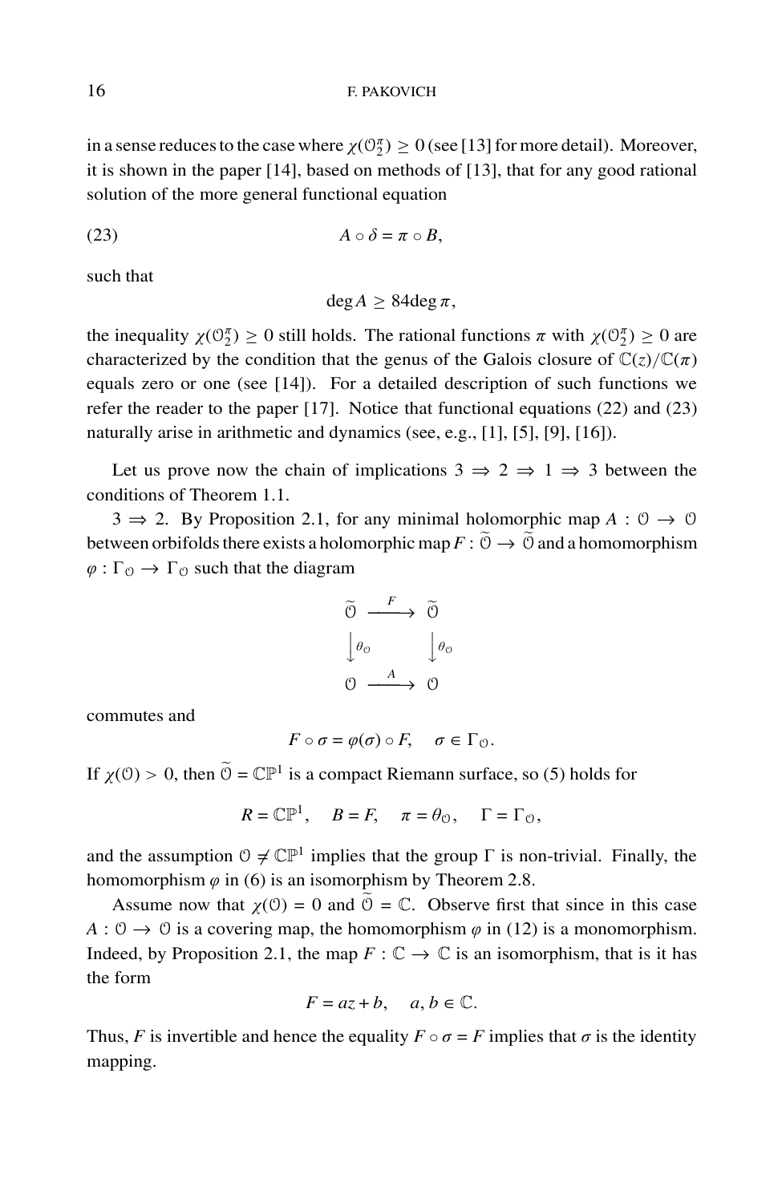in a sense reduces to the case where $\chi(\mathcal{O}_2^{\pi}) \geq 0$ (see [13] for more detail). Moreover, it is shown in the paper [14], based on methods of [13], that for any good rational solution of the more general functional equation

$$A \circ \delta = \pi \circ B, \tag{23}$$

such that

$$\deg A \geq 84 \deg \pi,$$

the inequality $\chi(\mathcal{O}_2^{\pi}) \geq 0$ still holds. The rational functions $\pi$ with $\chi(\mathcal{O}_2^{\pi}) \geq 0$ are characterized by the condition that the genus of the Galois closure of $\mathbb{C}(z)/\mathbb{C}(\pi)$ equals zero or one (see [14]). For a detailed description of such functions we refer the reader to the paper [17]. Notice that functional equations (22) and (23) naturally arise in arithmetic and dynamics (see, e.g., [1], [5], [9], [16]).

Let us prove now the chain of implications $3 \Rightarrow 2 \Rightarrow 1 \Rightarrow 3$ between the conditions of Theorem 1.1.

$3 \Rightarrow 2$. By Proposition 2.1, for any minimal holomorphic map $A : \mathcal{O} \to \mathcal{O}$ between orbifolds there exists a holomorphic map $F : \widetilde{\mathcal{O}} \to \widetilde{\mathcal{O}}$ and a homomorphism $\varphi : \Gamma_{\mathcal{O}} \to \Gamma_{\mathcal{O}}$ such that the diagram

$$\begin{array}{ccc} \widetilde{\mathcal{O}} & \xrightarrow{F} & \widetilde{\mathcal{O}} \\ \downarrow{\theta_{\mathcal{O}}} & & \downarrow{\theta_{\mathcal{O}}} \\ \mathcal{O} & \xrightarrow{A} & \mathcal{O} \end{array}$$

commutes and

$$F \circ \sigma = \varphi(\sigma) \circ F, \quad \sigma \in \Gamma_{\mathcal{O}}.$$

If $\chi(\mathcal{O}) > 0$, then $\widetilde{\mathcal{O}} = \mathbb{CP}^1$ is a compact Riemann surface, so (5) holds for

$$R = \mathbb{CP}^1, \quad B = F, \quad \pi = \theta_{\mathcal{O}}, \quad \Gamma = \Gamma_{\mathcal{O}},$$

and the assumption $\mathcal{O} \neq \mathbb{CP}^1$ implies that the group $\Gamma$ is non-trivial. Finally, the homomorphism $\varphi$ in (6) is an isomorphism by Theorem 2.8.

Assume now that $\chi(\mathcal{O}) = 0$ and $\widetilde{\mathcal{O}} = \mathbb{C}$. Observe first that since in this case $A : \mathcal{O} \to \mathcal{O}$ is a covering map, the homomorphism $\varphi$ in (12) is a monomorphism. Indeed, by Proposition 2.1, the map $F : \mathbb{C} \to \mathbb{C}$ is an isomorphism, that is it has the form

$$F = az + b, \quad a, b \in \mathbb{C}.$$

Thus, $F$ is invertible and hence the equality $F \circ \sigma = F$ implies that $\sigma$ is the identity mapping.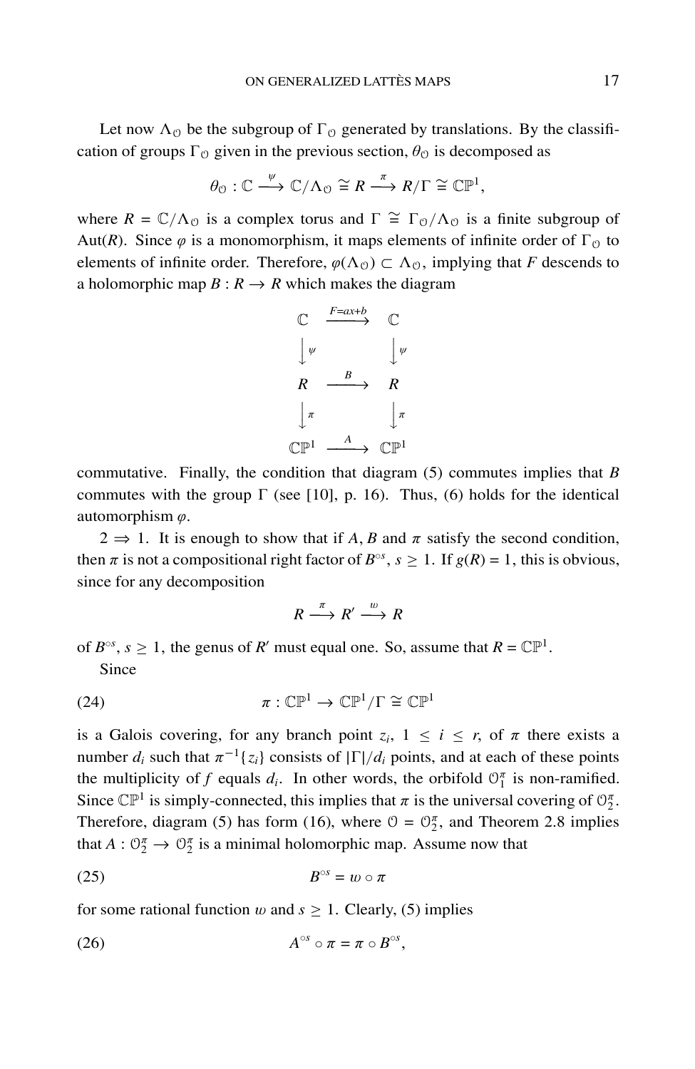Let now $\Lambda_{\mathcal{O}}$ be the subgroup of $\Gamma_{\mathcal{O}}$ generated by translations. By the classification of groups $\Gamma_{\mathcal{O}}$ given in the previous section, $\theta_{\mathcal{O}}$ is decomposed as

$$\theta_{\mathcal{O}} : \mathbb{C} \xrightarrow{\psi} \mathbb{C}/\Lambda_{\mathcal{O}} \cong R \xrightarrow{\pi} R/\Gamma \cong \mathbb{CP}^1,$$

where $R = \mathbb{C}/\Lambda_{\mathcal{O}}$ is a complex torus and $\Gamma \cong \Gamma_{\mathcal{O}}/\Lambda_{\mathcal{O}}$ is a finite subgroup of $\mathrm{Aut}(R)$. Since $\varphi$ is a monomorphism, it maps elements of infinite order of $\Gamma_{\mathcal{O}}$ to elements of infinite order. Therefore, $\varphi(\Lambda_{\mathcal{O}}) \subset \Lambda_{\mathcal{O}}$, implying that $F$ descends to a holomorphic map $B : R \to R$ which makes the diagram

$$\begin{array}{ccc}
\mathbb{C} & \xrightarrow{F=ax+b} & \mathbb{C} \\
\big\downarrow \psi & & \big\downarrow \psi \\
R & \xrightarrow{B} & R \\
\big\downarrow \pi & & \big\downarrow \pi \\
\mathbb{CP}^1 & \xrightarrow{A} & \mathbb{CP}^1
\end{array}$$

commutative. Finally, the condition that diagram (5) commutes implies that $B$ commutes with the group $\Gamma$ (see [10], p. 16). Thus, (6) holds for the identical automorphism $\varphi$.

$2 \Rightarrow 1$. It is enough to show that if $A, B$ and $\pi$ satisfy the second condition, then $\pi$ is not a compositional right factor of $B^{\circ s}$, $s \geq 1$. If $g(R) = 1$, this is obvious, since for any decomposition

$$R \xrightarrow{\pi} R' \xrightarrow{w} R$$

of $B^{\circ s}$, $s \geq 1$, the genus of $R'$ must equal one. So, assume that $R = \mathbb{CP}^1$.

Since

$$\pi : \mathbb{CP}^1 \to \mathbb{CP}^1/\Gamma \cong \mathbb{CP}^1 \tag{24}$$

is a Galois covering, for any branch point $z_i$, $1 \leq i \leq r$, of $\pi$ there exists a number $d_i$ such that $\pi^{-1}\{z_i\}$ consists of $|\Gamma|/d_i$ points, and at each of these points the multiplicity of $f$ equals $d_i$. In other words, the orbifold $\mathcal{O}_1^{\pi}$ is non-ramified. Since $\mathbb{CP}^1$ is simply-connected, this implies that $\pi$ is the universal covering of $\mathcal{O}_2^{\pi}$. Therefore, diagram (5) has form (16), where $\mathcal{O} = \mathcal{O}_2^{\pi}$, and Theorem 2.8 implies that $A : \mathcal{O}_2^{\pi} \to \mathcal{O}_2^{\pi}$ is a minimal holomorphic map. Assume now that

$$B^{\circ s} = w \circ \pi \tag{25}$$

for some rational function $w$ and $s \geq 1$. Clearly, (5) implies

$$A^{\circ s} \circ \pi = \pi \circ B^{\circ s}, \tag{26}$$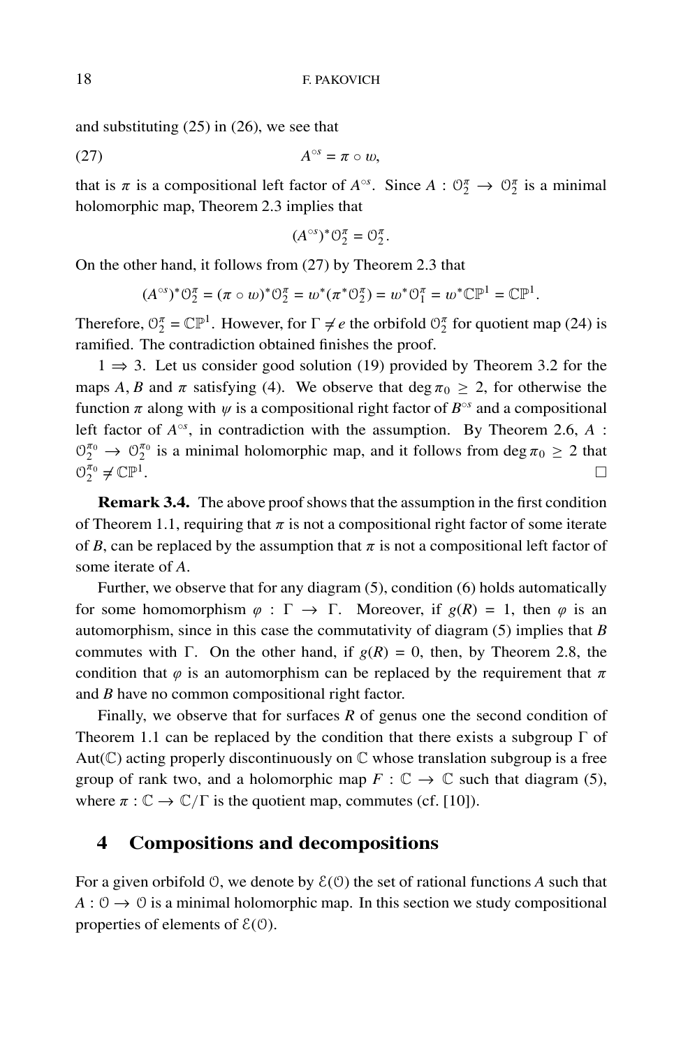and substituting (25) in (26), we see that

$$A^{\circ s} = \pi \circ w, \tag{27}$$

that is $\pi$ is a compositional left factor of $A^{\circ s}$. Since $A : \mathcal{O}_2^{\pi} \to \mathcal{O}_2^{\pi}$ is a minimal holomorphic map, Theorem 2.3 implies that

$$(A^{\circ s})^* \mathcal{O}_2^{\pi} = \mathcal{O}_2^{\pi}.$$

On the other hand, it follows from (27) by Theorem 2.3 that

$$(A^{\circ s})^* \mathcal{O}_2^{\pi} = (\pi \circ w)^* \mathcal{O}_2^{\pi} = w^*(\pi^* \mathcal{O}_2^{\pi}) = w^* \mathcal{O}_1^{\pi} = w^* \mathbb{CP}^1 = \mathbb{CP}^1.$$

Therefore, $\mathcal{O}_2^{\pi} = \mathbb{CP}^1$. However, for $\Gamma \neq e$ the orbifold $\mathcal{O}_2^{\pi}$ for quotient map (24) is ramified. The contradiction obtained finishes the proof.

$1 \Rightarrow 3$. Let us consider good solution (19) provided by Theorem 3.2 for the maps $A, B$ and $\pi$ satisfying (4). We observe that $\deg \pi_0 \geq 2$, for otherwise the function $\pi$ along with $\psi$ is a compositional right factor of $B^{\circ s}$ and a compositional left factor of $A^{\circ s}$, in contradiction with the assumption. By Theorem 2.6, $A : \mathcal{O}_2^{\pi_0} \to \mathcal{O}_2^{\pi_0}$ is a minimal holomorphic map, and it follows from $\deg \pi_0 \geq 2$ that $\mathcal{O}_2^{\pi_0} \neq \mathbb{CP}^1$. $\square$

**Remark 3.4.** The above proof shows that the assumption in the first condition of Theorem 1.1, requiring that $\pi$ is not a compositional right factor of some iterate of $B$, can be replaced by the assumption that $\pi$ is not a compositional left factor of some iterate of $A$.

Further, we observe that for any diagram (5), condition (6) holds automatically for some homomorphism $\varphi : \Gamma \to \Gamma$. Moreover, if $g(R) = 1$, then $\varphi$ is an automorphism, since in this case the commutativity of diagram (5) implies that $B$ commutes with $\Gamma$. On the other hand, if $g(R) = 0$, then, by Theorem 2.8, the condition that $\varphi$ is an automorphism can be replaced by the requirement that $\pi$ and $B$ have no common compositional right factor.

Finally, we observe that for surfaces $R$ of genus one the second condition of Theorem 1.1 can be replaced by the condition that there exists a subgroup $\Gamma$ of $\mathrm{Aut}(\mathbb{C})$ acting properly discontinuously on $\mathbb{C}$ whose translation subgroup is a free group of rank two, and a holomorphic map $F : \mathbb{C} \to \mathbb{C}$ such that diagram (5), where $\pi : \mathbb{C} \to \mathbb{C}/\Gamma$ is the quotient map, commutes (cf. [10]).

## 4 Compositions and decompositions

For a given orbifold $\mathcal{O}$, we denote by $\mathcal{E}(\mathcal{O})$ the set of rational functions $A$ such that $A : \mathcal{O} \to \mathcal{O}$ is a minimal holomorphic map. In this section we study compositional properties of elements of $\mathcal{E}(\mathcal{O})$.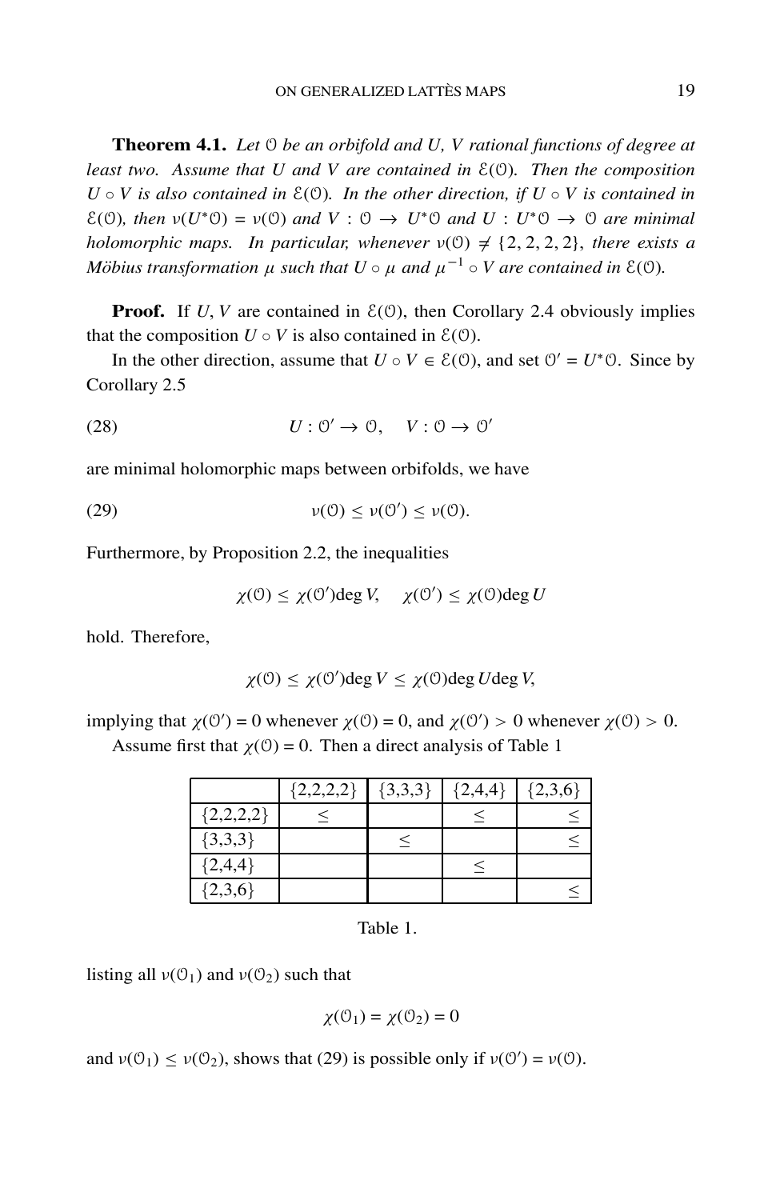**Theorem 4.1.** *Let $\mathcal{O}$ be an orbifold and $U$, $V$ rational functions of degree at least two. Assume that $U$ and $V$ are contained in $\mathcal{E}(\mathcal{O})$. Then the composition $U \circ V$ is also contained in $\mathcal{E}(\mathcal{O})$. In the other direction, if $U \circ V$ is contained in $\mathcal{E}(\mathcal{O})$, then $\nu(U^*\mathcal{O}) = \nu(\mathcal{O})$ and $V : \mathcal{O} \to U^*\mathcal{O}$ and $U : U^*\mathcal{O} \to \mathcal{O}$ are minimal holomorphic maps. In particular, whenever $\nu(\mathcal{O}) \neq \{2, 2, 2, 2\}$, there exists a Möbius transformation $\mu$ such that $U \circ \mu$ and $\mu^{-1} \circ V$ are contained in $\mathcal{E}(\mathcal{O})$.*

**Proof.** If $U, V$ are contained in $\mathcal{E}(\mathcal{O})$, then Corollary 2.4 obviously implies that the composition $U \circ V$ is also contained in $\mathcal{E}(\mathcal{O})$.

In the other direction, assume that $U \circ V \in \mathcal{E}(\mathcal{O})$, and set $\mathcal{O}' = U^*\mathcal{O}$. Since by Corollary 2.5

$$U : \mathcal{O}' \to \mathcal{O}, \quad V : \mathcal{O} \to \mathcal{O}' \tag{28}$$

are minimal holomorphic maps between orbifolds, we have

$$\nu(\mathcal{O}) \leq \nu(\mathcal{O}') \leq \nu(\mathcal{O}). \tag{29}$$

Furthermore, by Proposition 2.2, the inequalities

$$\chi(\mathcal{O}) \leq \chi(\mathcal{O}')\deg V, \quad \chi(\mathcal{O}') \leq \chi(\mathcal{O})\deg U$$

hold. Therefore,

$$\chi(\mathcal{O}) \leq \chi(\mathcal{O}')\deg V \leq \chi(\mathcal{O})\deg U \deg V,$$

implying that $\chi(\mathcal{O}') = 0$ whenever $\chi(\mathcal{O}) = 0$, and $\chi(\mathcal{O}') > 0$ whenever $\chi(\mathcal{O}) > 0$.

Assume first that $\chi(\mathcal{O}) = 0$. Then a direct analysis of Table 1

| | {2,2,2,2} | {3,3,3} | {2,4,4} | {2,3,6} |
|---|---|---|---|---|
| {2,2,2,2} | $\leq$ | | $\leq$ | $\leq$ |
| {3,3,3} | | $\leq$ | | $\leq$ |
| {2,4,4} | | | $\leq$ | |
| {2,3,6} | | | | $\leq$ |

Table 1.

listing all $\nu(\mathcal{O}_1)$ and $\nu(\mathcal{O}_2)$ such that

$$\chi(\mathcal{O}_1) = \chi(\mathcal{O}_2) = 0$$

and $\nu(\mathcal{O}_1) \leq \nu(\mathcal{O}_2)$, shows that (29) is possible only if $\nu(\mathcal{O}') = \nu(\mathcal{O})$.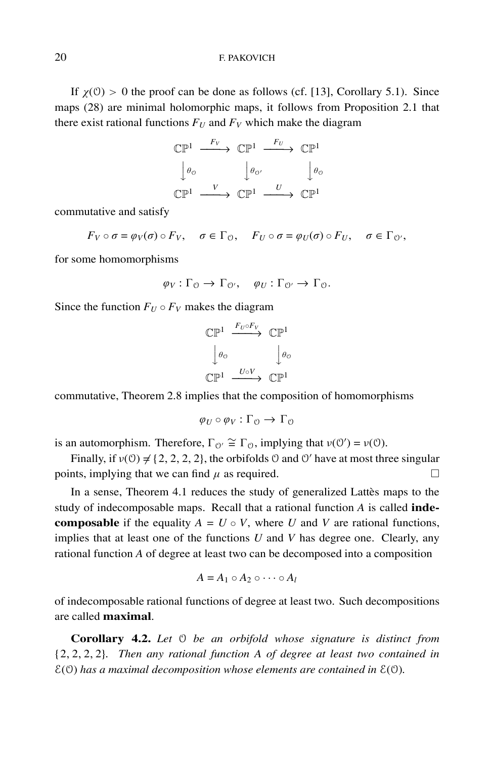If $\chi(\mathcal{O}) > 0$ the proof can be done as follows (cf. [13], Corollary 5.1). Since maps (28) are minimal holomorphic maps, it follows from Proposition 2.1 that there exist rational functions $F_U$ and $F_V$ which make the diagram

$$\begin{array}{ccccc}
\mathbb{CP}^1 & \xrightarrow{F_V} & \mathbb{CP}^1 & \xrightarrow{F_U} & \mathbb{CP}^1 \\
\downarrow \theta_{\mathcal{O}} & & \downarrow \theta_{\mathcal{O}'} & & \downarrow \theta_{\mathcal{O}} \\
\mathbb{CP}^1 & \xrightarrow{V} & \mathbb{CP}^1 & \xrightarrow{U} & \mathbb{CP}^1
\end{array}$$

commutative and satisfy

$$F_V \circ \sigma = \varphi_V(\sigma) \circ F_V, \quad \sigma \in \Gamma_{\mathcal{O}}, \quad F_U \circ \sigma = \varphi_U(\sigma) \circ F_U, \quad \sigma \in \Gamma_{\mathcal{O}'},$$

for some homomorphisms

$$\varphi_V : \Gamma_{\mathcal{O}} \to \Gamma_{\mathcal{O}'}, \quad \varphi_U : \Gamma_{\mathcal{O}'} \to \Gamma_{\mathcal{O}}.$$

Since the function $F_U \circ F_V$ makes the diagram

$$\begin{array}{ccc}
\mathbb{CP}^1 & \xrightarrow{F_U \circ F_V} & \mathbb{CP}^1 \\
\downarrow \theta_{\mathcal{O}} & & \downarrow \theta_{\mathcal{O}} \\
\mathbb{CP}^1 & \xrightarrow{U \circ V} & \mathbb{CP}^1
\end{array}$$

commutative, Theorem 2.8 implies that the composition of homomorphisms

$$\varphi_U \circ \varphi_V : \Gamma_{\mathcal{O}} \to \Gamma_{\mathcal{O}}$$

is an automorphism. Therefore, $\Gamma_{\mathcal{O}'} \cong \Gamma_{\mathcal{O}}$, implying that $\nu(\mathcal{O}') = \nu(\mathcal{O})$.

Finally, if $\nu(\mathcal{O}) \neq \{2, 2, 2, 2\}$, the orbifolds $\mathcal{O}$ and $\mathcal{O}'$ have at most three singular points, implying that we can find $\mu$ as required. □

In a sense, Theorem 4.1 reduces the study of generalized Lattès maps to the study of indecomposable maps. Recall that a rational function $A$ is called **indecomposable** if the equality $A = U \circ V$, where $U$ and $V$ are rational functions, implies that at least one of the functions $U$ and $V$ has degree one. Clearly, any rational function $A$ of degree at least two can be decomposed into a composition

$$A = A_1 \circ A_2 \circ \cdots \circ A_l$$

of indecomposable rational functions of degree at least two. Such decompositions are called **maximal**.

**Corollary 4.2.** *Let $\mathcal{O}$ be an orbifold whose signature is distinct from $\{2, 2, 2, 2\}$. Then any rational function $A$ of degree at least two contained in $\mathcal{E}(\mathcal{O})$ has a maximal decomposition whose elements are contained in $\mathcal{E}(\mathcal{O})$.*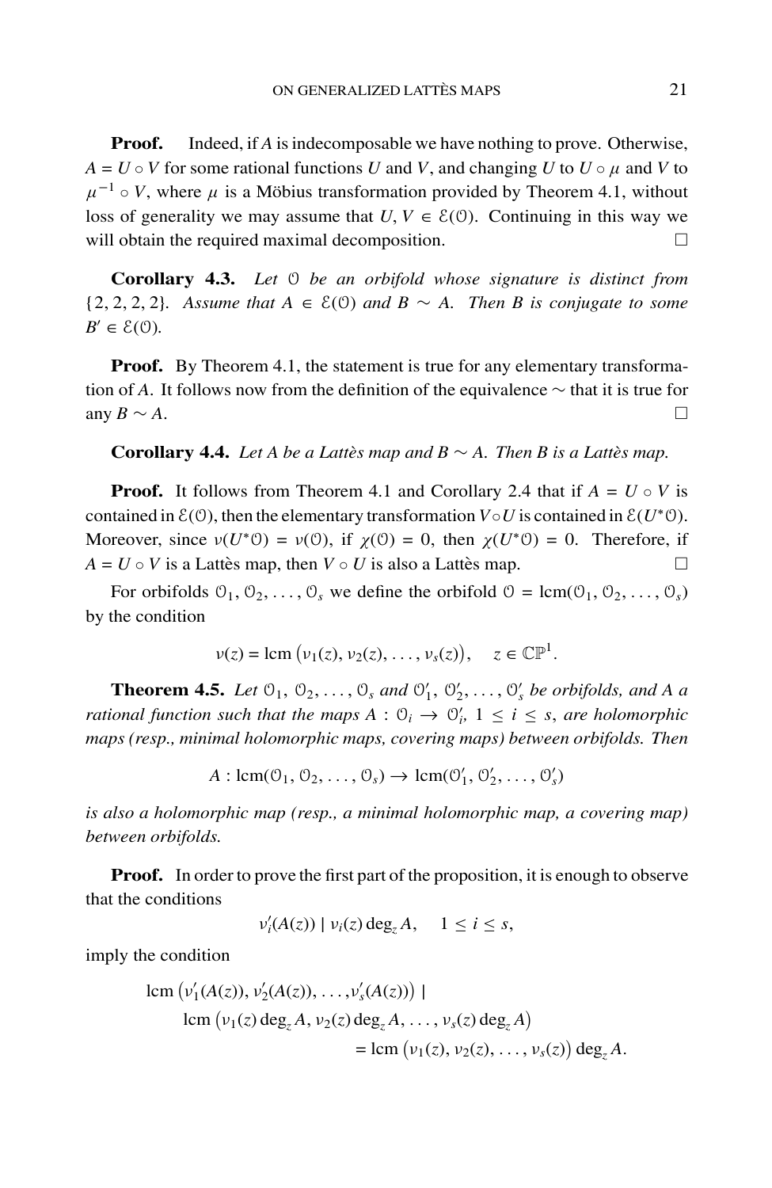**Proof.** Indeed, if $A$ is indecomposable we have nothing to prove. Otherwise, $A = U \circ V$ for some rational functions $U$ and $V$, and changing $U$ to $U \circ \mu$ and $V$ to $\mu^{-1} \circ V$, where $\mu$ is a Möbius transformation provided by Theorem 4.1, without loss of generality we may assume that $U, V \in \mathcal{E}(\mathcal{O})$. Continuing in this way we will obtain the required maximal decomposition. □

**Corollary 4.3.** *Let $\mathcal{O}$ be an orbifold whose signature is distinct from $\{2, 2, 2, 2\}$. Assume that $A \in \mathcal{E}(\mathcal{O})$ and $B \sim A$. Then $B$ is conjugate to some $B' \in \mathcal{E}(\mathcal{O})$.*

**Proof.** By Theorem 4.1, the statement is true for any elementary transformation of $A$. It follows now from the definition of the equivalence $\sim$ that it is true for any $B \sim A$. □

**Corollary 4.4.** *Let $A$ be a Lattès map and $B \sim A$. Then $B$ is a Lattès map.*

**Proof.** It follows from Theorem 4.1 and Corollary 2.4 that if $A = U \circ V$ is contained in $\mathcal{E}(\mathcal{O})$, then the elementary transformation $V \circ U$ is contained in $\mathcal{E}(U^*\mathcal{O})$. Moreover, since $\nu(U^*\mathcal{O}) = \nu(\mathcal{O})$, if $\chi(\mathcal{O}) = 0$, then $\chi(U^*\mathcal{O}) = 0$. Therefore, if $A = U \circ V$ is a Lattès map, then $V \circ U$ is also a Lattès map. □

For orbifolds $\mathcal{O}_1, \mathcal{O}_2, \ldots, \mathcal{O}_s$ we define the orbifold $\mathcal{O} = \mathrm{lcm}(\mathcal{O}_1, \mathcal{O}_2, \ldots, \mathcal{O}_s)$ by the condition

$$\nu(z) = \mathrm{lcm}\left(\nu_1(z), \nu_2(z), \ldots, \nu_s(z)\right), \quad z \in \mathbb{CP}^1.$$

**Theorem 4.5.** *Let $\mathcal{O}_1, \mathcal{O}_2, \ldots, \mathcal{O}_s$ and $\mathcal{O}'_1, \mathcal{O}'_2, \ldots, \mathcal{O}'_s$ be orbifolds, and $A$ a rational function such that the maps $A : \mathcal{O}_i \to \mathcal{O}'_i$, $1 \le i \le s$, are holomorphic maps (resp., minimal holomorphic maps, covering maps) between orbifolds. Then*

$$A : \mathrm{lcm}(\mathcal{O}_1, \mathcal{O}_2, \ldots, \mathcal{O}_s) \to \mathrm{lcm}(\mathcal{O}'_1, \mathcal{O}'_2, \ldots, \mathcal{O}'_s)$$

*is also a holomorphic map (resp., a minimal holomorphic map, a covering map) between orbifolds.*

**Proof.** In order to prove the first part of the proposition, it is enough to observe that the conditions

$$\nu'_i(A(z)) \mid \nu_i(z) \deg_z A, \quad 1 \le i \le s,$$

imply the condition

$$\begin{aligned}
\mathrm{lcm}&\left(\nu'_1(A(z)), \nu'_2(A(z)), \ldots, \nu'_s(A(z))\right) \mid \\
&\mathrm{lcm}\left(\nu_1(z) \deg_z A, \nu_2(z) \deg_z A, \ldots, \nu_s(z) \deg_z A\right) \\
&\qquad\qquad = \mathrm{lcm}\left(\nu_1(z), \nu_2(z), \ldots, \nu_s(z)\right) \deg_z A.
\end{aligned}$$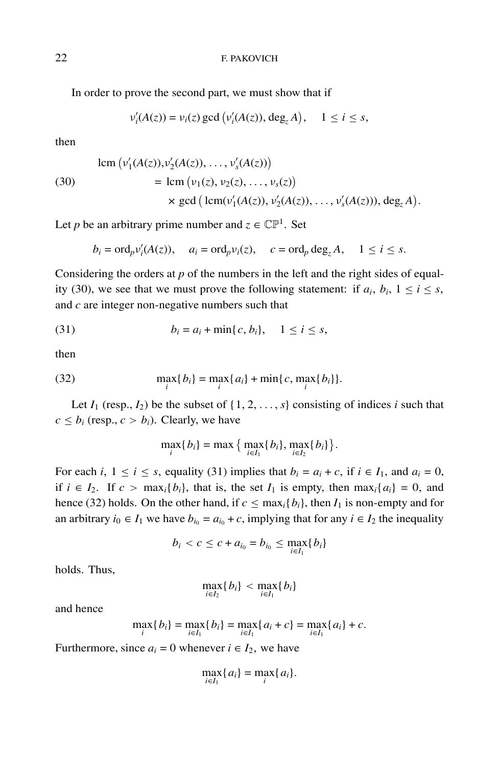In order to prove the second part, we must show that if

$$\nu_i'(A(z)) = \nu_i(z) \gcd\left(\nu_i'(A(z)), \deg_z A\right), \quad 1 \leq i \leq s,$$

then

$$\begin{aligned} \text{lcm}\left(\nu_1'(A(z)), \nu_2'(A(z)), \ldots, \nu_s'(A(z))\right) \\ = \text{lcm}\left(\nu_1(z), \nu_2(z), \ldots, \nu_s(z)\right) \\ \times \gcd\left(\text{lcm}(\nu_1'(A(z)), \nu_2'(A(z)), \ldots, \nu_s'(A(z))), \deg_z A\right). \end{aligned} \tag{30}$$

Let $p$ be an arbitrary prime number and $z \in \mathbb{CP}^1$. Set

$$b_i = \text{ord}_p \nu_i'(A(z)), \quad a_i = \text{ord}_p \nu_i(z), \quad c = \text{ord}_p \deg_z A, \quad 1 \leq i \leq s.$$

Considering the orders at $p$ of the numbers in the left and the right sides of equality (30), we see that we must prove the following statement: if $a_i$, $b_i$, $1 \leq i \leq s$, and $c$ are integer non-negative numbers such that

$$b_i = a_i + \min\{c, b_i\}, \quad 1 \leq i \leq s, \tag{31}$$

then

$$\max_i\{b_i\} = \max_i\{a_i\} + \min\{c, \max_i\{b_i\}\}. \tag{32}$$

Let $I_1$ (resp., $I_2$) be the subset of $\{1, 2, \ldots, s\}$ consisting of indices $i$ such that $c \leq b_i$ (resp., $c > b_i$). Clearly, we have

$$\max_i\{b_i\} = \max\left\{\max_{i \in I_1}\{b_i\}, \max_{i \in I_2}\{b_i\}\right\}.$$

For each $i$, $1 \leq i \leq s$, equality (31) implies that $b_i = a_i + c$, if $i \in I_1$, and $a_i = 0$, if $i \in I_2$. If $c > \max_i\{b_i\}$, that is, the set $I_1$ is empty, then $\max_i\{a_i\} = 0$, and hence (32) holds. On the other hand, if $c \leq \max_i\{b_i\}$, then $I_1$ is non-empty and for an arbitrary $i_0 \in I_1$ we have $b_{i_0} = a_{i_0} + c$, implying that for any $i \in I_2$ the inequality

$$b_i < c \leq c + a_{i_0} = b_{i_0} \leq \max_{i \in I_1}\{b_i\}$$

holds. Thus,

$$\max_{i \in I_2}\{b_i\} < \max_{i \in I_1}\{b_i\}$$

and hence

$$\max_i\{b_i\} = \max_{i \in I_1}\{b_i\} = \max_{i \in I_1}\{a_i + c\} = \max_{i \in I_1}\{a_i\} + c.$$

Furthermore, since $a_i = 0$ whenever $i \in I_2$, we have

$$\max_{i \in I_1}\{a_i\} = \max_i\{a_i\}.$$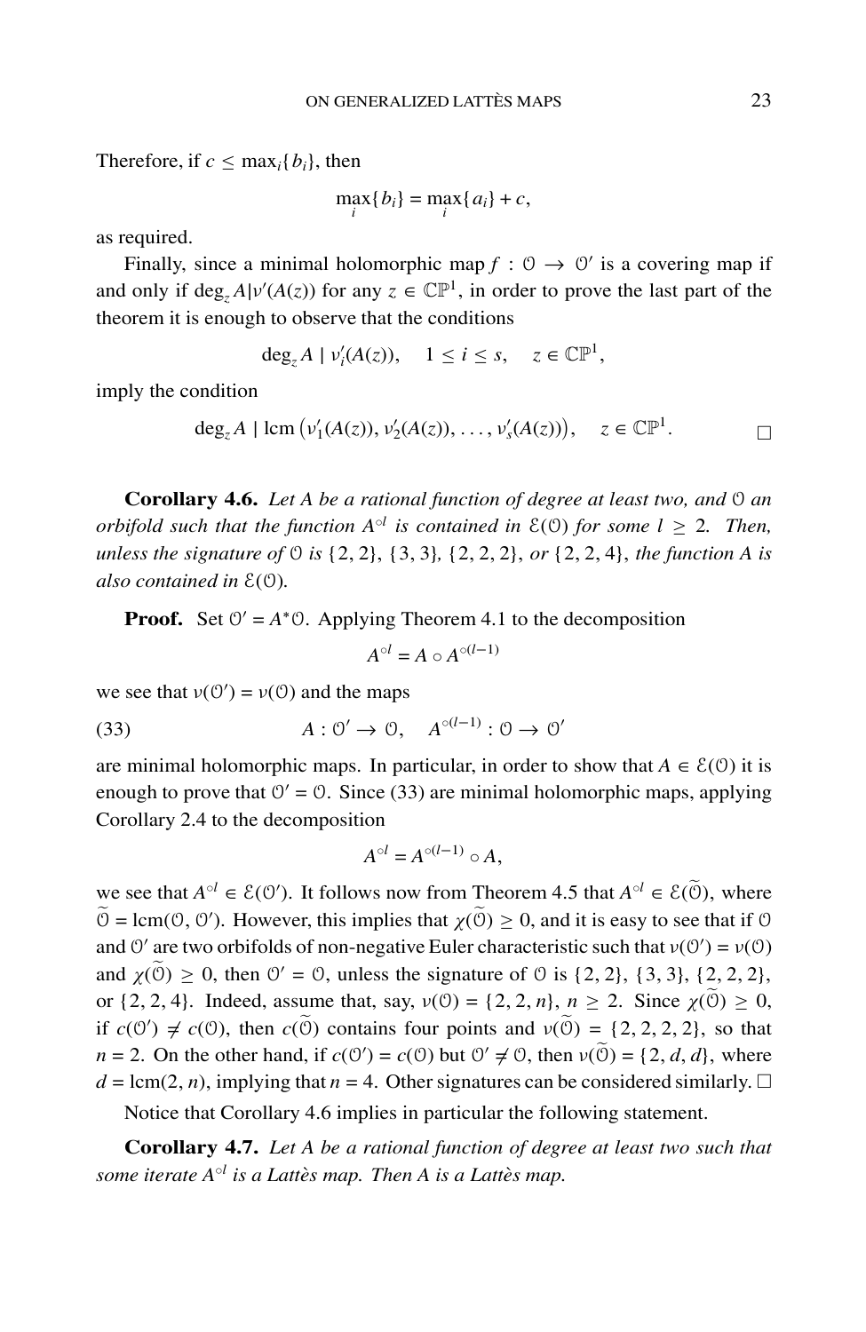Therefore, if $c \leq \max_i\{b_i\}$, then

$$\max_i\{b_i\} = \max_i\{a_i\} + c,$$

as required.

Finally, since a minimal holomorphic map $f : \mathcal{O} \to \mathcal{O}'$ is a covering map if and only if $\deg_z A | \nu'(A(z))$ for any $z \in \mathbb{CP}^1$, in order to prove the last part of the theorem it is enough to observe that the conditions

$$\deg_z A \mid \nu_i'(A(z)), \quad 1 \leq i \leq s, \quad z \in \mathbb{CP}^1,$$

imply the condition

$$\deg_z A \mid \operatorname{lcm}\left(\nu_1'(A(z)), \nu_2'(A(z)), \ldots, \nu_s'(A(z))\right), \quad z \in \mathbb{CP}^1. \qquad \square$$

**Corollary 4.6.** *Let $A$ be a rational function of degree at least two, and $\mathcal{O}$ an orbifold such that the function $A^{\circ l}$ is contained in $\mathcal{E}(\mathcal{O})$ for some $l \geq 2$. Then, unless the signature of $\mathcal{O}$ is $\{2,2\}$, $\{3,3\}$, $\{2,2,2\}$, or $\{2,2,4\}$, the function $A$ is also contained in $\mathcal{E}(\mathcal{O})$.*

**Proof.** Set $\mathcal{O}' = A^*\mathcal{O}$. Applying Theorem 4.1 to the decomposition

$$A^{\circ l} = A \circ A^{\circ(l-1)}$$

we see that $\nu(\mathcal{O}') = \nu(\mathcal{O})$ and the maps

$$A : \mathcal{O}' \to \mathcal{O}, \quad A^{\circ(l-1)} : \mathcal{O} \to \mathcal{O}' \tag{33}$$

are minimal holomorphic maps. In particular, in order to show that $A \in \mathcal{E}(\mathcal{O})$ it is enough to prove that $\mathcal{O}' = \mathcal{O}$. Since (33) are minimal holomorphic maps, applying Corollary 2.4 to the decomposition

$$A^{\circ l} = A^{\circ(l-1)} \circ A,$$

we see that $A^{\circ l} \in \mathcal{E}(\mathcal{O}')$. It follows now from Theorem 4.5 that $A^{\circ l} \in \mathcal{E}(\widetilde{\mathcal{O}})$, where $\widetilde{\mathcal{O}} = \operatorname{lcm}(\mathcal{O}, \mathcal{O}')$. However, this implies that $\chi(\widetilde{\mathcal{O}}) \geq 0$, and it is easy to see that if $\mathcal{O}$ and $\mathcal{O}'$ are two orbifolds of non-negative Euler characteristic such that $\nu(\mathcal{O}') = \nu(\mathcal{O})$ and $\chi(\widetilde{\mathcal{O}}) \geq 0$, then $\mathcal{O}' = \mathcal{O}$, unless the signature of $\mathcal{O}$ is $\{2,2\}$, $\{3,3\}$, $\{2,2,2\}$, or $\{2,2,4\}$. Indeed, assume that, say, $\nu(\mathcal{O}) = \{2,2,n\}$, $n \geq 2$. Since $\chi(\widetilde{\mathcal{O}}) \geq 0$, if $c(\mathcal{O}') \neq c(\mathcal{O})$, then $c(\widetilde{\mathcal{O}})$ contains four points and $\nu(\widetilde{\mathcal{O}}) = \{2,2,2,2\}$, so that $n = 2$. On the other hand, if $c(\mathcal{O}') = c(\mathcal{O})$ but $\mathcal{O}' \neq \mathcal{O}$, then $\nu(\widetilde{\mathcal{O}}) = \{2,d,d\}$, where $d = \operatorname{lcm}(2,n)$, implying that $n = 4$. Other signatures can be considered similarly. $\square$

Notice that Corollary 4.6 implies in particular the following statement.

**Corollary 4.7.** *Let $A$ be a rational function of degree at least two such that some iterate $A^{\circ l}$ is a Lattès map. Then $A$ is a Lattès map.*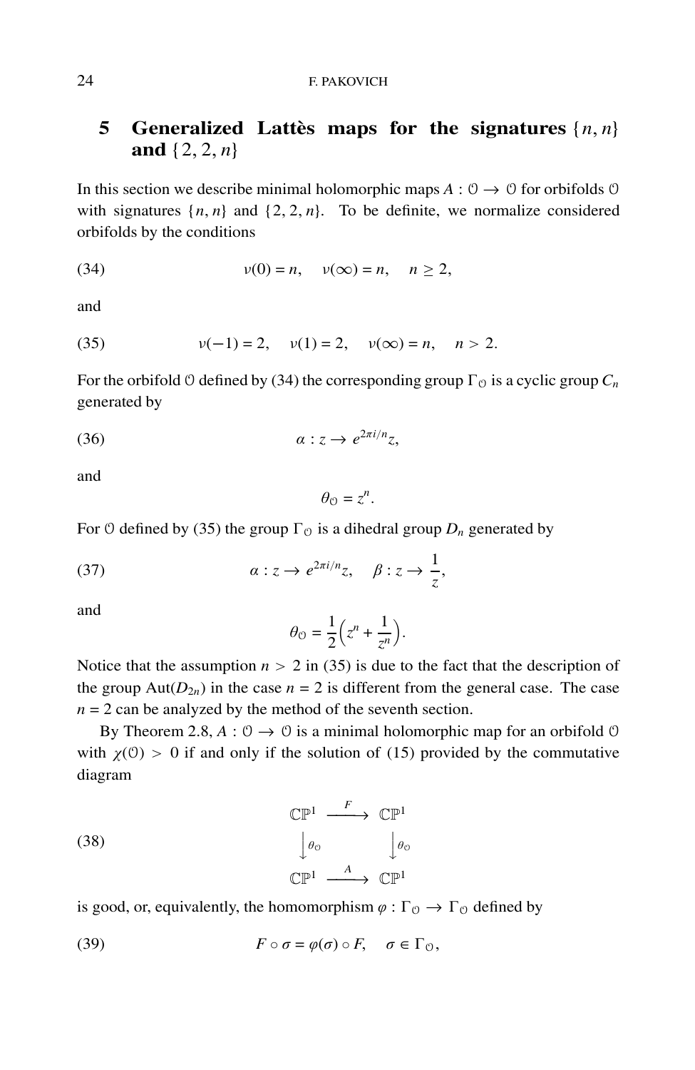## 5 Generalized Lattès maps for the signatures $\{n, n\}$ and $\{2, 2, n\}$

In this section we describe minimal holomorphic maps $A : \mathcal{O} \to \mathcal{O}$ for orbifolds $\mathcal{O}$ with signatures $\{n, n\}$ and $\{2, 2, n\}$. To be definite, we normalize considered orbifolds by the conditions

$$\nu(0) = n, \quad \nu(\infty) = n, \quad n \geq 2, \tag{34}$$

and

$$\nu(-1) = 2, \quad \nu(1) = 2, \quad \nu(\infty) = n, \quad n > 2. \tag{35}$$

For the orbifold $\mathcal{O}$ defined by (34) the corresponding group $\Gamma_{\mathcal{O}}$ is a cyclic group $C_n$ generated by

$$\alpha : z \to e^{2\pi i/n} z, \tag{36}$$

and

$$\theta_{\mathcal{O}} = z^n.$$

For $\mathcal{O}$ defined by (35) the group $\Gamma_{\mathcal{O}}$ is a dihedral group $D_n$ generated by

$$\alpha : z \to e^{2\pi i/n} z, \quad \beta : z \to \frac{1}{z}, \tag{37}$$

and

$$\theta_{\mathcal{O}} = \frac{1}{2}\left(z^n + \frac{1}{z^n}\right).$$

Notice that the assumption $n > 2$ in (35) is due to the fact that the description of the group $\mathrm{Aut}(D_{2n})$ in the case $n = 2$ is different from the general case. The case $n = 2$ can be analyzed by the method of the seventh section.

By Theorem 2.8, $A : \mathcal{O} \to \mathcal{O}$ is a minimal holomorphic map for an orbifold $\mathcal{O}$ with $\chi(\mathcal{O}) > 0$ if and only if the solution of (15) provided by the commutative diagram

$$\begin{array}{ccc} \mathbb{CP}^1 & \xrightarrow{F} & \mathbb{CP}^1 \\ \downarrow{\scriptstyle \theta_{\mathcal{O}}} & & \downarrow{\scriptstyle \theta_{\mathcal{O}}} \\ \mathbb{CP}^1 & \xrightarrow{A} & \mathbb{CP}^1 \end{array} \tag{38}$$

is good, or, equivalently, the homomorphism $\varphi : \Gamma_{\mathcal{O}} \to \Gamma_{\mathcal{O}}$ defined by

$$F \circ \sigma = \varphi(\sigma) \circ F, \quad \sigma \in \Gamma_{\mathcal{O}}, \tag{39}$$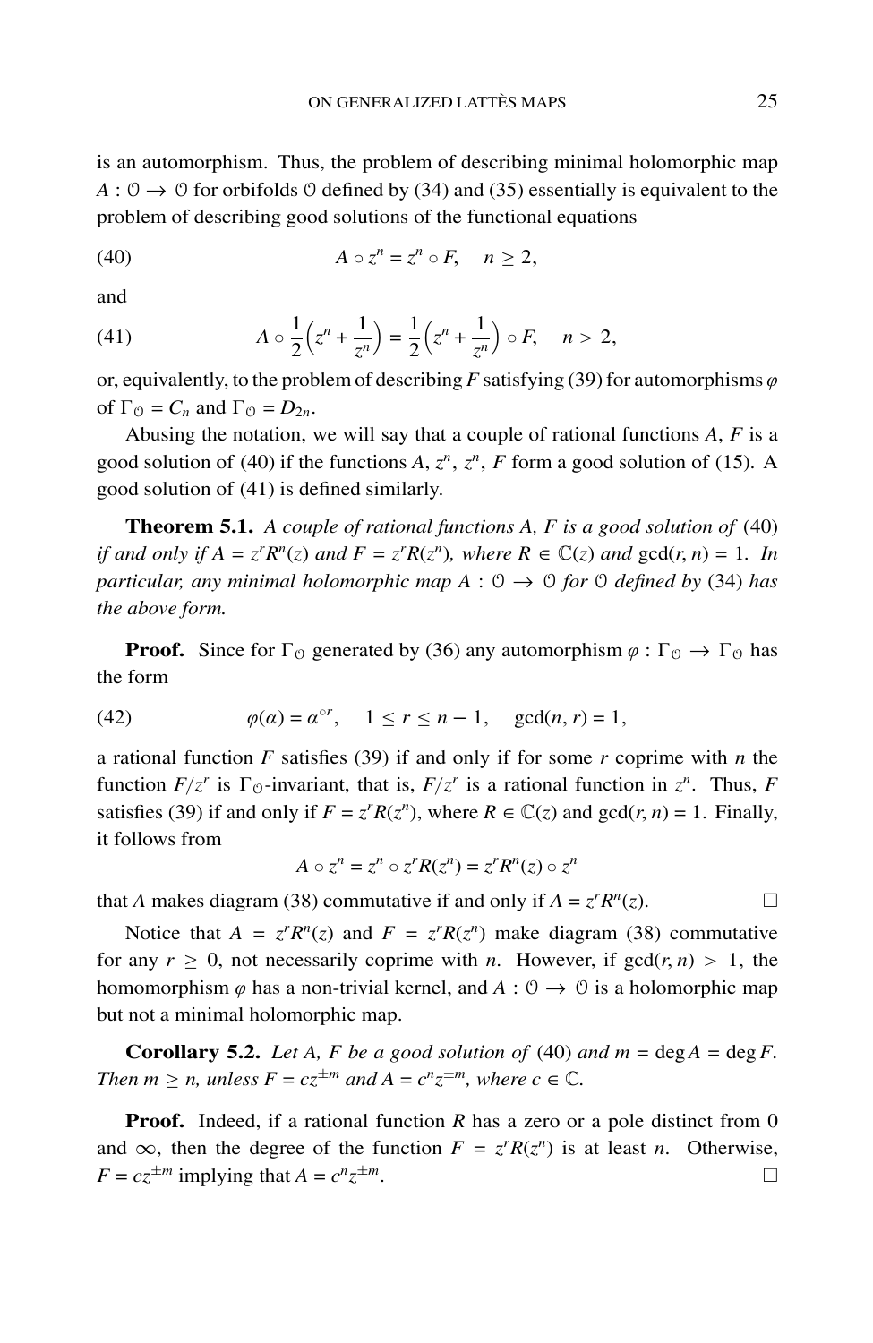is an automorphism. Thus, the problem of describing minimal holomorphic map $A : \mathcal{O} \to \mathcal{O}$ for orbifolds $\mathcal{O}$ defined by (34) and (35) essentially is equivalent to the problem of describing good solutions of the functional equations

$$A \circ z^n = z^n \circ F, \quad n \geq 2, \tag{40}$$

and

$$A \circ \frac{1}{2}\Big(z^n + \frac{1}{z^n}\Big) = \frac{1}{2}\Big(z^n + \frac{1}{z^n}\Big) \circ F, \quad n > 2, \tag{41}$$

or, equivalently, to the problem of describing $F$ satisfying (39) for automorphisms $\varphi$ of $\Gamma_{\mathcal{O}} = C_n$ and $\Gamma_{\mathcal{O}} = D_{2n}$.

Abusing the notation, we will say that a couple of rational functions $A$, $F$ is a good solution of (40) if the functions $A$, $z^n$, $z^n$, $F$ form a good solution of (15). A good solution of (41) is defined similarly.

**Theorem 5.1.** *A couple of rational functions $A$, $F$ is a good solution of* (40) *if and only if $A = z^r R^n(z)$ and $F = z^r R(z^n)$, where $R \in \mathbb{C}(z)$ and* $\gcd(r, n) = 1$*. In particular, any minimal holomorphic map $A : \mathcal{O} \to \mathcal{O}$ for $\mathcal{O}$ defined by* (34) *has the above form.*

**Proof.** Since for $\Gamma_{\mathcal{O}}$ generated by (36) any automorphism $\varphi : \Gamma_{\mathcal{O}} \to \Gamma_{\mathcal{O}}$ has the form

$$\varphi(\alpha) = \alpha^{\circ r}, \quad 1 \leq r \leq n-1, \quad \gcd(n, r) = 1, \tag{42}$$

a rational function $F$ satisfies (39) if and only if for some $r$ coprime with $n$ the function $F/z^r$ is $\Gamma_{\mathcal{O}}$-invariant, that is, $F/z^r$ is a rational function in $z^n$. Thus, $F$ satisfies (39) if and only if $F = z^r R(z^n)$, where $R \in \mathbb{C}(z)$ and $\gcd(r, n) = 1$. Finally, it follows from

$$A \circ z^n = z^n \circ z^r R(z^n) = z^r R^n(z) \circ z^n$$

that $A$ makes diagram (38) commutative if and only if $A = z^r R^n(z)$. $\square$

Notice that $A = z^r R^n(z)$ and $F = z^r R(z^n)$ make diagram (38) commutative for any $r \geq 0$, not necessarily coprime with $n$. However, if $\gcd(r, n) > 1$, the homomorphism $\varphi$ has a non-trivial kernel, and $A : \mathcal{O} \to \mathcal{O}$ is a holomorphic map but not a minimal holomorphic map.

**Corollary 5.2.** *Let $A$, $F$ be a good solution of* (40) *and $m = \deg A = \deg F$. Then $m \geq n$, unless $F = cz^{\pm m}$ and $A = c^n z^{\pm m}$, where $c \in \mathbb{C}$.*

**Proof.** Indeed, if a rational function $R$ has a zero or a pole distinct from 0 and $\infty$, then the degree of the function $F = z^r R(z^n)$ is at least $n$. Otherwise, $F = cz^{\pm m}$ implying that $A = c^n z^{\pm m}$. $\square$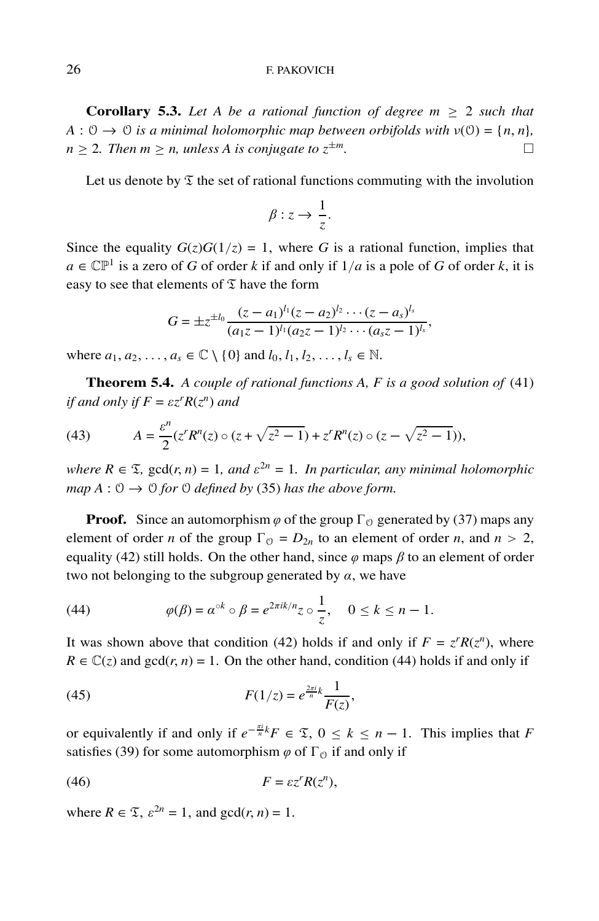**Corollary 5.3.** *Let $A$ be a rational function of degree $m \geq 2$ such that $A : \mathcal{O} \to \mathcal{O}$ is a minimal holomorphic map between orbifolds with $\nu(\mathcal{O}) = \{n, n\}$, $n \geq 2$. Then $m \geq n$, unless $A$ is conjugate to $z^{\pm m}$.* □

Let us denote by $\mathfrak{T}$ the set of rational functions commuting with the involution

$$\beta : z \to \frac{1}{z}.$$

Since the equality $G(z)G(1/z) = 1$, where $G$ is a rational function, implies that $a \in \mathbb{CP}^1$ is a zero of $G$ of order $k$ if and only if $1/a$ is a pole of $G$ of order $k$, it is easy to see that elements of $\mathfrak{T}$ have the form

$$G = \pm z^{\pm l_0} \frac{(z - a_1)^{l_1}(z - a_2)^{l_2} \cdots (z - a_s)^{l_s}}{(a_1 z - 1)^{l_1}(a_2 z - 1)^{l_2} \cdots (a_s z - 1)^{l_s}},$$

where $a_1, a_2, \dots, a_s \in \mathbb{C} \setminus \{0\}$ and $l_0, l_1, l_2, \dots, l_s \in \mathbb{N}$.

**Theorem 5.4.** *A couple of rational functions $A$, $F$ is a good solution of* (41) *if and only if $F = \varepsilon z^r R(z^n)$ and*

$$A = \frac{\varepsilon^n}{2}(z^r R^n(z) \circ (z + \sqrt{z^2 - 1}) + z^r R^n(z) \circ (z - \sqrt{z^2 - 1})), \tag{43}$$

*where $R \in \mathfrak{T}$, $\gcd(r, n) = 1$, and $\varepsilon^{2n} = 1$. In particular, any minimal holomorphic map $A : \mathcal{O} \to \mathcal{O}$ for $\mathcal{O}$ defined by* (35) *has the above form.*

**Proof.** Since an automorphism $\varphi$ of the group $\Gamma_{\mathcal{O}}$ generated by (37) maps any element of order $n$ of the group $\Gamma_{\mathcal{O}} = D_{2n}$ to an element of order $n$, and $n > 2$, equality (42) still holds. On the other hand, since $\varphi$ maps $\beta$ to an element of order two not belonging to the subgroup generated by $\alpha$, we have

$$\varphi(\beta) = \alpha^{\circ k} \circ \beta = e^{2\pi i k/n} z \circ \frac{1}{z}, \quad 0 \leq k \leq n - 1. \tag{44}$$

It was shown above that condition (42) holds if and only if $F = z^r R(z^n)$, where $R \in \mathbb{C}(z)$ and $\gcd(r, n) = 1$. On the other hand, condition (44) holds if and only if

$$F(1/z) = e^{\frac{2\pi i}{n} k} \frac{1}{F(z)}, \tag{45}$$

or equivalently if and only if $e^{-\frac{\pi i}{n} k} F \in \mathfrak{T}$, $0 \leq k \leq n - 1$. This implies that $F$ satisfies (39) for some automorphism $\varphi$ of $\Gamma_{\mathcal{O}}$ if and only if

$$F = \varepsilon z^r R(z^n), \tag{46}$$

where $R \in \mathfrak{T}$, $\varepsilon^{2n} = 1$, and $\gcd(r, n) = 1$.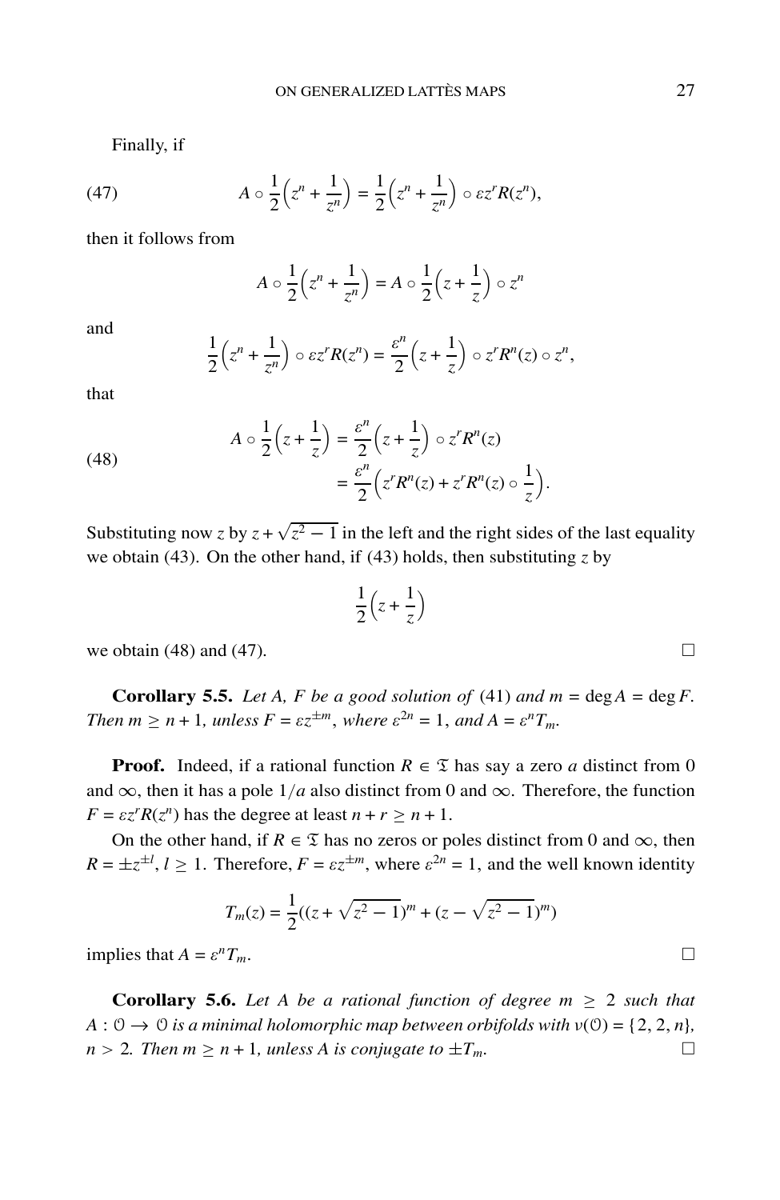Finally, if

$$A \circ \frac{1}{2}\Big(z^n + \frac{1}{z^n}\Big) = \frac{1}{2}\Big(z^n + \frac{1}{z^n}\Big) \circ \varepsilon z^r R(z^n), \tag{47}$$

then it follows from

$$A \circ \frac{1}{2}\Big(z^n + \frac{1}{z^n}\Big) = A \circ \frac{1}{2}\Big(z + \frac{1}{z}\Big) \circ z^n$$

and

$$\frac{1}{2}\Big(z^n + \frac{1}{z^n}\Big) \circ \varepsilon z^r R(z^n) = \frac{\varepsilon^n}{2}\Big(z + \frac{1}{z}\Big) \circ z^r R^n(z) \circ z^n,$$

that

$$\begin{aligned} A \circ \frac{1}{2}\Big(z + \frac{1}{z}\Big) &= \frac{\varepsilon^n}{2}\Big(z + \frac{1}{z}\Big) \circ z^r R^n(z) \\ &= \frac{\varepsilon^n}{2}\Big(z^r R^n(z) + z^r R^n(z) \circ \frac{1}{z}\Big). \end{aligned} \tag{48}$$

Substituting now $z$ by $z + \sqrt{z^2 - 1}$ in the left and the right sides of the last equality we obtain (43). On the other hand, if (43) holds, then substituting $z$ by

$$\frac{1}{2}\Big(z + \frac{1}{z}\Big)$$

we obtain (48) and (47). □

**Corollary 5.5.** *Let $A$, $F$ be a good solution of* (41) *and $m = \deg A = \deg F$. Then $m \geq n + 1$, unless $F = \varepsilon z^{\pm m}$, where $\varepsilon^{2n} = 1$, and $A = \varepsilon^n T_m$.*

**Proof.** Indeed, if a rational function $R \in \mathfrak{T}$ has say a zero $a$ distinct from 0 and $\infty$, then it has a pole $1/a$ also distinct from 0 and $\infty$. Therefore, the function $F = \varepsilon z^r R(z^n)$ has the degree at least $n + r \geq n + 1$.

On the other hand, if $R \in \mathfrak{T}$ has no zeros or poles distinct from 0 and $\infty$, then $R = \pm z^{\pm l}$, $l \geq 1$. Therefore, $F = \varepsilon z^{\pm m}$, where $\varepsilon^{2n} = 1$, and the well known identity

$$T_m(z) = \frac{1}{2}((z + \sqrt{z^2 - 1})^m + (z - \sqrt{z^2 - 1})^m)$$

implies that $A = \varepsilon^n T_m$. □

**Corollary 5.6.** *Let $A$ be a rational function of degree $m \geq 2$ such that $A : \mathcal{O} \to \mathcal{O}$ is a minimal holomorphic map between orbifolds with $\nu(\mathcal{O}) = \{2, 2, n\}$, $n > 2$. Then $m \geq n + 1$, unless $A$ is conjugate to $\pm T_m$.* □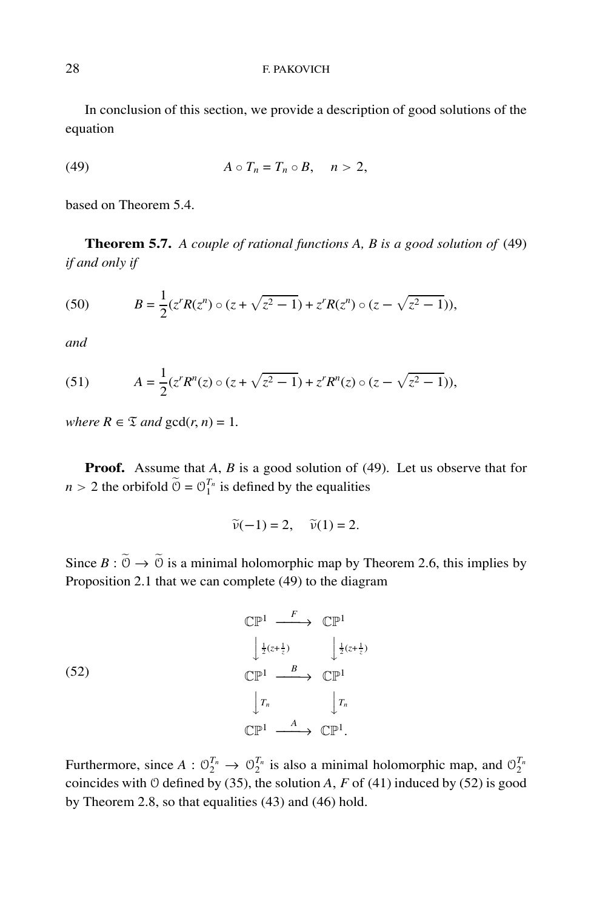In conclusion of this section, we provide a description of good solutions of the equation

$$A \circ T_n = T_n \circ B, \quad n > 2, \tag{49}$$

based on Theorem 5.4.

**Theorem 5.7.** *A couple of rational functions A, B is a good solution of* (49) *if and only if*

$$B = \frac{1}{2}(z^r R(z^n) \circ (z + \sqrt{z^2 - 1}) + z^r R(z^n) \circ (z - \sqrt{z^2 - 1})), \tag{50}$$

*and*

$$A = \frac{1}{2}(z^r R^n(z) \circ (z + \sqrt{z^2 - 1}) + z^r R^n(z) \circ (z - \sqrt{z^2 - 1})), \tag{51}$$

*where* $R \in \mathfrak{T}$ *and* $\gcd(r, n) = 1$.

**Proof.** Assume that $A$, $B$ is a good solution of (49). Let us observe that for $n > 2$ the orbifold $\widetilde{\mathcal{O}} = \mathcal{O}_1^{T_n}$ is defined by the equalities

$$\widetilde{\nu}(-1) = 2, \quad \widetilde{\nu}(1) = 2.$$

Since $B : \widetilde{\mathcal{O}} \to \widetilde{\mathcal{O}}$ is a minimal holomorphic map by Theorem 2.6, this implies by Proposition 2.1 that we can complete (49) to the diagram

$$\begin{array}{ccc} \mathbb{CP}^1 & \xrightarrow{F} & \mathbb{CP}^1 \\ \Big\downarrow \frac{1}{2}(z+\frac{1}{z}) & & \Big\downarrow \frac{1}{2}(z+\frac{1}{z}) \\ \mathbb{CP}^1 & \xrightarrow{B} & \mathbb{CP}^1 \\ \Big\downarrow T_n & & \Big\downarrow T_n \\ \mathbb{CP}^1 & \xrightarrow{A} & \mathbb{CP}^1. \end{array} \tag{52}$$

Furthermore, since $A : \mathcal{O}_2^{T_n} \to \mathcal{O}_2^{T_n}$ is also a minimal holomorphic map, and $\mathcal{O}_2^{T_n}$ coincides with $\mathcal{O}$ defined by (35), the solution $A$, $F$ of (41) induced by (52) is good by Theorem 2.8, so that equalities (43) and (46) hold.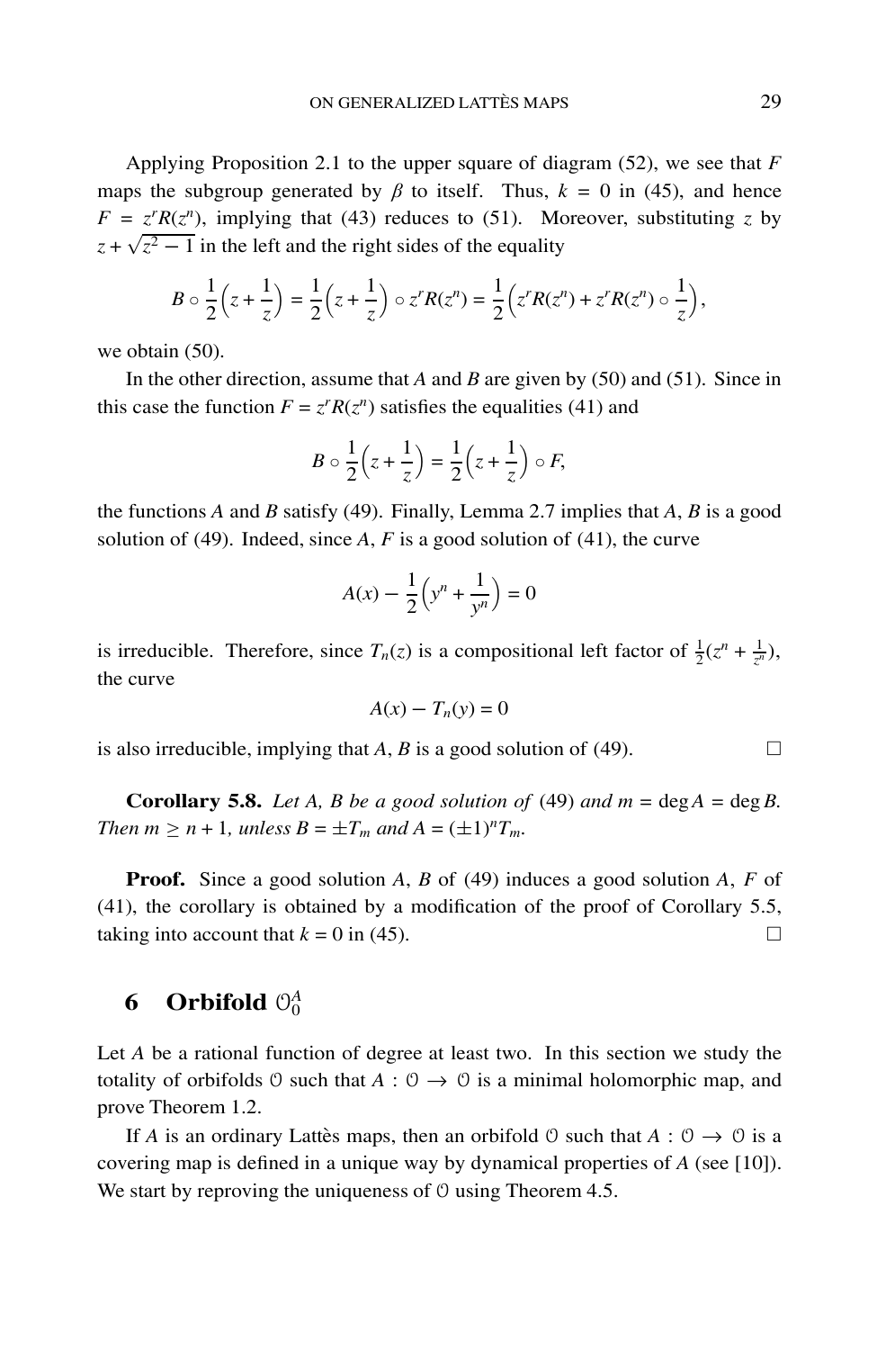Applying Proposition 2.1 to the upper square of diagram (52), we see that $F$ maps the subgroup generated by $\beta$ to itself. Thus, $k = 0$ in (45), and hence $F = z^r R(z^n)$, implying that (43) reduces to (51). Moreover, substituting $z$ by $z + \sqrt{z^2 - 1}$ in the left and the right sides of the equality

$$B \circ \frac{1}{2}\Big(z + \frac{1}{z}\Big) = \frac{1}{2}\Big(z + \frac{1}{z}\Big) \circ z^r R(z^n) = \frac{1}{2}\Big(z^r R(z^n) + z^r R(z^n) \circ \frac{1}{z}\Big),$$

we obtain (50).

In the other direction, assume that $A$ and $B$ are given by (50) and (51). Since in this case the function $F = z^r R(z^n)$ satisfies the equalities (41) and

$$B \circ \frac{1}{2}\Big(z + \frac{1}{z}\Big) = \frac{1}{2}\Big(z + \frac{1}{z}\Big) \circ F,$$

the functions $A$ and $B$ satisfy (49). Finally, Lemma 2.7 implies that $A$, $B$ is a good solution of (49). Indeed, since $A$, $F$ is a good solution of (41), the curve

$$A(x) - \frac{1}{2}\Big(y^n + \frac{1}{y^n}\Big) = 0$$

is irreducible. Therefore, since $T_n(z)$ is a compositional left factor of $\frac{1}{2}(z^n + \frac{1}{z^n})$, the curve

$$A(x) - T_n(y) = 0$$

is also irreducible, implying that $A$, $B$ is a good solution of (49). □

**Corollary 5.8.** *Let $A$, $B$ be a good solution of* (49) *and $m = \deg A = \deg B$. Then $m \geq n + 1$, unless $B = \pm T_m$ and $A = (\pm 1)^n T_m$.*

**Proof.** Since a good solution $A$, $B$ of (49) induces a good solution $A$, $F$ of (41), the corollary is obtained by a modification of the proof of Corollary 5.5, taking into account that $k = 0$ in (45). □

## 6 Orbifold $\mathcal{O}_0^A$

Let $A$ be a rational function of degree at least two. In this section we study the totality of orbifolds $\mathcal{O}$ such that $A : \mathcal{O} \to \mathcal{O}$ is a minimal holomorphic map, and prove Theorem 1.2.

If $A$ is an ordinary Lattès maps, then an orbifold $\mathcal{O}$ such that $A : \mathcal{O} \to \mathcal{O}$ is a covering map is defined in a unique way by dynamical properties of $A$ (see [10]). We start by reproving the uniqueness of $\mathcal{O}$ using Theorem 4.5.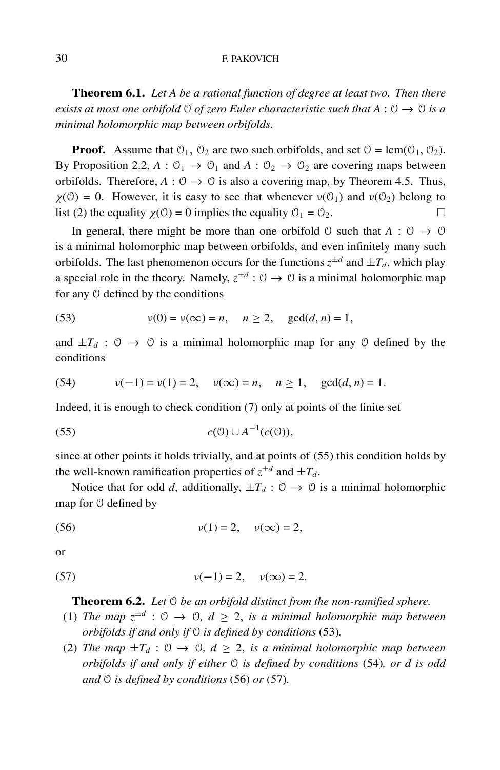**Theorem 6.1.** *Let $A$ be a rational function of degree at least two. Then there exists at most one orbifold $\mathcal{O}$ of zero Euler characteristic such that $A : \mathcal{O} \to \mathcal{O}$ is a minimal holomorphic map between orbifolds.*

**Proof.** Assume that $\mathcal{O}_1$, $\mathcal{O}_2$ are two such orbifolds, and set $\mathcal{O} = \text{lcm}(\mathcal{O}_1, \mathcal{O}_2)$. By Proposition 2.2, $A : \mathcal{O}_1 \to \mathcal{O}_1$ and $A : \mathcal{O}_2 \to \mathcal{O}_2$ are covering maps between orbifolds. Therefore, $A : \mathcal{O} \to \mathcal{O}$ is also a covering map, by Theorem 4.5. Thus, $\chi(\mathcal{O}) = 0$. However, it is easy to see that whenever $\nu(\mathcal{O}_1)$ and $\nu(\mathcal{O}_2)$ belong to list (2) the equality $\chi(\mathcal{O}) = 0$ implies the equality $\mathcal{O}_1 = \mathcal{O}_2$. □

In general, there might be more than one orbifold $\mathcal{O}$ such that $A : \mathcal{O} \to \mathcal{O}$ is a minimal holomorphic map between orbifolds, and even infinitely many such orbifolds. The last phenomenon occurs for the functions $z^{\pm d}$ and $\pm T_d$, which play a special role in the theory. Namely, $z^{\pm d} : \mathcal{O} \to \mathcal{O}$ is a minimal holomorphic map for any $\mathcal{O}$ defined by the conditions

$$\nu(0) = \nu(\infty) = n, \quad n \geq 2, \quad \gcd(d, n) = 1, \tag{53}$$

and $\pm T_d : \mathcal{O} \to \mathcal{O}$ is a minimal holomorphic map for any $\mathcal{O}$ defined by the conditions

$$\nu(-1) = \nu(1) = 2, \quad \nu(\infty) = n, \quad n \geq 1, \quad \gcd(d, n) = 1. \tag{54}$$

Indeed, it is enough to check condition (7) only at points of the finite set

$$c(\mathcal{O}) \cup A^{-1}(c(\mathcal{O})), \tag{55}$$

since at other points it holds trivially, and at points of (55) this condition holds by the well-known ramification properties of $z^{\pm d}$ and $\pm T_d$.

Notice that for odd $d$, additionally, $\pm T_d : \mathcal{O} \to \mathcal{O}$ is a minimal holomorphic map for $\mathcal{O}$ defined by

$$\nu(1) = 2, \quad \nu(\infty) = 2, \tag{56}$$

or

$$\nu(-1) = 2, \quad \nu(\infty) = 2. \tag{57}$$

**Theorem 6.2.** *Let $\mathcal{O}$ be an orbifold distinct from the non-ramified sphere.*

1. *The map $z^{\pm d} : \mathcal{O} \to \mathcal{O}$, $d \geq 2$, is a minimal holomorphic map between orbifolds if and only if $\mathcal{O}$ is defined by conditions* (53)*.*
2. *The map $\pm T_d : \mathcal{O} \to \mathcal{O}$, $d \geq 2$, is a minimal holomorphic map between orbifolds if and only if either $\mathcal{O}$ is defined by conditions* (54)*, or $d$ is odd and $\mathcal{O}$ is defined by conditions* (56) *or* (57)*.*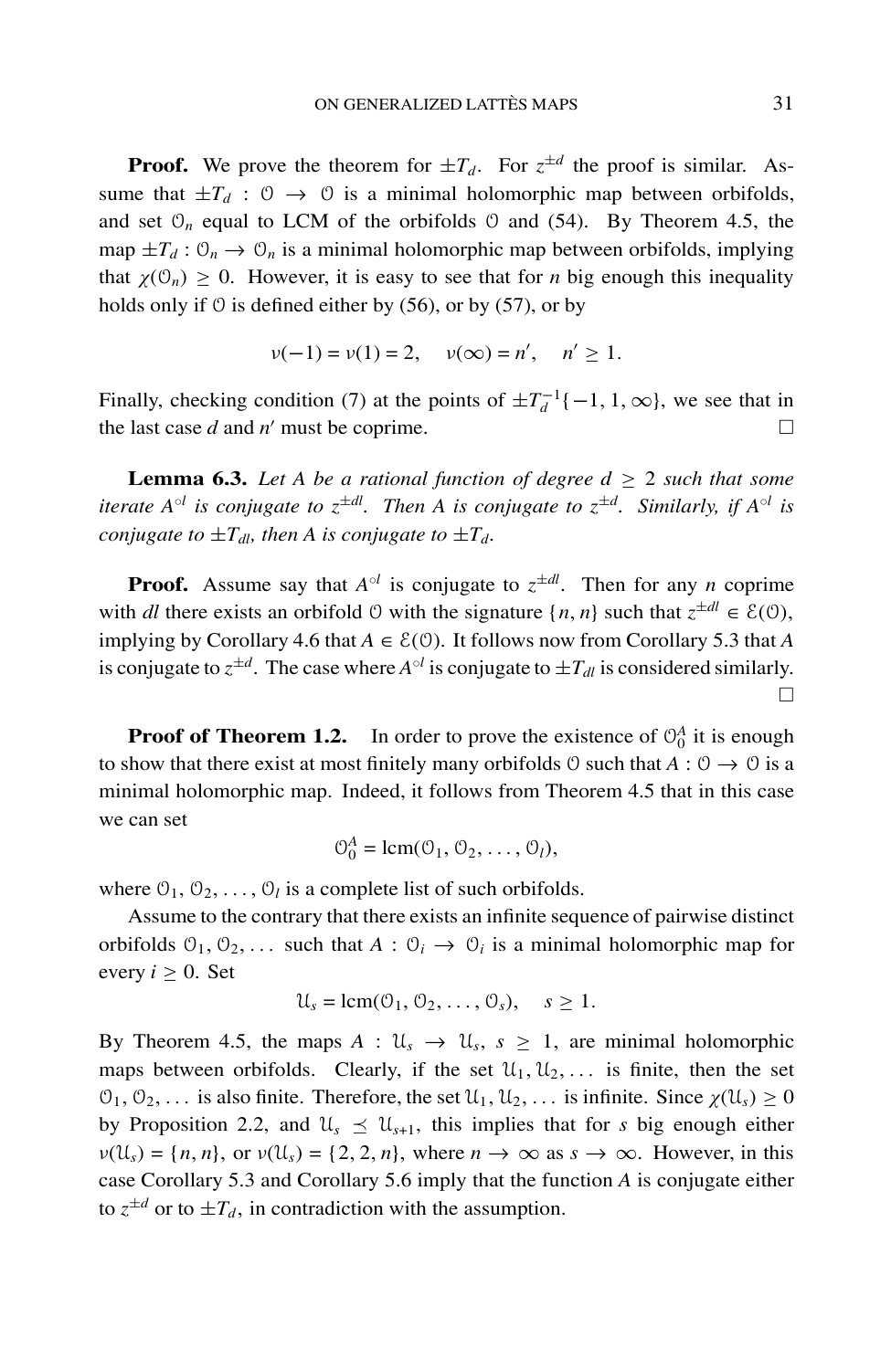**Proof.** We prove the theorem for $\pm T_d$. For $z^{\pm d}$ the proof is similar. Assume that $\pm T_d : \mathcal{O} \to \mathcal{O}$ is a minimal holomorphic map between orbifolds, and set $\mathcal{O}_n$ equal to LCM of the orbifolds $\mathcal{O}$ and (54). By Theorem 4.5, the map $\pm T_d : \mathcal{O}_n \to \mathcal{O}_n$ is a minimal holomorphic map between orbifolds, implying that $\chi(\mathcal{O}_n) \geq 0$. However, it is easy to see that for $n$ big enough this inequality holds only if $\mathcal{O}$ is defined either by (56), or by (57), or by

$$\nu(-1) = \nu(1) = 2, \quad \nu(\infty) = n', \quad n' \geq 1.$$

Finally, checking condition (7) at the points of $\pm T_d^{-1}\{-1, 1, \infty\}$, we see that in the last case $d$ and $n'$ must be coprime. □

**Lemma 6.3.** *Let $A$ be a rational function of degree $d \geq 2$ such that some iterate $A^{\circ l}$ is conjugate to $z^{\pm dl}$. Then $A$ is conjugate to $z^{\pm d}$. Similarly, if $A^{\circ l}$ is conjugate to $\pm T_{dl}$, then $A$ is conjugate to $\pm T_d$.*

**Proof.** Assume say that $A^{\circ l}$ is conjugate to $z^{\pm dl}$. Then for any $n$ coprime with $dl$ there exists an orbifold $\mathcal{O}$ with the signature $\{n, n\}$ such that $z^{\pm dl} \in \mathcal{E}(\mathcal{O})$, implying by Corollary 4.6 that $A \in \mathcal{E}(\mathcal{O})$. It follows now from Corollary 5.3 that $A$ is conjugate to $z^{\pm d}$. The case where $A^{\circ l}$ is conjugate to $\pm T_{dl}$ is considered similarly. □

**Proof of Theorem 1.2.** In order to prove the existence of $\mathcal{O}_0^A$ it is enough to show that there exist at most finitely many orbifolds $\mathcal{O}$ such that $A : \mathcal{O} \to \mathcal{O}$ is a minimal holomorphic map. Indeed, it follows from Theorem 4.5 that in this case we can set

$$\mathcal{O}_0^A = \mathrm{lcm}(\mathcal{O}_1, \mathcal{O}_2, \ldots, \mathcal{O}_l),$$

where $\mathcal{O}_1, \mathcal{O}_2, \ldots, \mathcal{O}_l$ is a complete list of such orbifolds.

Assume to the contrary that there exists an infinite sequence of pairwise distinct orbifolds $\mathcal{O}_1, \mathcal{O}_2, \ldots$ such that $A : \mathcal{O}_i \to \mathcal{O}_i$ is a minimal holomorphic map for every $i \geq 0$. Set

$$\mathcal{U}_s = \mathrm{lcm}(\mathcal{O}_1, \mathcal{O}_2, \ldots, \mathcal{O}_s), \quad s \geq 1.$$

By Theorem 4.5, the maps $A : \mathcal{U}_s \to \mathcal{U}_s$, $s \geq 1$, are minimal holomorphic maps between orbifolds. Clearly, if the set $\mathcal{U}_1, \mathcal{U}_2, \ldots$ is finite, then the set $\mathcal{O}_1, \mathcal{O}_2, \ldots$ is also finite. Therefore, the set $\mathcal{U}_1, \mathcal{U}_2, \ldots$ is infinite. Since $\chi(\mathcal{U}_s) \geq 0$ by Proposition 2.2, and $\mathcal{U}_s \preceq \mathcal{U}_{s+1}$, this implies that for $s$ big enough either $\nu(\mathcal{U}_s) = \{n, n\}$, or $\nu(\mathcal{U}_s) = \{2, 2, n\}$, where $n \to \infty$ as $s \to \infty$. However, in this case Corollary 5.3 and Corollary 5.6 imply that the function $A$ is conjugate either to $z^{\pm d}$ or to $\pm T_d$, in contradiction with the assumption.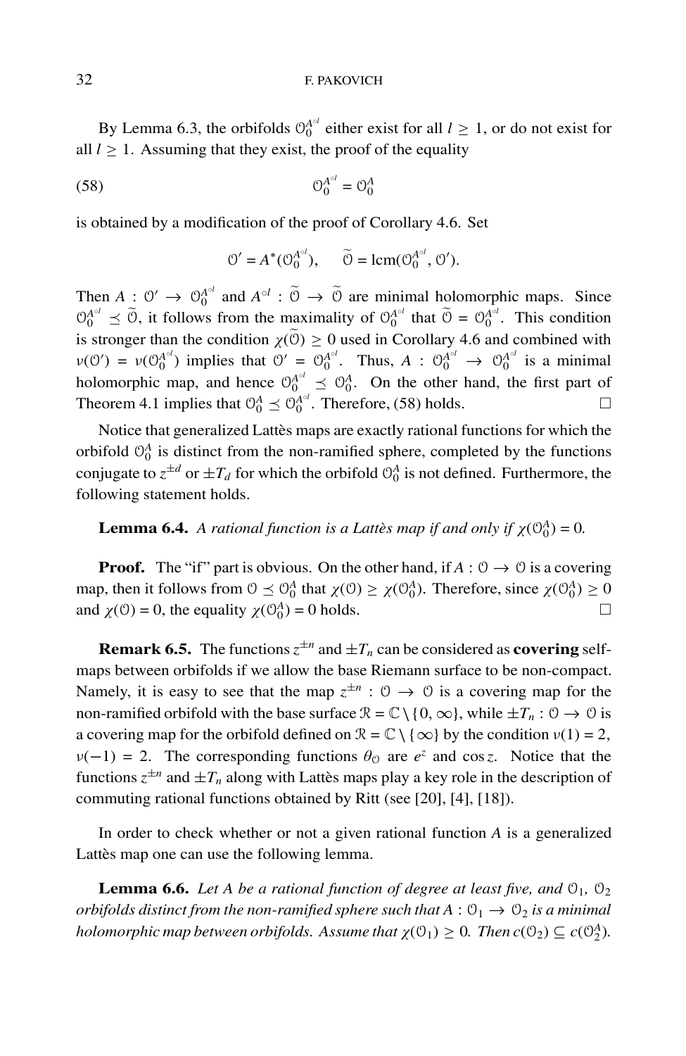By Lemma 6.3, the orbifolds $\mathcal{O}_0^{A^{\circ l}}$ either exist for all $l \geq 1$, or do not exist for all $l \geq 1$. Assuming that they exist, the proof of the equality

$$\mathcal{O}_0^{A^{\circ l}} = \mathcal{O}_0^{A} \tag{58}$$

is obtained by a modification of the proof of Corollary 4.6. Set

$$\mathcal{O}' = A^*(\mathcal{O}_0^{A^{\circ l}}), \qquad \widetilde{\mathcal{O}} = \operatorname{lcm}(\mathcal{O}_0^{A^{\circ l}}, \mathcal{O}').$$

Then $A : \mathcal{O}' \to \mathcal{O}_0^{A^{\circ l}}$ and $A^{\circ l} : \widetilde{\mathcal{O}} \to \widetilde{\mathcal{O}}$ are minimal holomorphic maps. Since $\mathcal{O}_0^{A^{\circ l}} \preceq \widetilde{\mathcal{O}}$, it follows from the maximality of $\mathcal{O}_0^{A^{\circ l}}$ that $\widetilde{\mathcal{O}} = \mathcal{O}_0^{A^{\circ l}}$. This condition is stronger than the condition $\chi(\widetilde{\mathcal{O}}) \geq 0$ used in Corollary 4.6 and combined with $\nu(\mathcal{O}') = \nu(\mathcal{O}_0^{A^{\circ l}})$ implies that $\mathcal{O}' = \mathcal{O}_0^{A^{\circ l}}$. Thus, $A : \mathcal{O}_0^{A^{\circ l}} \to \mathcal{O}_0^{A^{\circ l}}$ is a minimal holomorphic map, and hence $\mathcal{O}_0^{A^{\circ l}} \preceq \mathcal{O}_0^{A}$. On the other hand, the first part of Theorem 4.1 implies that $\mathcal{O}_0^{A} \preceq \mathcal{O}_0^{A^{\circ l}}$. Therefore, (58) holds. □

Notice that generalized Lattès maps are exactly rational functions for which the orbifold $\mathcal{O}_0^{A}$ is distinct from the non-ramified sphere, completed by the functions conjugate to $z^{\pm d}$ or $\pm T_d$ for which the orbifold $\mathcal{O}_0^{A}$ is not defined. Furthermore, the following statement holds.

**Lemma 6.4.** *A rational function is a Lattès map if and only if $\chi(\mathcal{O}_0^{A}) = 0$.*

**Proof.** The "if" part is obvious. On the other hand, if $A : \mathcal{O} \to \mathcal{O}$ is a covering map, then it follows from $\mathcal{O} \preceq \mathcal{O}_0^{A}$ that $\chi(\mathcal{O}) \geq \chi(\mathcal{O}_0^{A})$. Therefore, since $\chi(\mathcal{O}_0^{A}) \geq 0$ and $\chi(\mathcal{O}) = 0$, the equality $\chi(\mathcal{O}_0^{A}) = 0$ holds. □

**Remark 6.5.** The functions $z^{\pm n}$ and $\pm T_n$ can be considered as **covering** self-maps between orbifolds if we allow the base Riemann surface to be non-compact. Namely, it is easy to see that the map $z^{\pm n} : \mathcal{O} \to \mathcal{O}$ is a covering map for the non-ramified orbifold with the base surface $\mathcal{R} = \mathbb{C} \setminus \{0, \infty\}$, while $\pm T_n : \mathcal{O} \to \mathcal{O}$ is a covering map for the orbifold defined on $\mathcal{R} = \mathbb{C} \setminus \{\infty\}$ by the condition $\nu(1) = 2$, $\nu(-1) = 2$. The corresponding functions $\theta_{\mathcal{O}}$ are $e^z$ and $\cos z$. Notice that the functions $z^{\pm n}$ and $\pm T_n$ along with Lattès maps play a key role in the description of commuting rational functions obtained by Ritt (see [20], [4], [18]).

In order to check whether or not a given rational function $A$ is a generalized Lattès map one can use the following lemma.

**Lemma 6.6.** *Let $A$ be a rational function of degree at least five, and $\mathcal{O}_1$, $\mathcal{O}_2$ orbifolds distinct from the non-ramified sphere such that $A : \mathcal{O}_1 \to \mathcal{O}_2$ is a minimal holomorphic map between orbifolds. Assume that $\chi(\mathcal{O}_1) \geq 0$. Then $c(\mathcal{O}_2) \subseteq c(\mathcal{O}_2^{A})$.*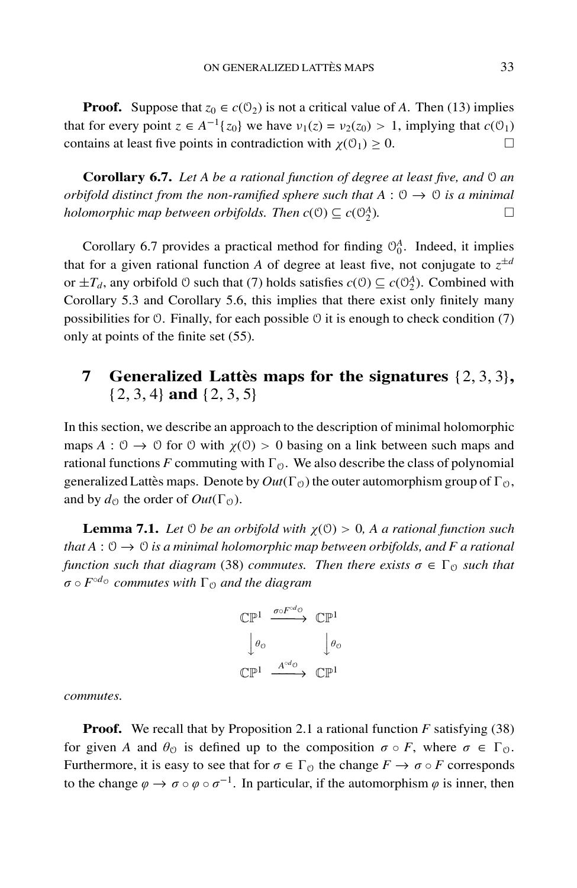**Proof.** Suppose that $z_0 \in c(\mathcal{O}_2)$ is not a critical value of $A$. Then (13) implies that for every point $z \in A^{-1}\{z_0\}$ we have $\nu_1(z) = \nu_2(z_0) > 1$, implying that $c(\mathcal{O}_1)$ contains at least five points in contradiction with $\chi(\mathcal{O}_1) \geq 0$. □

**Corollary 6.7.** *Let $A$ be a rational function of degree at least five, and $\mathcal{O}$ an orbifold distinct from the non-ramified sphere such that $A : \mathcal{O} \to \mathcal{O}$ is a minimal holomorphic map between orbifolds. Then $c(\mathcal{O}) \subseteq c(\mathcal{O}_2^A)$.* □

Corollary 6.7 provides a practical method for finding $\mathcal{O}_0^A$. Indeed, it implies that for a given rational function $A$ of degree at least five, not conjugate to $z^{\pm d}$ or $\pm T_d$, any orbifold $\mathcal{O}$ such that (7) holds satisfies $c(\mathcal{O}) \subseteq c(\mathcal{O}_2^A)$. Combined with Corollary 5.3 and Corollary 5.6, this implies that there exist only finitely many possibilities for $\mathcal{O}$. Finally, for each possible $\mathcal{O}$ it is enough to check condition (7) only at points of the finite set (55).

## 7 Generalized Lattès maps for the signatures $\{2, 3, 3\}$, $\{2, 3, 4\}$ and $\{2, 3, 5\}$

In this section, we describe an approach to the description of minimal holomorphic maps $A : \mathcal{O} \to \mathcal{O}$ for $\mathcal{O}$ with $\chi(\mathcal{O}) > 0$ basing on a link between such maps and rational functions $F$ commuting with $\Gamma_{\mathcal{O}}$. We also describe the class of polynomial generalized Lattès maps. Denote by $Out(\Gamma_{\mathcal{O}})$ the outer automorphism group of $\Gamma_{\mathcal{O}}$, and by $d_{\mathcal{O}}$ the order of $Out(\Gamma_{\mathcal{O}})$.

**Lemma 7.1.** *Let $\mathcal{O}$ be an orbifold with $\chi(\mathcal{O}) > 0$, $A$ a rational function such that $A : \mathcal{O} \to \mathcal{O}$ is a minimal holomorphic map between orbifolds, and $F$ a rational function such that diagram* (38) *commutes. Then there exists $\sigma \in \Gamma_{\mathcal{O}}$ such that $\sigma \circ F^{\circ d_{\mathcal{O}}}$ commutes with $\Gamma_{\mathcal{O}}$ and the diagram*

$$\begin{array}{ccc}
\mathbb{CP}^1 & \xrightarrow{\sigma \circ F^{\circ d_{\mathcal{O}}}} & \mathbb{CP}^1 \\
\downarrow{\theta_{\mathcal{O}}} & & \downarrow{\theta_{\mathcal{O}}} \\
\mathbb{CP}^1 & \xrightarrow{A^{\circ d_{\mathcal{O}}}} & \mathbb{CP}^1
\end{array}$$

*commutes.*

**Proof.** We recall that by Proposition 2.1 a rational function $F$ satisfying (38) for given $A$ and $\theta_{\mathcal{O}}$ is defined up to the composition $\sigma \circ F$, where $\sigma \in \Gamma_{\mathcal{O}}$. Furthermore, it is easy to see that for $\sigma \in \Gamma_{\mathcal{O}}$ the change $F \to \sigma \circ F$ corresponds to the change $\varphi \to \sigma \circ \varphi \circ \sigma^{-1}$. In particular, if the automorphism $\varphi$ is inner, then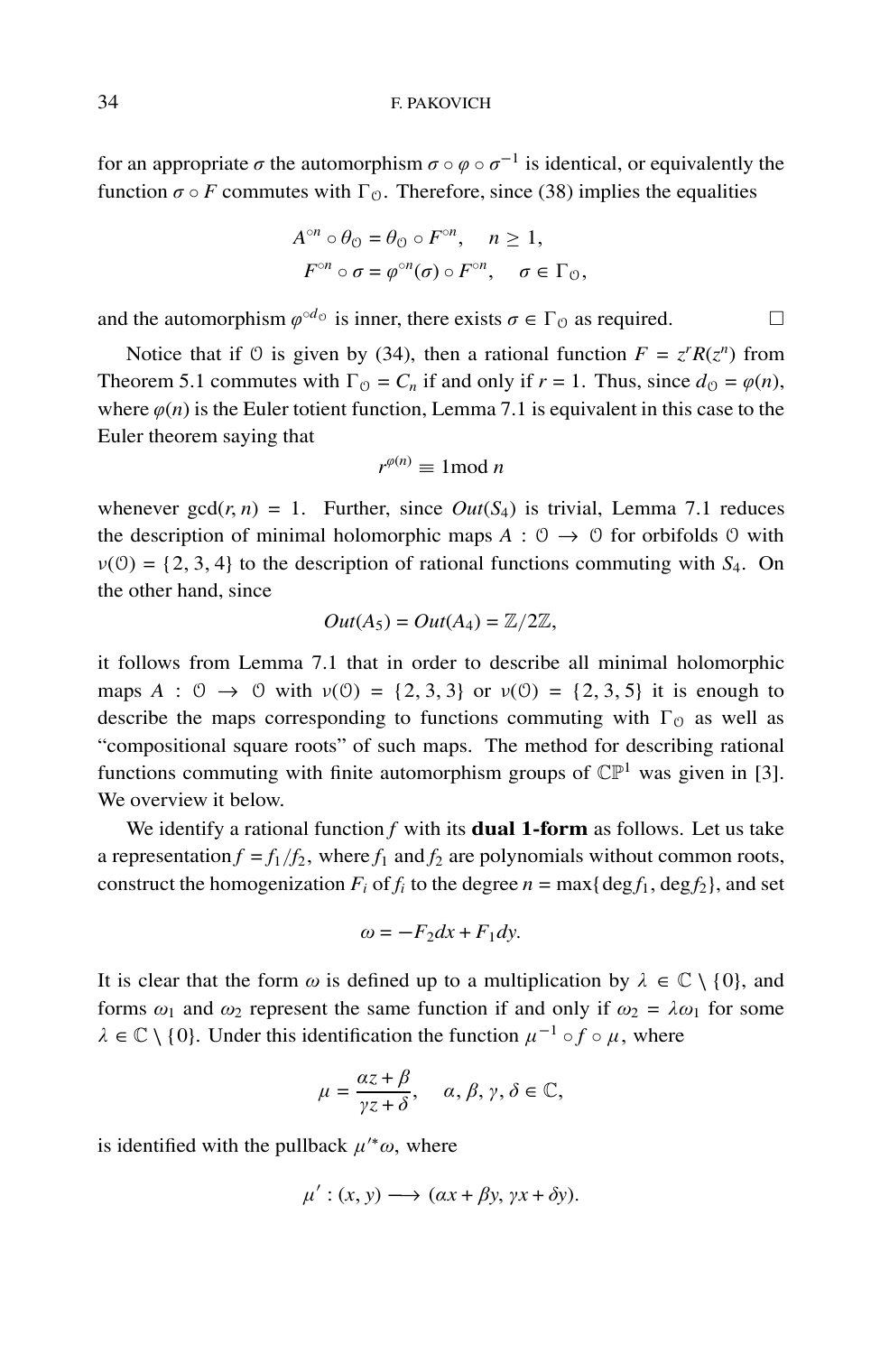for an appropriate $\sigma$ the automorphism $\sigma \circ \varphi \circ \sigma^{-1}$ is identical, or equivalently the function $\sigma \circ F$ commutes with $\Gamma_{\mathcal{O}}$. Therefore, since (38) implies the equalities

$$A^{\circ n} \circ \theta_{\mathcal{O}} = \theta_{\mathcal{O}} \circ F^{\circ n}, \quad n \geq 1,$$
$$F^{\circ n} \circ \sigma = \varphi^{\circ n}(\sigma) \circ F^{\circ n}, \quad \sigma \in \Gamma_{\mathcal{O}},$$

and the automorphism $\varphi^{\circ d_{\mathcal{O}}}$ is inner, there exists $\sigma \in \Gamma_{\mathcal{O}}$ as required. □

Notice that if $\mathcal{O}$ is given by (34), then a rational function $F = z^r R(z^n)$ from Theorem 5.1 commutes with $\Gamma_{\mathcal{O}} = C_n$ if and only if $r = 1$. Thus, since $d_{\mathcal{O}} = \varphi(n)$, where $\varphi(n)$ is the Euler totient function, Lemma 7.1 is equivalent in this case to the Euler theorem saying that

$$r^{\varphi(n)} \equiv 1 \bmod n$$

whenever $\gcd(r, n) = 1$. Further, since $Out(S_4)$ is trivial, Lemma 7.1 reduces the description of minimal holomorphic maps $A : \mathcal{O} \to \mathcal{O}$ for orbifolds $\mathcal{O}$ with $\nu(\mathcal{O}) = \{2, 3, 4\}$ to the description of rational functions commuting with $S_4$. On the other hand, since

$$Out(A_5) = Out(A_4) = \mathbb{Z}/2\mathbb{Z},$$

it follows from Lemma 7.1 that in order to describe all minimal holomorphic maps $A : \mathcal{O} \to \mathcal{O}$ with $\nu(\mathcal{O}) = \{2, 3, 3\}$ or $\nu(\mathcal{O}) = \{2, 3, 5\}$ it is enough to describe the maps corresponding to functions commuting with $\Gamma_{\mathcal{O}}$ as well as "compositional square roots" of such maps. The method for describing rational functions commuting with finite automorphism groups of $\mathbb{CP}^1$ was given in [3]. We overview it below.

We identify a rational function $f$ with its **dual 1-form** as follows. Let us take a representation $f = f_1/f_2$, where $f_1$ and $f_2$ are polynomials without common roots, construct the homogenization $F_i$ of $f_i$ to the degree $n = \max\{\deg f_1, \deg f_2\}$, and set

$$\omega = -F_2 dx + F_1 dy.$$

It is clear that the form $\omega$ is defined up to a multiplication by $\lambda \in \mathbb{C} \setminus \{0\}$, and forms $\omega_1$ and $\omega_2$ represent the same function if and only if $\omega_2 = \lambda\omega_1$ for some $\lambda \in \mathbb{C} \setminus \{0\}$. Under this identification the function $\mu^{-1} \circ f \circ \mu$, where

$$\mu = \frac{\alpha z + \beta}{\gamma z + \delta}, \quad \alpha, \beta, \gamma, \delta \in \mathbb{C},$$

is identified with the pullback $\mu'^{*}\omega$, where

$$\mu' : (x, y) \longrightarrow (\alpha x + \beta y, \gamma x + \delta y).$$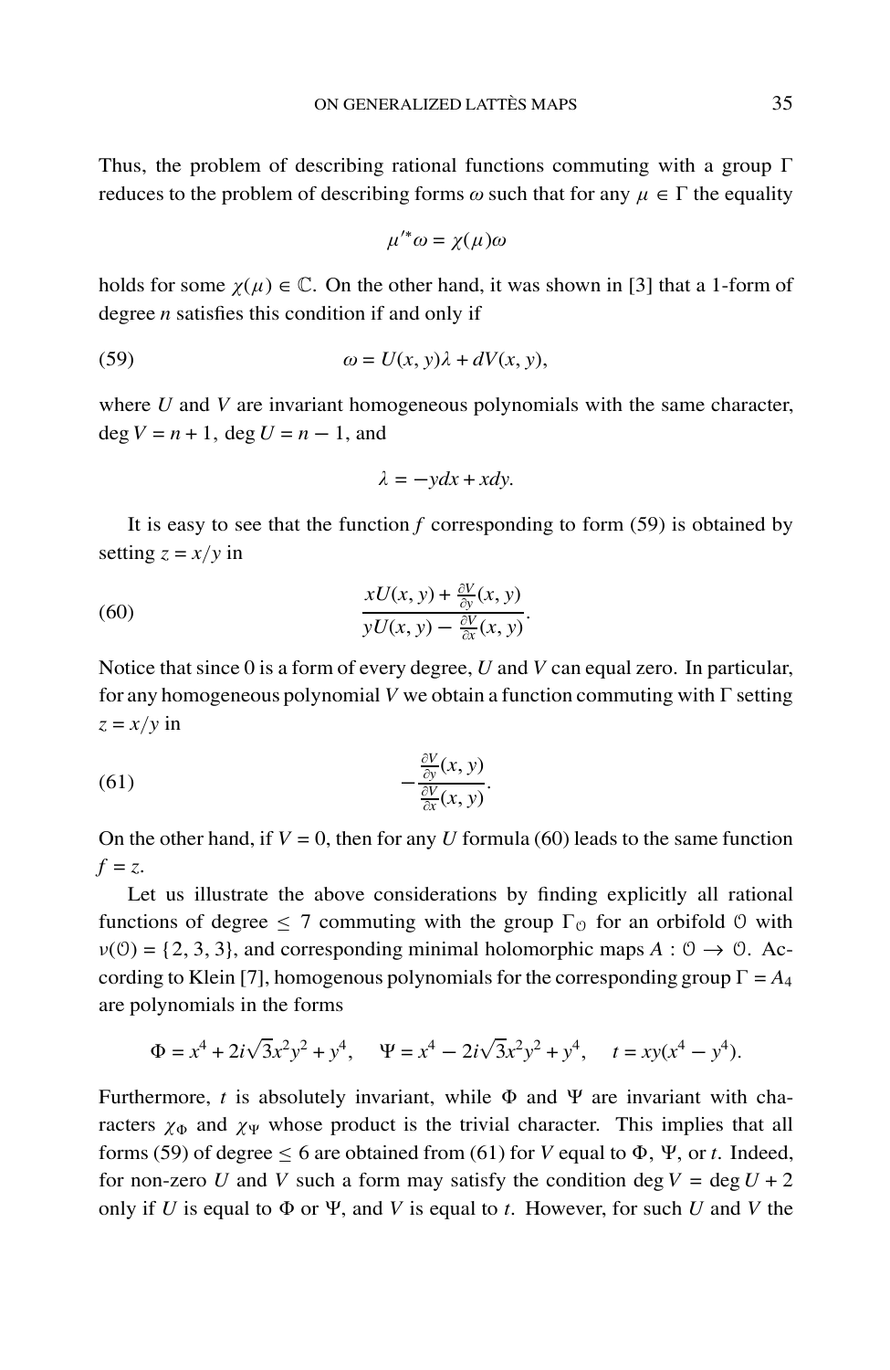Thus, the problem of describing rational functions commuting with a group $\Gamma$ reduces to the problem of describing forms $\omega$ such that for any $\mu \in \Gamma$ the equality

$$\mu'^{*}\omega = \chi(\mu)\omega$$

holds for some $\chi(\mu) \in \mathbb{C}$. On the other hand, it was shown in [3] that a 1-form of degree $n$ satisfies this condition if and only if

$$\omega = U(x, y)\lambda + dV(x, y), \tag{59}$$

where $U$ and $V$ are invariant homogeneous polynomials with the same character, $\deg V = n + 1$, $\deg U = n - 1$, and

$$\lambda = -ydx + xdy.$$

It is easy to see that the function $f$ corresponding to form (59) is obtained by setting $z = x/y$ in

$$\frac{xU(x, y) + \frac{\partial V}{\partial y}(x, y)}{yU(x, y) - \frac{\partial V}{\partial x}(x, y)}. \tag{60}$$

Notice that since 0 is a form of every degree, $U$ and $V$ can equal zero. In particular, for any homogeneous polynomial $V$ we obtain a function commuting with $\Gamma$ setting $z = x/y$ in

$$-\frac{\frac{\partial V}{\partial y}(x, y)}{\frac{\partial V}{\partial x}(x, y)}. \tag{61}$$

On the other hand, if $V = 0$, then for any $U$ formula (60) leads to the same function $f = z$.

Let us illustrate the above considerations by finding explicitly all rational functions of degree $\leq 7$ commuting with the group $\Gamma_{\mathcal{O}}$ for an orbifold $\mathcal{O}$ with $\nu(\mathcal{O}) = \{2, 3, 3\}$, and corresponding minimal holomorphic maps $A : \mathcal{O} \to \mathcal{O}$. According to Klein [7], homogenous polynomials for the corresponding group $\Gamma = A_4$ are polynomials in the forms

$$\Phi = x^4 + 2i\sqrt{3}x^2y^2 + y^4, \quad \Psi = x^4 - 2i\sqrt{3}x^2y^2 + y^4, \quad t = xy(x^4 - y^4).$$

Furthermore, $t$ is absolutely invariant, while $\Phi$ and $\Psi$ are invariant with characters $\chi_\Phi$ and $\chi_\Psi$ whose product is the trivial character. This implies that all forms (59) of degree $\leq 6$ are obtained from (61) for $V$ equal to $\Phi$, $\Psi$, or $t$. Indeed, for non-zero $U$ and $V$ such a form may satisfy the condition $\deg V = \deg U + 2$ only if $U$ is equal to $\Phi$ or $\Psi$, and $V$ is equal to $t$. However, for such $U$ and $V$ the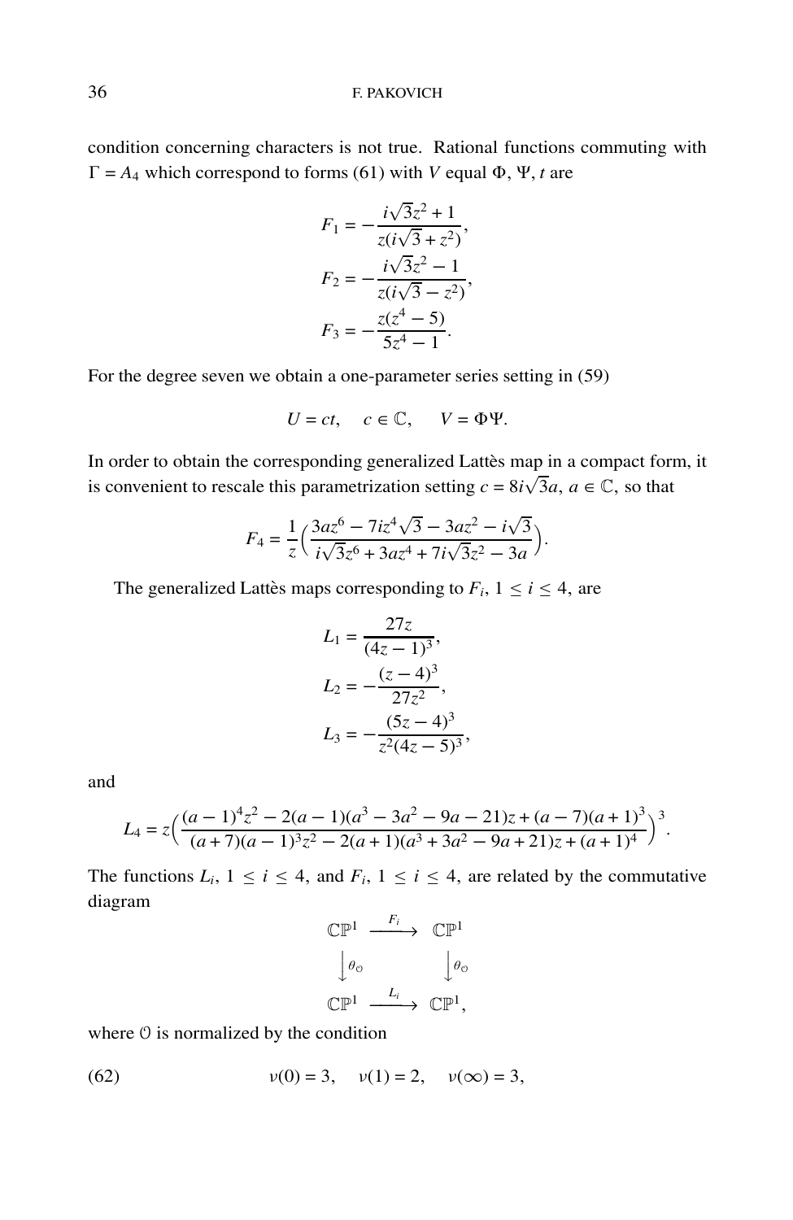condition concerning characters is not true. Rational functions commuting with $\Gamma = A_4$ which correspond to forms (61) with $V$ equal $\Phi$, $\Psi$, $t$ are

$$F_1 = -\frac{i\sqrt{3}z^2 + 1}{z(i\sqrt{3} + z^2)},$$
$$F_2 = -\frac{i\sqrt{3}z^2 - 1}{z(i\sqrt{3} - z^2)},$$
$$F_3 = -\frac{z(z^4 - 5)}{5z^4 - 1}.$$

For the degree seven we obtain a one-parameter series setting in (59)

$$U = ct, \quad c \in \mathbb{C}, \quad V = \Phi\Psi.$$

In order to obtain the corresponding generalized Lattès map in a compact form, it is convenient to rescale this parametrization setting $c = 8i\sqrt{3}a$, $a \in \mathbb{C}$, so that

$$F_4 = \frac{1}{z}\Big(\frac{3az^6 - 7iz^4\sqrt{3} - 3az^2 - i\sqrt{3}}{i\sqrt{3}z^6 + 3az^4 + 7i\sqrt{3}z^2 - 3a}\Big).$$

The generalized Lattès maps corresponding to $F_i$, $1 \le i \le 4$, are

$$L_1 = \frac{27z}{(4z-1)^3},$$
$$L_2 = -\frac{(z-4)^3}{27z^2},$$
$$L_3 = -\frac{(5z-4)^3}{z^2(4z-5)^3},$$

and

$$L_4 = z\Big(\frac{(a-1)^4z^2 - 2(a-1)(a^3 - 3a^2 - 9a - 21)z + (a-7)(a+1)^3}{(a+7)(a-1)^3z^2 - 2(a+1)(a^3 + 3a^2 - 9a + 21)z + (a+1)^4}\Big)^3.$$

The functions $L_i$, $1 \le i \le 4$, and $F_i$, $1 \le i \le 4$, are related by the commutative diagram

$$\begin{array}{ccc} \mathbb{CP}^1 & \xrightarrow{F_i} & \mathbb{CP}^1 \\ \big\downarrow \theta_{\mathcal{O}} & & \big\downarrow \theta_{\mathcal{O}} \\ \mathbb{CP}^1 & \xrightarrow{L_i} & \mathbb{CP}^1, \end{array}$$

where $\mathcal{O}$ is normalized by the condition

$$\nu(0) = 3, \quad \nu(1) = 2, \quad \nu(\infty) = 3, \tag{62}$$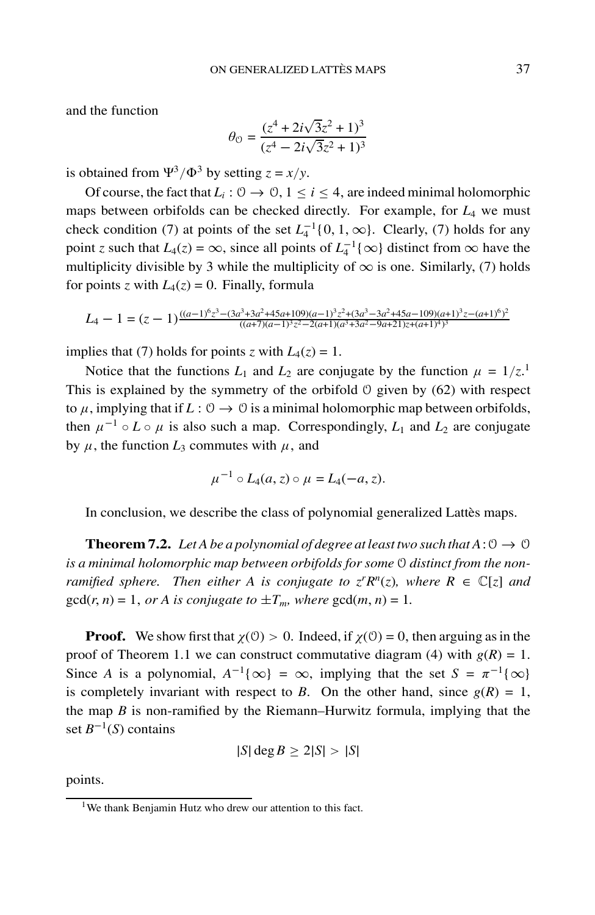and the function

$$\theta_{\mathcal{O}} = \frac{(z^4 + 2i\sqrt{3}z^2 + 1)^3}{(z^4 - 2i\sqrt{3}z^2 + 1)^3}$$

is obtained from $\Psi^3/\Phi^3$ by setting $z = x/y$.

Of course, the fact that $L_i : \mathcal{O} \to \mathcal{O}$, $1 \leq i \leq 4$, are indeed minimal holomorphic maps between orbifolds can be checked directly. For example, for $L_4$ we must check condition (7) at points of the set $L_4^{-1}\{0, 1, \infty\}$. Clearly, (7) holds for any point $z$ such that $L_4(z) = \infty$, since all points of $L_4^{-1}\{\infty\}$ distinct from $\infty$ have the multiplicity divisible by 3 while the multiplicity of $\infty$ is one. Similarly, (7) holds for points $z$ with $L_4(z) = 0$. Finally, formula

$$L_4 - 1 = (z-1)\frac{((a-1)^6z^3-(3a^3+3a^2+45a+109)(a-1)^3z^2+(3a^3-3a^2+45a-109)(a+1)^3z-(a+1)^6)^2}{((a+7)(a-1)^3z^2-2(a+1)(a^3+3a^2-9a+21)z+(a+1)^4)^3}$$

implies that (7) holds for points $z$ with $L_4(z) = 1$.

Notice that the functions $L_1$ and $L_2$ are conjugate by the function $\mu = 1/z$.[1] This is explained by the symmetry of the orbifold $\mathcal{O}$ given by (62) with respect to $\mu$, implying that if $L : \mathcal{O} \to \mathcal{O}$ is a minimal holomorphic map between orbifolds, then $\mu^{-1} \circ L \circ \mu$ is also such a map. Correspondingly, $L_1$ and $L_2$ are conjugate by $\mu$, the function $L_3$ commutes with $\mu$, and

$$\mu^{-1} \circ L_4(a, z) \circ \mu = L_4(-a, z).$$

In conclusion, we describe the class of polynomial generalized Lattès maps.

**Theorem 7.2.** *Let $A$ be a polynomial of degree at least two such that $A : \mathcal{O} \to \mathcal{O}$ is a minimal holomorphic map between orbifolds for some $\mathcal{O}$ distinct from the non-ramified sphere. Then either $A$ is conjugate to $z^rR^n(z)$, where $R \in \mathbb{C}[z]$ and* $\gcd(r, n) = 1$, *or $A$ is conjugate to $\pm T_m$, where* $\gcd(m, n) = 1$.

**Proof.** We show first that $\chi(\mathcal{O}) > 0$. Indeed, if $\chi(\mathcal{O}) = 0$, then arguing as in the proof of Theorem 1.1 we can construct commutative diagram (4) with $g(R) = 1$. Since $A$ is a polynomial, $A^{-1}\{\infty\} = \infty$, implying that the set $S = \pi^{-1}\{\infty\}$ is completely invariant with respect to $B$. On the other hand, since $g(R) = 1$, the map $B$ is non-ramified by the Riemann–Hurwitz formula, implying that the set $B^{-1}(S)$ contains

$$|S| \deg B \geq 2|S| > |S|$$

points.

[1] We thank Benjamin Hutz who drew our attention to this fact.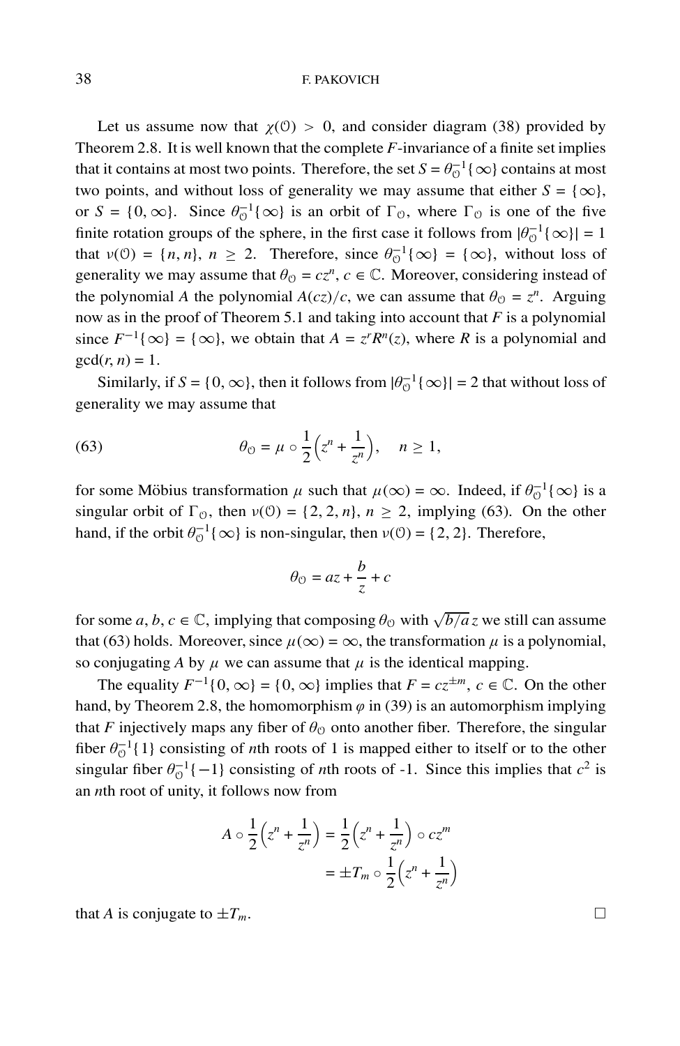Let us assume now that $\chi(\mathcal{O}) > 0$, and consider diagram (38) provided by Theorem 2.8. It is well known that the complete $F$-invariance of a finite set implies that it contains at most two points. Therefore, the set $S = \theta_{\mathcal{O}}^{-1}\{\infty\}$ contains at most two points, and without loss of generality we may assume that either $S = \{\infty\}$, or $S = \{0, \infty\}$. Since $\theta_{\mathcal{O}}^{-1}\{\infty\}$ is an orbit of $\Gamma_{\mathcal{O}}$, where $\Gamma_{\mathcal{O}}$ is one of the five finite rotation groups of the sphere, in the first case it follows from $|\theta_{\mathcal{O}}^{-1}\{\infty\}| = 1$ that $\nu(\mathcal{O}) = \{n, n\}$, $n \geq 2$. Therefore, since $\theta_{\mathcal{O}}^{-1}\{\infty\} = \{\infty\}$, without loss of generality we may assume that $\theta_{\mathcal{O}} = cz^n$, $c \in \mathbb{C}$. Moreover, considering instead of the polynomial $A$ the polynomial $A(cz)/c$, we can assume that $\theta_{\mathcal{O}} = z^n$. Arguing now as in the proof of Theorem 5.1 and taking into account that $F$ is a polynomial since $F^{-1}\{\infty\} = \{\infty\}$, we obtain that $A = z^r R^n(z)$, where $R$ is a polynomial and $\gcd(r, n) = 1$.

Similarly, if $S = \{0, \infty\}$, then it follows from $|\theta_{\mathcal{O}}^{-1}\{\infty\}| = 2$ that without loss of generality we may assume that

$$\theta_{\mathcal{O}} = \mu \circ \frac{1}{2}\Big(z^n + \frac{1}{z^n}\Big), \quad n \geq 1, \tag{63}$$

for some Möbius transformation $\mu$ such that $\mu(\infty) = \infty$. Indeed, if $\theta_{\mathcal{O}}^{-1}\{\infty\}$ is a singular orbit of $\Gamma_{\mathcal{O}}$, then $\nu(\mathcal{O}) = \{2, 2, n\}$, $n \geq 2$, implying (63). On the other hand, if the orbit $\theta_{\mathcal{O}}^{-1}\{\infty\}$ is non-singular, then $\nu(\mathcal{O}) = \{2, 2\}$. Therefore,

$$\theta_{\mathcal{O}} = az + \frac{b}{z} + c$$

for some $a, b, c \in \mathbb{C}$, implying that composing $\theta_{\mathcal{O}}$ with $\sqrt{b/a}\,z$ we still can assume that (63) holds. Moreover, since $\mu(\infty) = \infty$, the transformation $\mu$ is a polynomial, so conjugating $A$ by $\mu$ we can assume that $\mu$ is the identical mapping.

The equality $F^{-1}\{0, \infty\} = \{0, \infty\}$ implies that $F = cz^{\pm m}$, $c \in \mathbb{C}$. On the other hand, by Theorem 2.8, the homomorphism $\varphi$ in (39) is an automorphism implying that $F$ injectively maps any fiber of $\theta_{\mathcal{O}}$ onto another fiber. Therefore, the singular fiber $\theta_{\mathcal{O}}^{-1}\{1\}$ consisting of $n$th roots of 1 is mapped either to itself or to the other singular fiber $\theta_{\mathcal{O}}^{-1}\{-1\}$ consisting of $n$th roots of -1. Since this implies that $c^2$ is an $n$th root of unity, it follows now from

$$\begin{aligned} A \circ \frac{1}{2}\Big(z^n + \frac{1}{z^n}\Big) &= \frac{1}{2}\Big(z^n + \frac{1}{z^n}\Big) \circ cz^m \\ &= \pm T_m \circ \frac{1}{2}\Big(z^n + \frac{1}{z^n}\Big) \end{aligned}$$

that $A$ is conjugate to $\pm T_m$. $\square$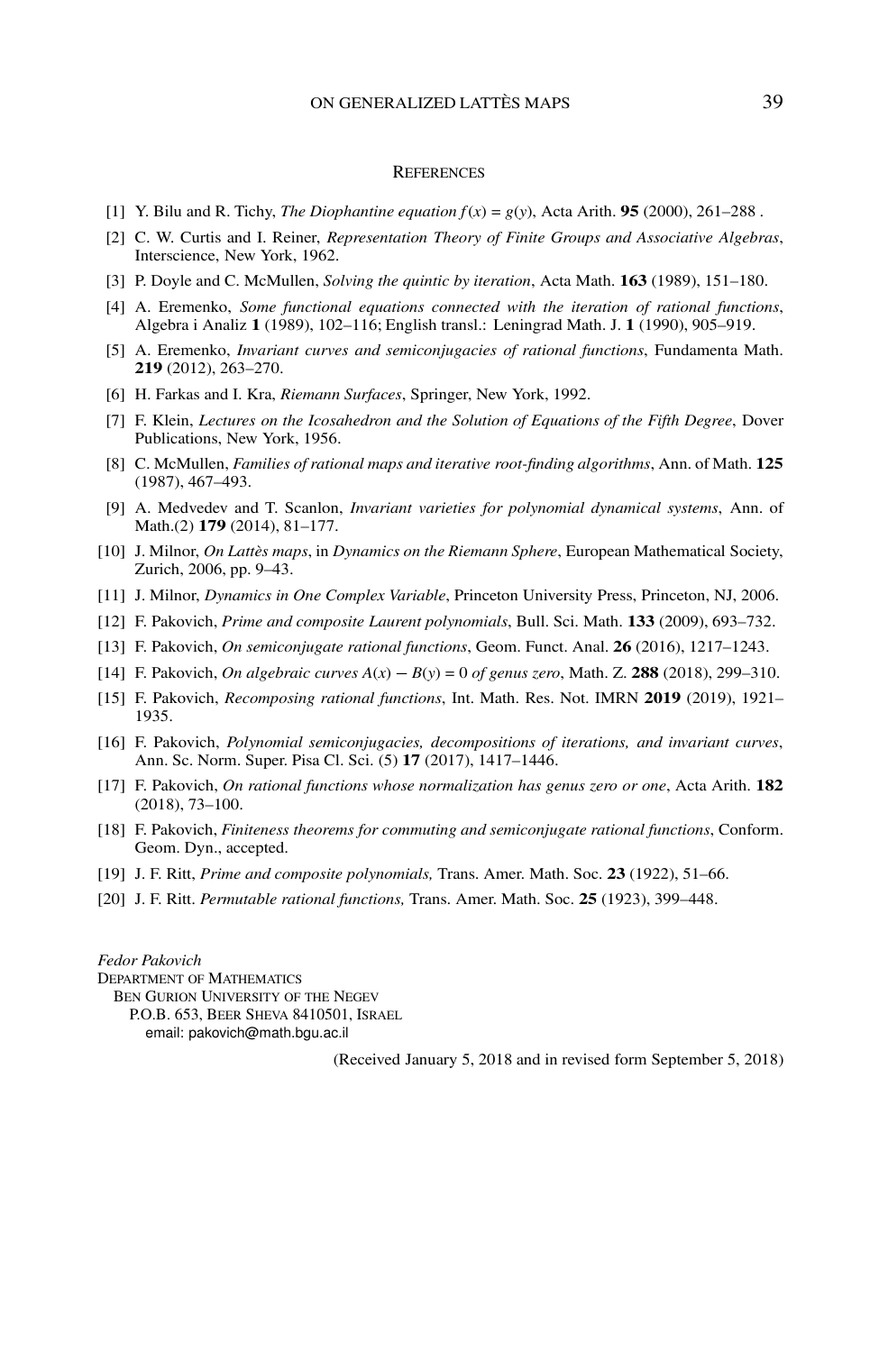## References

[1] Y. Bilu and R. Tichy, *The Diophantine equation $f(x) = g(y)$*, Acta Arith. **95** (2000), 261–288 .

[2] C. W. Curtis and I. Reiner, *Representation Theory of Finite Groups and Associative Algebras*, Interscience, New York, 1962.

[3] P. Doyle and C. McMullen, *Solving the quintic by iteration*, Acta Math. **163** (1989), 151–180.

[4] A. Eremenko, *Some functional equations connected with the iteration of rational functions*, Algebra i Analiz **1** (1989), 102–116; English transl.: Leningrad Math. J. **1** (1990), 905–919.

[5] A. Eremenko, *Invariant curves and semiconjugacies of rational functions*, Fundamenta Math. **219** (2012), 263–270.

[6] H. Farkas and I. Kra, *Riemann Surfaces*, Springer, New York, 1992.

[7] F. Klein, *Lectures on the Icosahedron and the Solution of Equations of the Fifth Degree*, Dover Publications, New York, 1956.

[8] C. McMullen, *Families of rational maps and iterative root-finding algorithms*, Ann. of Math. **125** (1987), 467–493.

[9] A. Medvedev and T. Scanlon, *Invariant varieties for polynomial dynamical systems*, Ann. of Math.(2) **179** (2014), 81–177.

[10] J. Milnor, *On Lattès maps*, in *Dynamics on the Riemann Sphere*, European Mathematical Society, Zurich, 2006, pp. 9–43.

[11] J. Milnor, *Dynamics in One Complex Variable*, Princeton University Press, Princeton, NJ, 2006.

[12] F. Pakovich, *Prime and composite Laurent polynomials*, Bull. Sci. Math. **133** (2009), 693–732.

[13] F. Pakovich, *On semiconjugate rational functions*, Geom. Funct. Anal. **26** (2016), 1217–1243.

[14] F. Pakovich, *On algebraic curves $A(x) - B(y) = 0$ of genus zero*, Math. Z. **288** (2018), 299–310.

[15] F. Pakovich, *Recomposing rational functions*, Int. Math. Res. Not. IMRN **2019** (2019), 1921–1935.

[16] F. Pakovich, *Polynomial semiconjugacies, decompositions of iterations, and invariant curves*, Ann. Sc. Norm. Super. Pisa Cl. Sci. (5) **17** (2017), 1417–1446.

[17] F. Pakovich, *On rational functions whose normalization has genus zero or one*, Acta Arith. **182** (2018), 73–100.

[18] F. Pakovich, *Finiteness theorems for commuting and semiconjugate rational functions*, Conform. Geom. Dyn., accepted.

[19] J. F. Ritt, *Prime and composite polynomials,* Trans. Amer. Math. Soc. **23** (1922), 51–66.

[20] J. F. Ritt. *Permutable rational functions,* Trans. Amer. Math. Soc. **25** (1923), 399–448.

*Fedor Pakovich*
Department of Mathematics
Ben Gurion University of the Negev
P.O.B. 653, Beer Sheva 8410501, Israel
email: pakovich@math.bgu.ac.il

(Received January 5, 2018 and in revised form September 5, 2018)